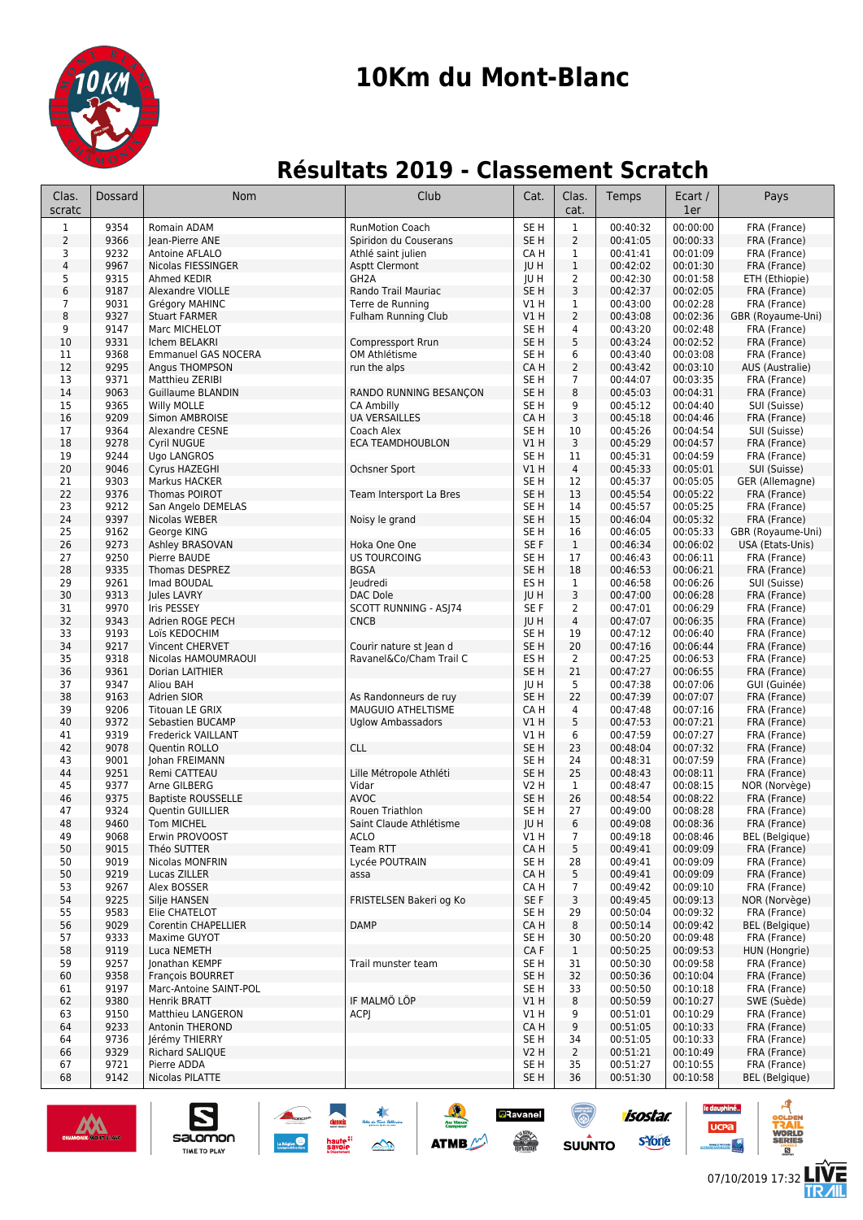# 10Km du Mont-Blanc

## Résultats 2019 - Classement Scratch

| Clas. scratc | Dossard | Nom | Club | Cat. | Clas. cat. | Temps | Ecart / 1er | Pays |
|---|---|---|---|---|---|---|---|---|
| 1 | 9354 | Romain ADAM | RunMotion Coach | SE H | 1 | 00:40:32 | 00:00:00 | FRA (France) |
| 2 | 9366 | Jean-Pierre ANE | Spiridon du Couserans | SE H | 2 | 00:41:05 | 00:00:33 | FRA (France) |
| 3 | 9232 | Antoine AFLALO | Athlé saint julien | CA H | 1 | 00:41:41 | 00:01:09 | FRA (France) |
| 4 | 9967 | Nicolas FIESSINGER | Asptt Clermont | JU H | 1 | 00:42:02 | 00:01:30 | FRA (France) |
| 5 | 9315 | Ahmed KEDIR | GH2A | JU H | 2 | 00:42:30 | 00:01:58 | ETH (Ethiopie) |
| 6 | 9187 | Alexandre VIOLLE | Rando Trail Mauriac | SE H | 3 | 00:42:37 | 00:02:05 | FRA (France) |
| 7 | 9031 | Grégory MAHINC | Terre de Running | V1 H | 1 | 00:43:00 | 00:02:28 | FRA (France) |
| 8 | 9327 | Stuart FARMER | Fulham Running Club | V1 H | 2 | 00:43:08 | 00:02:36 | GBR (Royaume-Uni) |
| 9 | 9147 | Marc MICHELOT |  | SE H | 4 | 00:43:20 | 00:02:48 | FRA (France) |
| 10 | 9331 | Ichem BELAKRI | Compressport Rrun | SE H | 5 | 00:43:24 | 00:02:52 | FRA (France) |
| 11 | 9368 | Emmanuel GAS NOCERA | OM Athlétisme | SE H | 6 | 00:43:40 | 00:03:08 | FRA (France) |
| 12 | 9295 | Angus THOMPSON | run the alps | CA H | 2 | 00:43:42 | 00:03:10 | AUS (Australie) |
| 13 | 9371 | Matthieu ZERIBI |  | SE H | 7 | 00:44:07 | 00:03:35 | FRA (France) |
| 14 | 9063 | Guillaume BLANDIN | RANDO RUNNING BESANÇON | SE H | 8 | 00:45:03 | 00:04:31 | FRA (France) |
| 15 | 9365 | Willy MOLLE | CA Ambilly | SE H | 9 | 00:45:12 | 00:04:40 | SUI (Suisse) |
| 16 | 9209 | Simon AMBROISE | UA VERSAILLES | CA H | 3 | 00:45:18 | 00:04:46 | FRA (France) |
| 17 | 9364 | Alexandre CESNE | Coach Alex | SE H | 10 | 00:45:26 | 00:04:54 | SUI (Suisse) |
| 18 | 9278 | Cyril NUGUE | ECA TEAMDHOUBLON | V1 H | 3 | 00:45:29 | 00:04:57 | FRA (France) |
| 19 | 9244 | Ugo LANGROS |  | SE H | 11 | 00:45:31 | 00:04:59 | FRA (France) |
| 20 | 9046 | Cyrus HAZEGHI | Ochsner Sport | V1 H | 4 | 00:45:33 | 00:05:01 | SUI (Suisse) |
| 21 | 9303 | Markus HACKER |  | SE H | 12 | 00:45:37 | 00:05:05 | GER (Allemagne) |
| 22 | 9376 | Thomas POIROT | Team Intersport La Bres | SE H | 13 | 00:45:54 | 00:05:22 | FRA (France) |
| 23 | 9212 | San Angelo DEMELAS |  | SE H | 14 | 00:45:57 | 00:05:25 | FRA (France) |
| 24 | 9397 | Nicolas WEBER | Noisy le grand | SE H | 15 | 00:46:04 | 00:05:32 | FRA (France) |
| 25 | 9162 | George KING |  | SE H | 16 | 00:46:05 | 00:05:33 | GBR (Royaume-Uni) |
| 26 | 9273 | Ashley BRASOVAN | Hoka One One | SE F | 1 | 00:46:34 | 00:06:02 | USA (Etats-Unis) |
| 27 | 9250 | Pierre BAUDE | US TOURCOING | SE H | 17 | 00:46:43 | 00:06:11 | FRA (France) |
| 28 | 9335 | Thomas DESPREZ | BGSA | SE H | 18 | 00:46:53 | 00:06:21 | FRA (France) |
| 29 | 9261 | Imad BOUDAL | Jeudredi | ES H | 1 | 00:46:58 | 00:06:26 | SUI (Suisse) |
| 30 | 9313 | Jules LAVRY | DAC Dole | JU H | 3 | 00:47:00 | 00:06:28 | FRA (France) |
| 31 | 9970 | Iris PESSEY | SCOTT RUNNING - ASJ74 | SE F | 2 | 00:47:01 | 00:06:29 | FRA (France) |
| 32 | 9343 | Adrien ROGE PECH | CNCB | JU H | 4 | 00:47:07 | 00:06:35 | FRA (France) |
| 33 | 9193 | Loïs KEDOCHIM |  | SE H | 19 | 00:47:12 | 00:06:40 | FRA (France) |
| 34 | 9217 | Vincent CHERVET | Courir nature st Jean d | SE H | 20 | 00:47:16 | 00:06:44 | FRA (France) |
| 35 | 9318 | Nicolas HAMOUMRAOUI | Ravanel&Co/Cham Trail C | ES H | 2 | 00:47:25 | 00:06:53 | FRA (France) |
| 36 | 9361 | Dorian LAITHIER |  | SE H | 21 | 00:47:27 | 00:06:55 | FRA (France) |
| 37 | 9347 | Aliou BAH |  | JU H | 5 | 00:47:38 | 00:07:06 | GUI (Guinée) |
| 38 | 9163 | Adrien SIOR | As Randonneurs de ruy | SE H | 22 | 00:47:39 | 00:07:07 | FRA (France) |
| 39 | 9206 | Titouan LE GRIX | MAUGUIO ATHELTISME | CA H | 4 | 00:47:48 | 00:07:16 | FRA (France) |
| 40 | 9372 | Sebastien BUCAMP | Uglow Ambassadors | V1 H | 5 | 00:47:53 | 00:07:21 | FRA (France) |
| 41 | 9319 | Frederick VAILLANT |  | V1 H | 6 | 00:47:59 | 00:07:27 | FRA (France) |
| 42 | 9078 | Quentin ROLLO | CLL | SE H | 23 | 00:48:04 | 00:07:32 | FRA (France) |
| 43 | 9001 | Johan FREIMANN |  | SE H | 24 | 00:48:31 | 00:07:59 | FRA (France) |
| 44 | 9251 | Remi CATTEAU | Lille Métropole Athléti | SE H | 25 | 00:48:43 | 00:08:11 | FRA (France) |
| 45 | 9377 | Arne GILBERG | Vidar | V2 H | 1 | 00:48:47 | 00:08:15 | NOR (Norvège) |
| 46 | 9375 | Baptiste ROUSSELLE | AVOC | SE H | 26 | 00:48:54 | 00:08:22 | FRA (France) |
| 47 | 9324 | Quentin GUILLIER | Rouen Triathlon | SE H | 27 | 00:49:00 | 00:08:28 | FRA (France) |
| 48 | 9460 | Tom MICHEL | Saint Claude Athlétisme | JU H | 6 | 00:49:08 | 00:08:36 | FRA (France) |
| 49 | 9068 | Erwin PROVOOST | ACLO | V1 H | 7 | 00:49:18 | 00:08:46 | BEL (Belgique) |
| 50 | 9015 | Théo SUTTER | Team RTT | CA H | 5 | 00:49:41 | 00:09:09 | FRA (France) |
| 50 | 9019 | Nicolas MONFRIN | Lycée POUTRAIN | SE H | 28 | 00:49:41 | 00:09:09 | FRA (France) |
| 50 | 9219 | Lucas ZILLER | assa | CA H | 5 | 00:49:41 | 00:09:09 | FRA (France) |
| 53 | 9267 | Alex BOSSER |  | CA H | 7 | 00:49:42 | 00:09:10 | FRA (France) |
| 54 | 9225 | Silje HANSEN | FRISTELSEN Bakeri og Ko | SE F | 3 | 00:49:45 | 00:09:13 | NOR (Norvège) |
| 55 | 9583 | Elie CHATELOT |  | SE H | 29 | 00:50:04 | 00:09:32 | FRA (France) |
| 56 | 9029 | Corentin CHAPELLIER | DAMP | CA H | 8 | 00:50:14 | 00:09:42 | BEL (Belgique) |
| 57 | 9333 | Maxime GUYOT |  | SE H | 30 | 00:50:20 | 00:09:48 | FRA (France) |
| 58 | 9119 | Luca NEMETH |  | CA F | 1 | 00:50:25 | 00:09:53 | HUN (Hongrie) |
| 59 | 9257 | Jonathan KEMPF | Trail munster team | SE H | 31 | 00:50:30 | 00:09:58 | FRA (France) |
| 60 | 9358 | François BOURRET |  | SE H | 32 | 00:50:36 | 00:10:04 | FRA (France) |
| 61 | 9197 | Marc-Antoine SAINT-POL |  | SE H | 33 | 00:50:50 | 00:10:18 | FRA (France) |
| 62 | 9380 | Henrik BRATT | IF MALMÖ LÖP | V1 H | 8 | 00:50:59 | 00:10:27 | SWE (Suède) |
| 63 | 9150 | Matthieu LANGERON | ACPJ | V1 H | 9 | 00:51:01 | 00:10:29 | FRA (France) |
| 64 | 9233 | Antonin THERON |  | CA H | 9 | 00:51:05 | 00:10:33 | FRA (France) |
| 64 | 9736 | Jérémy THIERRY |  | SE H | 34 | 00:51:05 | 00:10:33 | FRA (France) |
| 66 | 9329 | Richard SALIQUE |  | V2 H | 2 | 00:51:21 | 00:10:49 | FRA (France) |
| 67 | 9721 | Pierre ADDA |  | SE H | 35 | 00:51:27 | 00:10:55 | FRA (France) |
| 68 | 9142 | Nicolas PILATTE |  | SE H | 36 | 00:51:30 | 00:10:58 | BEL (Belgique) |

07/10/2019 17:32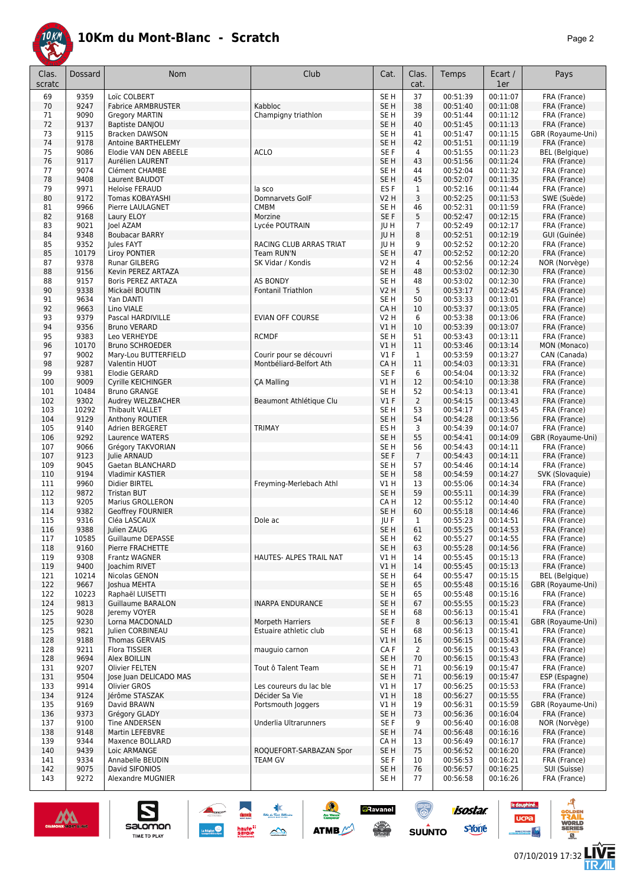# 10Km du Mont-Blanc - Scratch

| Clas. scratc | Dossard | Nom | Club | Cat. | Clas. cat. | Temps | Ecart / 1er | Pays |
|---|---|---|---|---|---|---|---|---|
| 69 | 9359 | Loïc COLBERT | | SE H | 37 | 00:51:39 | 00:11:07 | FRA (France) |
| 70 | 9247 | Fabrice ARMBRUSTER | Kabbloc | SE H | 38 | 00:51:40 | 00:11:08 | FRA (France) |
| 71 | 9090 | Gregory MARTIN | Champigny triathlon | SE H | 39 | 00:51:44 | 00:11:12 | FRA (France) |
| 72 | 9137 | Baptiste DANJOU | | SE H | 40 | 00:51:45 | 00:11:13 | FRA (France) |
| 73 | 9115 | Bracken DAWSON | | SE H | 41 | 00:51:47 | 00:11:15 | GBR (Royaume-Uni) |
| 74 | 9178 | Antoine BARTHELEMY | | SE H | 42 | 00:51:51 | 00:11:19 | FRA (France) |
| 75 | 9086 | Elodie VAN DEN ABEELE | ACLO | SE F | 4 | 00:51:55 | 00:11:23 | BEL (Belgique) |
| 76 | 9117 | Aurélien LAURENT | | SE H | 43 | 00:51:56 | 00:11:24 | FRA (France) |
| 77 | 9074 | Clément CHAMBE | | SE H | 44 | 00:52:04 | 00:11:32 | FRA (France) |
| 78 | 9408 | Laurent BAUDOT | | SE H | 45 | 00:52:07 | 00:11:35 | FRA (France) |
| 79 | 9971 | Heloise FERAUD | la sco | ES F | 1 | 00:52:16 | 00:11:44 | FRA (France) |
| 80 | 9172 | Tomas KOBAYASHI | Domnarvets GolF | V2 H | 3 | 00:52:25 | 00:11:53 | SWE (Suède) |
| 81 | 9966 | Pierre LAULAGNET | CMBM | SE H | 46 | 00:52:31 | 00:11:59 | FRA (France) |
| 82 | 9168 | Laury ELOY | Morzine | SE F | 5 | 00:52:47 | 00:12:15 | FRA (France) |
| 83 | 9021 | Joel AZAM | Lycée POUTRAIN | JU H | 7 | 00:52:49 | 00:12:17 | FRA (France) |
| 84 | 9348 | Boubacar BARRY | | JU H | 8 | 00:52:51 | 00:12:19 | GUI (Guinée) |
| 85 | 9352 | Jules FAYT | RACING CLUB ARRAS TRIAT | JU H | 9 | 00:52:52 | 00:12:20 | FRA (France) |
| 85 | 10179 | Liroy PONTIER | Team RUN'N | SE H | 47 | 00:52:52 | 00:12:20 | FRA (France) |
| 87 | 9378 | Runar GILBERG | SK Vidar / Kondis | V2 H | 4 | 00:52:56 | 00:12:24 | NOR (Norvège) |
| 88 | 9156 | Kevin PEREZ ARTAZA | | SE H | 48 | 00:53:02 | 00:12:30 | FRA (France) |
| 88 | 9157 | Boris PEREZ ARTAZA | AS BONDY | SE H | 48 | 00:53:02 | 00:12:30 | FRA (France) |
| 90 | 9338 | Mickaël BOUTIN | Fontanil Triathlon | V2 H | 5 | 00:53:17 | 00:12:45 | FRA (France) |
| 91 | 9634 | Yan DANTI | | SE H | 50 | 00:53:33 | 00:13:01 | FRA (France) |
| 92 | 9663 | Lino VIALE | | CA H | 10 | 00:53:37 | 00:13:05 | FRA (France) |
| 93 | 9379 | Pascal HARDIVILLE | EVIAN OFF COURSE | V2 H | 6 | 00:53:38 | 00:13:06 | FRA (France) |
| 94 | 9356 | Bruno VERARD | | V1 H | 10 | 00:53:39 | 00:13:07 | FRA (France) |
| 95 | 9383 | Leo VERHEYDE | RCMDF | SE H | 51 | 00:53:43 | 00:13:11 | FRA (France) |
| 96 | 10170 | Bruno SCHROEDER | | V1 H | 11 | 00:53:46 | 00:13:14 | MON (Monaco) |
| 97 | 9002 | Mary-Lou BUTTERFIELD | Courir pour se découvri | V1 F | 1 | 00:53:59 | 00:13:27 | CAN (Canada) |
| 98 | 9287 | Valentin HUOT | Montbéliard-Belfort Ath | CA H | 11 | 00:54:03 | 00:13:31 | FRA (France) |
| 99 | 9381 | Elodie GERARD | | SE F | 6 | 00:54:04 | 00:13:32 | FRA (France) |
| 100 | 9009 | Cyrille KEICHINGER | ÇA Malling | V1 H | 12 | 00:54:10 | 00:13:38 | FRA (France) |
| 101 | 10484 | Bruno GRANGE | | SE H | 52 | 00:54:13 | 00:13:41 | FRA (France) |
| 102 | 9302 | Audrey WELZBACHER | Beaumont Athlétique Clu | V1 F | 2 | 00:54:15 | 00:13:43 | FRA (France) |
| 103 | 10292 | Thibault VALLET | | SE H | 53 | 00:54:17 | 00:13:45 | FRA (France) |
| 104 | 9129 | Anthony ROUTIER | | SE H | 54 | 00:54:28 | 00:13:56 | FRA (France) |
| 105 | 9140 | Adrien BERGERET | TRIMAY | ES H | 3 | 00:54:39 | 00:14:07 | FRA (France) |
| 106 | 9292 | Laurence WATERS | | SE H | 55 | 00:54:41 | 00:14:09 | GBR (Royaume-Uni) |
| 107 | 9066 | Grégory TAKVORIAN | | SE H | 56 | 00:54:43 | 00:14:11 | FRA (France) |
| 107 | 9123 | Julie ARNAUD | | SE F | 7 | 00:54:43 | 00:14:11 | FRA (France) |
| 109 | 9045 | Gaetan BLANCHARD | | SE H | 57 | 00:54:46 | 00:14:14 | FRA (France) |
| 110 | 9194 | Vladimir KASTIER | | SE H | 58 | 00:54:59 | 00:14:27 | SVK (Slovaquie) |
| 111 | 9960 | Didier BIRTEL | Freyming-Merlebach Athl | V1 H | 13 | 00:55:06 | 00:14:34 | FRA (France) |
| 112 | 9872 | Tristan BUT | | SE H | 59 | 00:55:11 | 00:14:39 | FRA (France) |
| 113 | 9205 | Marius GROLLERON | | CA H | 12 | 00:55:12 | 00:14:40 | FRA (France) |
| 114 | 9382 | Geoffrey FOURNIER | | SE H | 60 | 00:55:18 | 00:14:46 | FRA (France) |
| 115 | 9316 | Cléa LASCAUX | Dole ac | JU F | 1 | 00:55:23 | 00:14:51 | FRA (France) |
| 116 | 9388 | Julien ZAUG | | SE H | 61 | 00:55:25 | 00:14:53 | FRA (France) |
| 117 | 10585 | Guillaume DEPASSE | | SE H | 62 | 00:55:27 | 00:14:55 | FRA (France) |
| 118 | 9160 | Pierre FRACHETTE | | SE H | 63 | 00:55:28 | 00:14:56 | FRA (France) |
| 119 | 9308 | Frantz WAGNER | HAUTES- ALPES TRAIL NAT | V1 H | 14 | 00:55:45 | 00:15:13 | FRA (France) |
| 119 | 9400 | Joachim RIVET | | V1 H | 14 | 00:55:45 | 00:15:13 | FRA (France) |
| 121 | 10214 | Nicolas GENON | | SE H | 64 | 00:55:47 | 00:15:15 | BEL (Belgique) |
| 122 | 9667 | Joshua MEHTA | | SE H | 65 | 00:55:48 | 00:15:16 | GBR (Royaume-Uni) |
| 122 | 10223 | Raphaël LUISETTI | | SE H | 65 | 00:55:48 | 00:15:16 | FRA (France) |
| 124 | 9813 | Guillaume BARALON | INARPA ENDURANCE | SE H | 67 | 00:55:55 | 00:15:23 | FRA (France) |
| 125 | 9028 | Jeremy VOYER | | SE H | 68 | 00:56:13 | 00:15:41 | FRA (France) |
| 125 | 9230 | Lorna MACDONALD | Morpeth Harriers | SE F | 8 | 00:56:13 | 00:15:41 | GBR (Royaume-Uni) |
| 125 | 9821 | Julien CORBINEAU | Estuaire athletic club | SE H | 68 | 00:56:13 | 00:15:41 | FRA (France) |
| 128 | 9188 | Thomas GERVAIS | | V1 H | 16 | 00:56:15 | 00:15:43 | FRA (France) |
| 128 | 9211 | Flora TISSIER | mauguio carnon | CA F | 2 | 00:56:15 | 00:15:43 | FRA (France) |
| 128 | 9694 | Alex BOILLIN | | SE H | 70 | 00:56:15 | 00:15:43 | FRA (France) |
| 131 | 9207 | Olivier FELTEN | Tout ô Talent Team | SE H | 71 | 00:56:19 | 00:15:47 | FRA (France) |
| 131 | 9504 | Jose Juan DELICADO MAS | | SE H | 71 | 00:56:19 | 00:15:47 | ESP (Espagne) |
| 133 | 9914 | Olivier GROS | Les coureurs du lac ble | V1 H | 17 | 00:56:25 | 00:15:53 | FRA (France) |
| 134 | 9124 | Jérôme STASZAK | Décider Sa Vie | V1 H | 18 | 00:56:27 | 00:15:55 | FRA (France) |
| 135 | 9169 | David BRAWN | Portsmouth Joggers | V1 H | 19 | 00:56:31 | 00:15:59 | GBR (Royaume-Uni) |
| 136 | 9373 | Grégory GLADY | | SE H | 73 | 00:56:36 | 00:16:04 | FRA (France) |
| 137 | 9100 | Tine ANDERSEN | Underlia Ultrarunners | SE F | 9 | 00:56:40 | 00:16:08 | NOR (Norvège) |
| 138 | 9148 | Martin LEFEBVRE | | SE H | 74 | 00:56:48 | 00:16:16 | FRA (France) |
| 139 | 9344 | Maxence BOLLARD | | CA H | 13 | 00:56:49 | 00:16:17 | FRA (France) |
| 140 | 9439 | Loic ARMANGE | ROQUEFORT-SARBAZAN Spor | SE H | 75 | 00:56:52 | 00:16:20 | FRA (France) |
| 141 | 9334 | Annabelle BEUDIN | TEAM GV | SE F | 10 | 00:56:53 | 00:16:21 | FRA (France) |
| 142 | 9075 | David SIFONIOS | | SE H | 76 | 00:56:57 | 00:16:25 | SUI (Suisse) |
| 143 | 9272 | Alexandre MUGNIER | | SE H | 77 | 00:56:58 | 00:16:26 | FRA (France) |

07/10/2019 17:32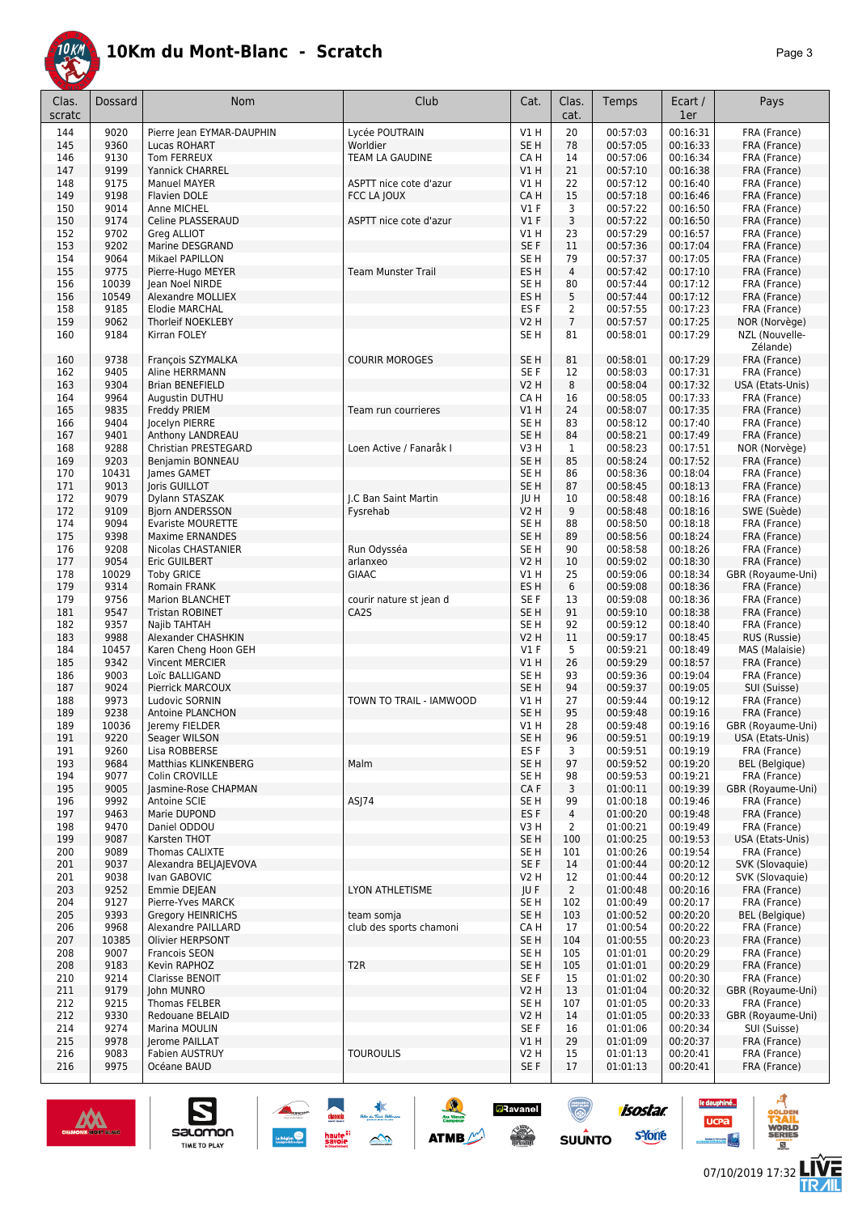# 10Km du Mont-Blanc - Scratch

| Clas. scratc | Dossard | Nom | Club | Cat. | Clas. cat. | Temps | Ecart / 1er | Pays |
|---|---|---|---|---|---|---|---|---|
| 144 | 9020 | Pierre Jean EYMAR-DAUPHIN | Lycée POUTRAIN | V1 H | 20 | 00:57:03 | 00:16:31 | FRA (France) |
| 145 | 9360 | Lucas ROHART | Worldier | SE H | 78 | 00:57:05 | 00:16:33 | FRA (France) |
| 146 | 9130 | Tom FERREUX | TEAM LA GAUDINE | CA H | 14 | 00:57:06 | 00:16:34 | FRA (France) |
| 147 | 9199 | Yannick CHARREL | | V1 H | 21 | 00:57:10 | 00:16:38 | FRA (France) |
| 148 | 9175 | Manuel MAYER | ASPTT nice cote d'azur | V1 H | 22 | 00:57:12 | 00:16:40 | FRA (France) |
| 149 | 9198 | Flavien DOLE | FCC LA JOUX | CA H | 15 | 00:57:18 | 00:16:46 | FRA (France) |
| 150 | 9014 | Anne MICHEL | | V1 F | 3 | 00:57:22 | 00:16:50 | FRA (France) |
| 150 | 9174 | Celine PLASSERAUD | ASPTT nice cote d'azur | V1 F | 3 | 00:57:22 | 00:16:50 | FRA (France) |
| 152 | 9702 | Greg ALLIOT | | V1 H | 23 | 00:57:29 | 00:16:57 | FRA (France) |
| 153 | 9202 | Marine DESGRAND | | SE F | 11 | 00:57:36 | 00:17:04 | FRA (France) |
| 154 | 9064 | Mikael PAPILLON | | SE H | 79 | 00:57:37 | 00:17:05 | FRA (France) |
| 155 | 9775 | Pierre-Hugo MEYER | Team Munster Trail | ES H | 4 | 00:57:42 | 00:17:10 | FRA (France) |
| 156 | 10039 | Jean Noel NIRDE | | SE H | 80 | 00:57:44 | 00:17:12 | FRA (France) |
| 156 | 10549 | Alexandre MOLLIEX | | ES H | 5 | 00:57:44 | 00:17:12 | FRA (France) |
| 158 | 9185 | Elodie MARCHAL | | ES F | 2 | 00:57:55 | 00:17:23 | FRA (France) |
| 159 | 9062 | Thorleif NOEKLEBY | | V2 H | 7 | 00:57:57 | 00:17:25 | NOR (Norvège) |
| 160 | 9184 | Kirran FOLEY | | SE H | 81 | 00:58:01 | 00:17:29 | NZL (Nouvelle-Zélande) |
| 160 | 9738 | François SZYMALKA | COURIR MOROGES | SE H | 81 | 00:58:01 | 00:17:29 | FRA (France) |
| 162 | 9405 | Aline HERRMANN | | SE F | 12 | 00:58:03 | 00:17:31 | FRA (France) |
| 163 | 9304 | Brian BENEFIELD | | V2 H | 8 | 00:58:04 | 00:17:32 | USA (Etats-Unis) |
| 164 | 9964 | Augustin DUTHU | | CA H | 16 | 00:58:05 | 00:17:33 | FRA (France) |
| 165 | 9835 | Freddy PRIEM | Team run courrieres | V1 H | 24 | 00:58:07 | 00:17:35 | FRA (France) |
| 166 | 9404 | Jocelyn PIERRE | | SE H | 83 | 00:58:12 | 00:17:40 | FRA (France) |
| 167 | 9401 | Anthony LANDREAU | | SE H | 84 | 00:58:21 | 00:17:49 | FRA (France) |
| 168 | 9288 | Christian PRESTEGARD | Loen Active / Fanaråk I | V3 H | 1 | 00:58:23 | 00:17:51 | NOR (Norvège) |
| 169 | 9203 | Benjamin BONNEAU | | SE H | 85 | 00:58:24 | 00:17:52 | FRA (France) |
| 170 | 10431 | James GAMET | | SE H | 86 | 00:58:36 | 00:18:04 | FRA (France) |
| 171 | 9013 | Joris GUILLOT | | SE H | 87 | 00:58:45 | 00:18:13 | FRA (France) |
| 172 | 9079 | Dylann STASZAK | J.C Ban Saint Martin | JU H | 10 | 00:58:48 | 00:18:16 | FRA (France) |
| 172 | 9109 | Bjorn ANDERSSON | Fysrehab | V2 H | 9 | 00:58:48 | 00:18:16 | SWE (Suède) |
| 174 | 9094 | Evariste MOURETTE | | SE H | 88 | 00:58:50 | 00:18:18 | FRA (France) |
| 175 | 9398 | Maxime ERNANDES | | SE H | 89 | 00:58:56 | 00:18:24 | FRA (France) |
| 176 | 9208 | Nicolas CHASTANIER | Run Odysséa | SE H | 90 | 00:58:58 | 00:18:26 | FRA (France) |
| 177 | 9054 | Eric GUILBERT | arlanxeo | V2 H | 10 | 00:59:02 | 00:18:30 | FRA (France) |
| 178 | 10029 | Toby GRICE | GIAAC | V1 H | 25 | 00:59:06 | 00:18:34 | GBR (Royaume-Uni) |
| 179 | 9314 | Romain FRANK | | ES H | 6 | 00:59:08 | 00:18:36 | FRA (France) |
| 179 | 9756 | Marion BLANCHET | courir nature st jean d | SE F | 13 | 00:59:08 | 00:18:36 | FRA (France) |
| 181 | 9547 | Tristan ROBINET | CA2S | SE H | 91 | 00:59:10 | 00:18:38 | FRA (France) |
| 182 | 9357 | Najib TAHTAH | | SE H | 92 | 00:59:12 | 00:18:40 | FRA (France) |
| 183 | 9988 | Alexander CHASHKIN | | V2 H | 11 | 00:59:17 | 00:18:45 | RUS (Russie) |
| 184 | 10457 | Karen Cheng Hoon GEH | | V1 F | 5 | 00:59:21 | 00:18:49 | MAS (Malaisie) |
| 185 | 9342 | Vincent MERCIER | | V1 H | 26 | 00:59:29 | 00:18:57 | FRA (France) |
| 186 | 9003 | Loïc BALLIGAND | | SE H | 93 | 00:59:36 | 00:19:04 | FRA (France) |
| 187 | 9024 | Pierrick MARCOUX | | SE H | 94 | 00:59:37 | 00:19:05 | SUI (Suisse) |
| 188 | 9973 | Ludovic SORNIN | TOWN TO TRAIL - IAMWOOD | V1 H | 27 | 00:59:44 | 00:19:12 | FRA (France) |
| 189 | 9238 | Antoine PLANCHON | | SE H | 95 | 00:59:48 | 00:19:16 | FRA (France) |
| 189 | 10036 | Jeremy FIELDER | | V1 H | 28 | 00:59:48 | 00:19:16 | GBR (Royaume-Uni) |
| 191 | 9220 | Seager WILSON | | SE H | 96 | 00:59:51 | 00:19:19 | USA (Etats-Unis) |
| 191 | 9260 | Lisa ROBBERSE | | ES F | 3 | 00:59:51 | 00:19:19 | FRA (France) |
| 193 | 9684 | Matthias KLINKENBERG | Malm | SE H | 97 | 00:59:52 | 00:19:20 | BEL (Belgique) |
| 194 | 9077 | Colin CROVILLE | | SE H | 98 | 00:59:53 | 00:19:21 | FRA (France) |
| 195 | 9005 | Jasmine-Rose CHAPMAN | | CA F | 3 | 01:00:11 | 00:19:39 | GBR (Royaume-Uni) |
| 196 | 9992 | Antoine SCIE | ASJ74 | SE H | 99 | 01:00:18 | 00:19:46 | FRA (France) |
| 197 | 9463 | Marie DUPOND | | ES F | 4 | 01:00:20 | 00:19:48 | FRA (France) |
| 198 | 9470 | Daniel ODDOU | | V3 H | 2 | 01:00:21 | 00:19:49 | FRA (France) |
| 199 | 9087 | Karsten THOT | | SE H | 100 | 01:00:25 | 00:19:53 | USA (Etats-Unis) |
| 200 | 9089 | Thomas CALIXTE | | SE H | 101 | 01:00:26 | 00:19:54 | FRA (France) |
| 201 | 9037 | Alexandra BELJAJEVOVA | | SE F | 14 | 01:00:44 | 00:20:12 | SVK (Slovaquie) |
| 201 | 9038 | Ivan GABOVIC | | V2 H | 12 | 01:00:44 | 00:20:12 | SVK (Slovaquie) |
| 203 | 9252 | Emmie DEJEAN | LYON ATHLETISME | JU F | 2 | 01:00:48 | 00:20:16 | FRA (France) |
| 204 | 9127 | Pierre-Yves MARCK | | SE H | 102 | 01:00:49 | 00:20:17 | FRA (France) |
| 205 | 9393 | Gregory HEINRICHS | team somja | SE H | 103 | 01:00:52 | 00:20:20 | BEL (Belgique) |
| 206 | 9968 | Alexandre PAILLARD | club des sports chamoni | CA H | 17 | 01:00:54 | 00:20:22 | FRA (France) |
| 207 | 10385 | Olivier HERPSONT | | SE H | 104 | 01:00:55 | 00:20:23 | FRA (France) |
| 208 | 9007 | Francois SEON | | SE H | 105 | 01:01:01 | 00:20:29 | FRA (France) |
| 208 | 9183 | Kevin RAPHOZ | T2R | SE H | 105 | 01:01:01 | 00:20:29 | FRA (France) |
| 210 | 9214 | Clarisse BENOIT | | SE F | 15 | 01:01:02 | 00:20:30 | FRA (France) |
| 211 | 9179 | John MUNRO | | V2 H | 13 | 01:01:04 | 00:20:32 | GBR (Royaume-Uni) |
| 212 | 9215 | Thomas FELBER | | SE H | 107 | 01:01:05 | 00:20:33 | FRA (France) |
| 212 | 9330 | Redouane BELAID | | V2 H | 14 | 01:01:05 | 00:20:33 | GBR (Royaume-Uni) |
| 214 | 9274 | Marina MOULIN | | SE F | 16 | 01:01:06 | 00:20:34 | SUI (Suisse) |
| 215 | 9978 | Jerome PAILLAT | | V1 H | 29 | 01:01:09 | 00:20:37 | FRA (France) |
| 216 | 9083 | Fabien AUSTRUY | TOUROULIS | V2 H | 15 | 01:01:13 | 00:20:41 | FRA (France) |
| 216 | 9975 | Océane BAUD | | SE F | 17 | 01:01:13 | 00:20:41 | FRA (France) |

07/10/2019 17:32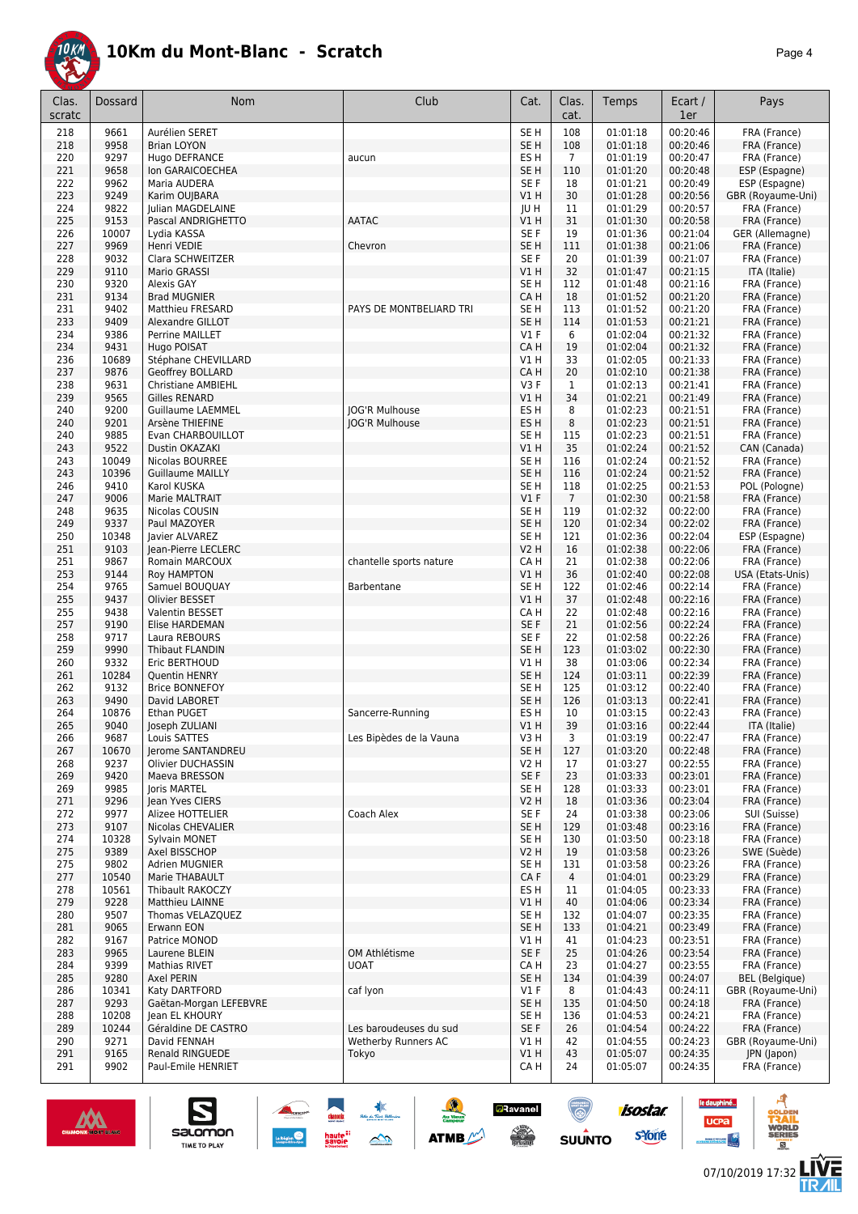# 10Km du Mont-Blanc - Scratch

| Clas. scratc | Dossard | Nom | Club | Cat. | Clas. cat. | Temps | Ecart / 1er | Pays |
|---|---|---|---|---|---|---|---|---|
| 218 | 9661 | Aurélien SERET | | SE H | 108 | 01:01:18 | 00:20:46 | FRA (France) |
| 218 | 9958 | Brian LOYON | | SE H | 108 | 01:01:18 | 00:20:46 | FRA (France) |
| 220 | 9297 | Hugo DEFRANCE | aucun | ES H | 7 | 01:01:19 | 00:20:47 | FRA (France) |
| 221 | 9658 | Ion GARAICOECHEA | | SE H | 110 | 01:01:20 | 00:20:48 | ESP (Espagne) |
| 222 | 9962 | Maria AUDERA | | SE F | 18 | 01:01:21 | 00:20:49 | ESP (Espagne) |
| 223 | 9249 | Karim OUJBARA | | V1 H | 30 | 01:01:28 | 00:20:56 | GBR (Royaume-Uni) |
| 224 | 9822 | Julian MAGDELAINE | | JU H | 11 | 01:01:29 | 00:20:57 | FRA (France) |
| 225 | 9153 | Pascal ANDRIGHETTO | AATAC | V1 H | 31 | 01:01:30 | 00:20:58 | FRA (France) |
| 226 | 10007 | Lydia KASSA | | SE F | 19 | 01:01:36 | 00:21:04 | GER (Allemagne) |
| 227 | 9969 | Henri VEDIE | Chevron | SE H | 111 | 01:01:38 | 00:21:06 | FRA (France) |
| 228 | 9032 | Clara SCHWEITZER | | SE F | 20 | 01:01:39 | 00:21:07 | FRA (France) |
| 229 | 9110 | Mario GRASSI | | V1 H | 32 | 01:01:47 | 00:21:15 | ITA (Italie) |
| 230 | 9320 | Alexis GAY | | SE H | 112 | 01:01:48 | 00:21:16 | FRA (France) |
| 231 | 9134 | Brad MUGNIER | | CA H | 18 | 01:01:52 | 00:21:20 | FRA (France) |
| 231 | 9402 | Matthieu FRESARD | PAYS DE MONTBELIARD TRI | SE H | 113 | 01:01:52 | 00:21:20 | FRA (France) |
| 233 | 9409 | Alexandre GILLOT | | SE H | 114 | 01:01:53 | 00:21:21 | FRA (France) |
| 234 | 9386 | Perrine MAILLET | | V1 F | 6 | 01:02:04 | 00:21:32 | FRA (France) |
| 234 | 9431 | Hugo POISAT | | CA H | 19 | 01:02:04 | 00:21:32 | FRA (France) |
| 236 | 10689 | Stéphane CHEVILLARD | | V1 H | 33 | 01:02:05 | 00:21:33 | FRA (France) |
| 237 | 9876 | Geoffrey BOLLARD | | CA H | 20 | 01:02:10 | 00:21:38 | FRA (France) |
| 238 | 9631 | Christiane AMBIEHL | | V3 F | 1 | 01:02:13 | 00:21:41 | FRA (France) |
| 239 | 9565 | Gilles RENARD | | V1 H | 34 | 01:02:21 | 00:21:49 | FRA (France) |
| 240 | 9200 | Guillaume LAEMMEL | JOG'R Mulhouse | ES H | 8 | 01:02:23 | 00:21:51 | FRA (France) |
| 240 | 9201 | Arsène THIEFINE | JOG'R Mulhouse | ES H | 8 | 01:02:23 | 00:21:51 | FRA (France) |
| 240 | 9885 | Evan CHARBOUILLOT | | SE H | 115 | 01:02:23 | 00:21:51 | FRA (France) |
| 243 | 9522 | Dustin OKAZAKI | | V1 H | 35 | 01:02:24 | 00:21:52 | CAN (Canada) |
| 243 | 10049 | Nicolas BOURREE | | SE H | 116 | 01:02:24 | 00:21:52 | FRA (France) |
| 243 | 10396 | Guillaume MAILLY | | SE H | 116 | 01:02:24 | 00:21:52 | FRA (France) |
| 246 | 9410 | Karol KUSKA | | SE H | 118 | 01:02:25 | 00:21:53 | POL (Pologne) |
| 247 | 9006 | Marie MALTRAIT | | V1 F | 7 | 01:02:30 | 00:21:58 | FRA (France) |
| 248 | 9635 | Nicolas COUSIN | | SE H | 119 | 01:02:32 | 00:22:00 | FRA (France) |
| 249 | 9337 | Paul MAZOYER | | SE H | 120 | 01:02:34 | 00:22:02 | FRA (France) |
| 250 | 10348 | Javier ALVAREZ | | SE H | 121 | 01:02:36 | 00:22:04 | ESP (Espagne) |
| 251 | 9103 | Jean-Pierre LECLERC | | V2 H | 16 | 01:02:38 | 00:22:06 | FRA (France) |
| 251 | 9867 | Romain MARCOUX | chantelle sports nature | CA H | 21 | 01:02:38 | 00:22:06 | FRA (France) |
| 253 | 9144 | Roy HAMPTON | | V1 H | 36 | 01:02:40 | 00:22:08 | USA (Etats-Unis) |
| 254 | 9765 | Samuel BOUQUAY | Barbentane | SE H | 122 | 01:02:46 | 00:22:14 | FRA (France) |
| 255 | 9437 | Olivier BESSET | | V1 H | 37 | 01:02:48 | 00:22:16 | FRA (France) |
| 255 | 9438 | Valentin BESSET | | CA H | 22 | 01:02:48 | 00:22:16 | FRA (France) |
| 257 | 9190 | Elise HARDEMAN | | SE F | 21 | 01:02:56 | 00:22:24 | FRA (France) |
| 258 | 9717 | Laura REBOURS | | SE F | 22 | 01:02:58 | 00:22:26 | FRA (France) |
| 259 | 9990 | Thibaut FLANDIN | | SE H | 123 | 01:03:02 | 00:22:30 | FRA (France) |
| 260 | 9332 | Eric BERTHOUD | | V1 H | 38 | 01:03:06 | 00:22:34 | FRA (France) |
| 261 | 10284 | Quentin HENRY | | SE H | 124 | 01:03:11 | 00:22:39 | FRA (France) |
| 262 | 9132 | Brice BONNEFOY | | SE H | 125 | 01:03:12 | 00:22:40 | FRA (France) |
| 263 | 9490 | David LABORET | | SE H | 126 | 01:03:13 | 00:22:41 | FRA (France) |
| 264 | 10876 | Ethan PUGET | Sancerre-Running | ES H | 10 | 01:03:15 | 00:22:43 | FRA (France) |
| 265 | 9040 | Joseph ZULIANI | | V1 H | 39 | 01:03:16 | 00:22:44 | ITA (Italie) |
| 266 | 9687 | Louis SATTES | Les Bipèdes de la Vauna | V3 H | 3 | 01:03:19 | 00:22:47 | FRA (France) |
| 267 | 10670 | Jerome SANTANDREU | | SE H | 127 | 01:03:20 | 00:22:48 | FRA (France) |
| 268 | 9237 | Olivier DUCHASSIN | | V2 H | 17 | 01:03:27 | 00:22:55 | FRA (France) |
| 269 | 9420 | Maeva BRESSON | | SE F | 23 | 01:03:33 | 00:23:01 | FRA (France) |
| 269 | 9985 | Joris MARTEL | | SE H | 128 | 01:03:33 | 00:23:01 | FRA (France) |
| 271 | 9296 | Jean Yves CIERS | | V2 H | 18 | 01:03:36 | 00:23:04 | FRA (France) |
| 272 | 9977 | Alizee HOTTELIER | Coach Alex | SE F | 24 | 01:03:38 | 00:23:06 | SUI (Suisse) |
| 273 | 9107 | Nicolas CHEVALIER | | SE H | 129 | 01:03:48 | 00:23:16 | FRA (France) |
| 274 | 10328 | Sylvain MONET | | SE H | 130 | 01:03:50 | 00:23:18 | FRA (France) |
| 275 | 9389 | Axel BISSCHOP | | V2 H | 19 | 01:03:58 | 00:23:26 | SWE (Suède) |
| 275 | 9802 | Adrien MUGNIER | | SE H | 131 | 01:03:58 | 00:23:26 | FRA (France) |
| 277 | 10540 | Marie THABAULT | | CA F | 4 | 01:04:01 | 00:23:29 | FRA (France) |
| 278 | 10561 | Thibault RAKOCZY | | ES H | 11 | 01:04:05 | 00:23:33 | FRA (France) |
| 279 | 9228 | Matthieu LAINNE | | V1 H | 40 | 01:04:06 | 00:23:34 | FRA (France) |
| 280 | 9507 | Thomas VELAZQUEZ | | SE H | 132 | 01:04:07 | 00:23:35 | FRA (France) |
| 281 | 9065 | Erwann EON | | SE H | 133 | 01:04:21 | 00:23:49 | FRA (France) |
| 282 | 9167 | Patrice MONOD | | V1 H | 41 | 01:04:23 | 00:23:51 | FRA (France) |
| 283 | 9965 | Laurene BLEIN | OM Athlétisme | SE F | 25 | 01:04:26 | 00:23:54 | FRA (France) |
| 284 | 9399 | Mathias RIVET | UOAT | CA H | 23 | 01:04:27 | 00:23:55 | FRA (France) |
| 285 | 9280 | Axel PERIN | | SE H | 134 | 01:04:39 | 00:24:07 | BEL (Belgique) |
| 286 | 10341 | Katy DARTFORD | caf lyon | V1 F | 8 | 01:04:43 | 00:24:11 | GBR (Royaume-Uni) |
| 287 | 9293 | Gaëtan-Morgan LEFEBVRE | | SE H | 135 | 01:04:50 | 00:24:18 | FRA (France) |
| 288 | 10208 | Jean EL KHOURY | | SE H | 136 | 01:04:53 | 00:24:21 | FRA (France) |
| 289 | 10244 | Géraldine DE CASTRO | Les baroudeuses du sud | SE F | 26 | 01:04:54 | 00:24:22 | FRA (France) |
| 290 | 9271 | David FENNAH | Wetherby Runners AC | V1 H | 42 | 01:04:55 | 00:24:23 | GBR (Royaume-Uni) |
| 291 | 9165 | Renald RINGUEDE | Tokyo | V1 H | 43 | 01:05:07 | 00:24:35 | JPN (Japon) |
| 291 | 9902 | Paul-Emile HENRIET | | CA H | 24 | 01:05:07 | 00:24:35 | FRA (France) |

07/10/2019 17:32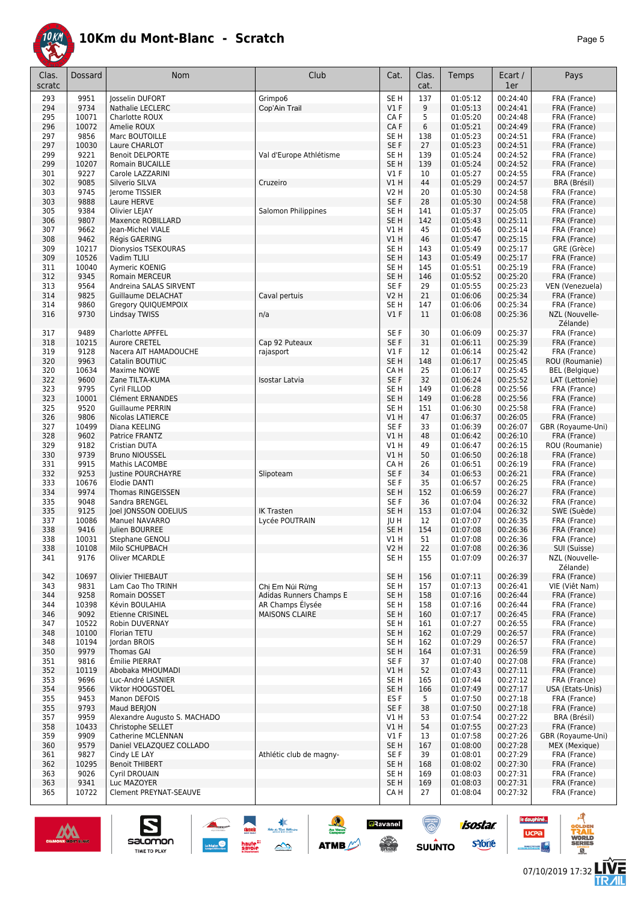# 10Km du Mont-Blanc - Scratch

| Clas. scratc | Dossard | Nom | Club | Cat. | Clas. cat. | Temps | Ecart / 1er | Pays |
|---|---|---|---|---|---|---|---|---|
| 293 | 9951 | Josselin DUFORT | Grimpo6 | SE H | 137 | 01:05:12 | 00:24:40 | FRA (France) |
| 294 | 9734 | Nathalie LECLERC | Cop'Ain Trail | V1 F | 9 | 01:05:13 | 00:24:41 | FRA (France) |
| 295 | 10071 | Charlotte ROUX | | CA F | 5 | 01:05:20 | 00:24:48 | FRA (France) |
| 296 | 10072 | Amelie ROUX | | CA F | 6 | 01:05:21 | 00:24:49 | FRA (France) |
| 297 | 9856 | Marc BOUTOILLE | | SE H | 138 | 01:05:23 | 00:24:51 | FRA (France) |
| 297 | 10030 | Laure CHARLOT | | SE F | 27 | 01:05:23 | 00:24:51 | FRA (France) |
| 299 | 9221 | Benoit DELPORTE | Val d'Europe Athlétisme | SE H | 139 | 01:05:24 | 00:24:52 | FRA (France) |
| 299 | 10207 | Romain BUCAILLE | | SE H | 139 | 01:05:24 | 00:24:52 | FRA (France) |
| 301 | 9227 | Carole LAZZARINI | | V1 F | 10 | 01:05:27 | 00:24:55 | FRA (France) |
| 302 | 9085 | Silverio SILVA | Cruzeiro | V1 H | 44 | 01:05:29 | 00:24:57 | BRA (Brésil) |
| 303 | 9745 | Jerome TISSIER | | V2 H | 20 | 01:05:30 | 00:24:58 | FRA (France) |
| 303 | 9888 | Laure HERVE | | SE F | 28 | 01:05:30 | 00:24:58 | FRA (France) |
| 305 | 9384 | Olivier LEJAY | Salomon Philippines | SE H | 141 | 01:05:37 | 00:25:05 | FRA (France) |
| 306 | 9807 | Maxence ROBILLARD | | SE H | 142 | 01:05:43 | 00:25:11 | FRA (France) |
| 307 | 9662 | Jean-Michel VIALE | | V1 H | 45 | 01:05:46 | 00:25:14 | FRA (France) |
| 308 | 9462 | Régis GAERING | | V1 H | 46 | 01:05:47 | 00:25:15 | FRA (France) |
| 309 | 10217 | Dionysios TSEKOURAS | | SE H | 143 | 01:05:49 | 00:25:17 | GRE (Grèce) |
| 309 | 10526 | Vadim TLILI | | SE H | 143 | 01:05:49 | 00:25:17 | FRA (France) |
| 311 | 10040 | Aymeric KOENIG | | SE H | 145 | 01:05:51 | 00:25:19 | FRA (France) |
| 312 | 9345 | Romain MERCEUR | | SE H | 146 | 01:05:52 | 00:25:20 | FRA (France) |
| 313 | 9564 | Andreina SALAS SIRVENT | | SE F | 29 | 01:05:55 | 00:25:23 | VEN (Venezuela) |
| 314 | 9825 | Guillaume DELACHAT | Caval pertuis | V2 H | 21 | 01:06:06 | 00:25:34 | FRA (France) |
| 314 | 9860 | Gregory QUIQUEMPOIX | | SE H | 147 | 01:06:06 | 00:25:34 | FRA (France) |
| 316 | 9730 | Lindsay TWISS | n/a | V1 F | 11 | 01:06:08 | 00:25:36 | NZL (Nouvelle-Zélande) |
| 317 | 9489 | Charlotte APFFEL | | SE F | 30 | 01:06:09 | 00:25:37 | FRA (France) |
| 318 | 10215 | Aurore CRETEL | Cap 92 Puteaux | SE F | 31 | 01:06:11 | 00:25:39 | FRA (France) |
| 319 | 9128 | Nacera AIT HAMADOUCHE | rajasport | V1 F | 12 | 01:06:14 | 00:25:42 | FRA (France) |
| 320 | 9963 | Catalin BOUTIUC | | SE H | 148 | 01:06:17 | 00:25:45 | ROU (Roumanie) |
| 320 | 10634 | Maxime NOWE | | CA H | 25 | 01:06:17 | 00:25:45 | BEL (Belgique) |
| 322 | 9600 | Zane TILTA-KUMA | Isostar Latvia | SE F | 32 | 01:06:24 | 00:25:52 | LAT (Lettonie) |
| 323 | 9795 | Cyril FILLOD | | SE H | 149 | 01:06:28 | 00:25:56 | FRA (France) |
| 323 | 10001 | Clément ERNANDES | | SE H | 149 | 01:06:28 | 00:25:56 | FRA (France) |
| 325 | 9520 | Guillaume PERRIN | | SE H | 151 | 01:06:30 | 00:25:58 | FRA (France) |
| 326 | 9806 | Nicolas LATIERCE | | V1 H | 47 | 01:06:37 | 00:26:05 | FRA (France) |
| 327 | 10499 | Diana KEELING | | SE F | 33 | 01:06:39 | 00:26:07 | GBR (Royaume-Uni) |
| 328 | 9602 | Patrice FRANTZ | | V1 H | 48 | 01:06:42 | 00:26:10 | FRA (France) |
| 329 | 9182 | Cristian DUTA | | V1 H | 49 | 01:06:47 | 00:26:15 | ROU (Roumanie) |
| 330 | 9739 | Bruno NIOUSSEL | | V1 H | 50 | 01:06:50 | 00:26:18 | FRA (France) |
| 331 | 9915 | Mathis LACOMBE | | CA H | 26 | 01:06:51 | 00:26:19 | FRA (France) |
| 332 | 9253 | Justine POURCHAYRE | Slipoteam | SE F | 34 | 01:06:53 | 00:26:21 | FRA (France) |
| 333 | 10676 | Elodie DANTI | | SE F | 35 | 01:06:57 | 00:26:25 | FRA (France) |
| 334 | 9974 | Thomas RINGEISSEN | | SE H | 152 | 01:06:59 | 00:26:27 | FRA (France) |
| 335 | 9048 | Sandra BRENGEL | | SE F | 36 | 01:07:04 | 00:26:32 | FRA (France) |
| 335 | 9125 | Joel JONSSON ODELIUS | IK Trasten | SE H | 153 | 01:07:04 | 00:26:32 | SWE (Suède) |
| 337 | 10086 | Manuel NAVARRO | Lycée POUTRAIN | JU H | 12 | 01:07:07 | 00:26:35 | FRA (France) |
| 338 | 9416 | Julien BOURREE | | SE H | 154 | 01:07:08 | 00:26:36 | FRA (France) |
| 338 | 10031 | Stephane GENOLI | | V1 H | 51 | 01:07:08 | 00:26:36 | FRA (France) |
| 338 | 10108 | Milo SCHUPBACH | | V2 H | 22 | 01:07:08 | 00:26:36 | SUI (Suisse) |
| 341 | 9176 | Oliver MCARDLE | | SE H | 155 | 01:07:09 | 00:26:37 | NZL (Nouvelle-Zélande) |
| 342 | 10697 | Olivier THIEBAUT | | SE H | 156 | 01:07:11 | 00:26:39 | FRA (France) |
| 343 | 9831 | Lam Cao Tho TRINH | Chi Em Núi Rừng | SE H | 157 | 01:07:13 | 00:26:41 | VIE (Viêt Nam) |
| 344 | 9258 | Romain DOSSET | Adidas Runners Champs E | SE H | 158 | 01:07:16 | 00:26:44 | FRA (France) |
| 344 | 10398 | Kévin BOULAHIA | AR Champs Élysée | SE H | 158 | 01:07:16 | 00:26:44 | FRA (France) |
| 346 | 9092 | Etienne CRISINEL | MAISONS CLAIRE | SE H | 160 | 01:07:17 | 00:26:45 | FRA (France) |
| 347 | 10522 | Robin DUVERNAY | | SE H | 161 | 01:07:27 | 00:26:55 | FRA (France) |
| 348 | 10100 | Florian TETU | | SE H | 162 | 01:07:29 | 00:26:57 | FRA (France) |
| 348 | 10194 | Jordan BROIS | | SE H | 162 | 01:07:29 | 00:26:57 | FRA (France) |
| 350 | 9979 | Thomas GAI | | SE H | 164 | 01:07:31 | 00:26:59 | FRA (France) |
| 351 | 9816 | Émilie PIERRAT | | SE F | 37 | 01:07:40 | 00:27:08 | FRA (France) |
| 352 | 10119 | Abobaka MHOUMADI | | V1 H | 52 | 01:07:43 | 00:27:11 | FRA (France) |
| 353 | 9696 | Luc-André LASNIER | | SE H | 165 | 01:07:44 | 00:27:12 | FRA (France) |
| 354 | 9566 | Viktor HOOGSTOEL | | SE H | 166 | 01:07:49 | 00:27:17 | USA (Etats-Unis) |
| 355 | 9453 | Manon DEFOIS | | ES F | 5 | 01:07:50 | 00:27:18 | FRA (France) |
| 355 | 9793 | Maud BERJON | | SE F | 38 | 01:07:50 | 00:27:18 | FRA (France) |
| 357 | 9959 | Alexandre Augusto S. MACHADO | | V1 H | 53 | 01:07:54 | 00:27:22 | BRA (Brésil) |
| 358 | 10433 | Christophe SELLET | | V1 H | 54 | 01:07:55 | 00:27:23 | FRA (France) |
| 359 | 9909 | Catherine MCLENNAN | | V1 F | 13 | 01:07:58 | 00:27:26 | GBR (Royaume-Uni) |
| 360 | 9579 | Daniel VELAZQUEZ COLLADO | | SE H | 167 | 01:08:00 | 00:27:28 | MEX (Mexique) |
| 361 | 9827 | Cindy LE LAY | Athlétic club de magny- | SE F | 39 | 01:08:01 | 00:27:29 | FRA (France) |
| 362 | 10295 | Benoit THIBERT | | SE H | 168 | 01:08:02 | 00:27:30 | FRA (France) |
| 363 | 9026 | Cyril DROUAIN | | SE H | 169 | 01:08:03 | 00:27:31 | FRA (France) |
| 363 | 9341 | Luc MAZOYER | | SE H | 169 | 01:08:03 | 00:27:31 | FRA (France) |
| 365 | 10722 | Clement PREYNAT-SEAUVE | | CA H | 27 | 01:08:04 | 00:27:32 | FRA (France) |

07/10/2019 17:32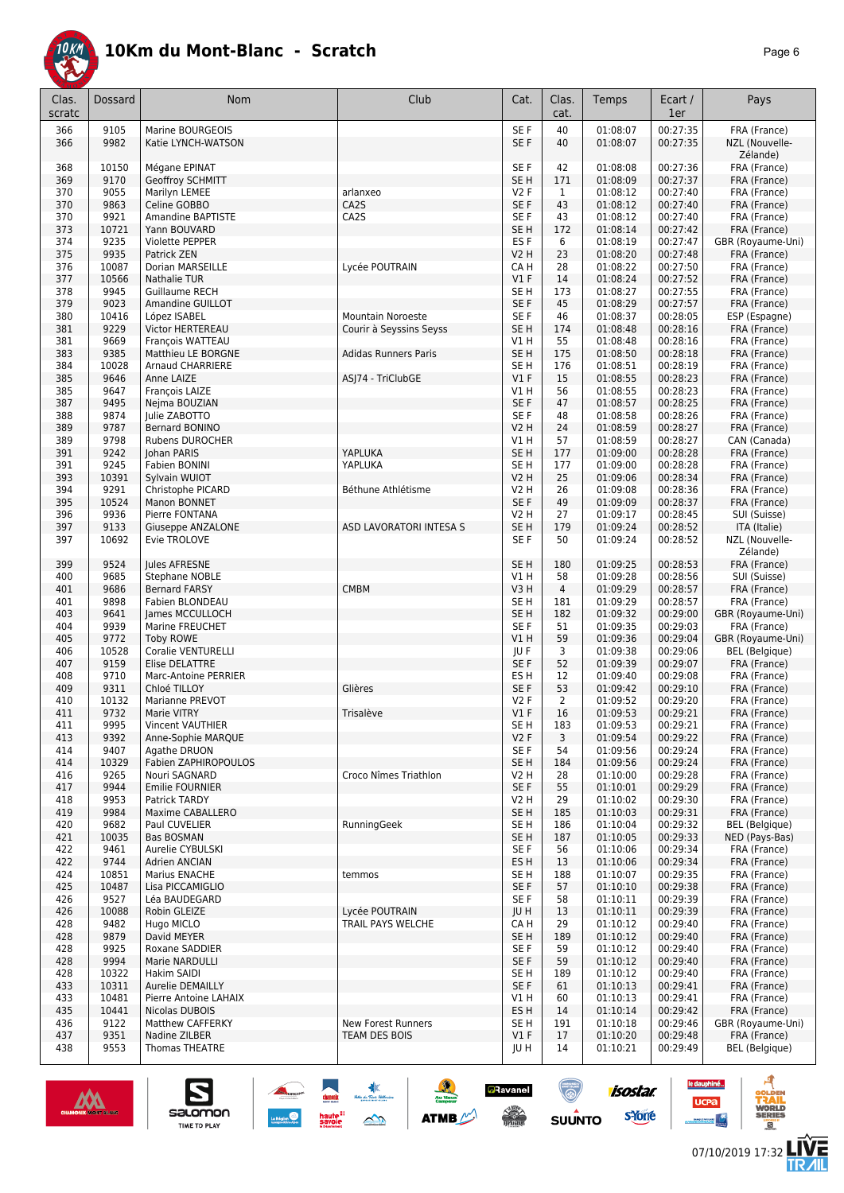# 10Km du Mont-Blanc - Scratch

| Clas. scratc | Dossard | Nom | Club | Cat. | Clas. cat. | Temps | Ecart / 1er | Pays |
|---|---|---|---|---|---|---|---|---|
| 366 | 9105 | Marine BOURGEOIS | | SE F | 40 | 01:08:07 | 00:27:35 | FRA (France) |
| 366 | 9982 | Katie LYNCH-WATSON | | SE F | 40 | 01:08:07 | 00:27:35 | NZL (Nouvelle-Zélande) |
| 368 | 10150 | Mégane EPINAT | | SE F | 42 | 01:08:08 | 00:27:36 | FRA (France) |
| 369 | 9170 | Geoffroy SCHMITT | | SE H | 171 | 01:08:09 | 00:27:37 | FRA (France) |
| 370 | 9055 | Marilyn LEMEE | arlanxeo | V2 F | 1 | 01:08:12 | 00:27:40 | FRA (France) |
| 370 | 9863 | Celine GOBBO | CA2S | SE F | 43 | 01:08:12 | 00:27:40 | FRA (France) |
| 370 | 9921 | Amandine BAPTISTE | CA2S | SE F | 43 | 01:08:12 | 00:27:40 | FRA (France) |
| 373 | 10721 | Yann BOUVARD | | SE H | 172 | 01:08:14 | 00:27:42 | FRA (France) |
| 374 | 9235 | Violette PEPPER | | ES F | 6 | 01:08:19 | 00:27:47 | GBR (Royaume-Uni) |
| 375 | 9935 | Patrick ZEN | | V2 H | 23 | 01:08:20 | 00:27:48 | FRA (France) |
| 376 | 10087 | Dorian MARSEILLE | Lycée POUTRAIN | CA H | 28 | 01:08:22 | 00:27:50 | FRA (France) |
| 377 | 10566 | Nathalie TUR | | V1 F | 14 | 01:08:24 | 00:27:52 | FRA (France) |
| 378 | 9945 | Guillaume RECH | | SE H | 173 | 01:08:27 | 00:27:55 | FRA (France) |
| 379 | 9023 | Amandine GUILLOT | | SE F | 45 | 01:08:29 | 00:27:57 | FRA (France) |
| 380 | 10416 | López ISABEL | Mountain Noroeste | SE F | 46 | 01:08:37 | 00:28:05 | ESP (Espagne) |
| 381 | 9229 | Victor HERTEREAU | Courir à Seyssins Seys | SE H | 174 | 01:08:48 | 00:28:16 | FRA (France) |
| 381 | 9669 | François WATTEAU | | V1 H | 55 | 01:08:48 | 00:28:16 | FRA (France) |
| 383 | 9385 | Matthieu LE BORGNE | Adidas Runners Paris | SE H | 175 | 01:08:50 | 00:28:18 | FRA (France) |
| 384 | 10028 | Arnaud CHARRIERE | | SE H | 176 | 01:08:51 | 00:28:19 | FRA (France) |
| 385 | 9646 | Anne LAIZE | ASJ74 - TriClubGE | V1 F | 15 | 01:08:55 | 00:28:23 | FRA (France) |
| 385 | 9647 | François LAIZE | | V1 H | 56 | 01:08:55 | 00:28:23 | FRA (France) |
| 387 | 9495 | Nejma BOUZIAN | | SE F | 47 | 01:08:57 | 00:28:25 | FRA (France) |
| 388 | 9874 | Julie ZABOTTO | | SE F | 48 | 01:08:58 | 00:28:26 | FRA (France) |
| 389 | 9787 | Bernard BONINO | | V2 H | 24 | 01:08:59 | 00:28:27 | FRA (France) |
| 389 | 9798 | Rubens DUROCHER | | V1 H | 57 | 01:08:59 | 00:28:27 | CAN (Canada) |
| 391 | 9242 | Johan PARIS | YAPLUKA | SE H | 177 | 01:09:00 | 00:28:28 | FRA (France) |
| 391 | 9245 | Fabien BONINI | YAPLUKA | SE H | 177 | 01:09:00 | 00:28:28 | FRA (France) |
| 393 | 10391 | Sylvain WUIOT | | V2 H | 25 | 01:09:06 | 00:28:34 | FRA (France) |
| 394 | 9291 | Christophe PICARD | Béthune Athlétisme | V2 H | 26 | 01:09:08 | 00:28:36 | FRA (France) |
| 395 | 10524 | Manon BONNET | | SE F | 49 | 01:09:09 | 00:28:37 | FRA (France) |
| 396 | 9936 | Pierre FONTANA | | V2 H | 27 | 01:09:17 | 00:28:45 | SUI (Suisse) |
| 397 | 9133 | Giuseppe ANZALONE | ASD LAVORATORI INTESA S | SE H | 179 | 01:09:24 | 00:28:52 | ITA (Italie) |
| 397 | 10692 | Evie TROLOVE | | SE F | 50 | 01:09:24 | 00:28:52 | NZL (Nouvelle-Zélande) |
| 399 | 9524 | Jules AFRESNE | | SE H | 180 | 01:09:25 | 00:28:53 | FRA (France) |
| 400 | 9685 | Stephane NOBLE | | V1 H | 58 | 01:09:28 | 00:28:56 | SUI (Suisse) |
| 401 | 9686 | Bernard FARSY | CMBM | V3 H | 4 | 01:09:29 | 00:28:57 | FRA (France) |
| 401 | 9898 | Fabien BLONDEAU | | SE H | 181 | 01:09:29 | 00:28:57 | FRA (France) |
| 403 | 9641 | James MCCULLOCH | | SE H | 182 | 01:09:32 | 00:29:00 | GBR (Royaume-Uni) |
| 404 | 9939 | Marine FREUCHET | | SE F | 51 | 01:09:35 | 00:29:03 | FRA (France) |
| 405 | 9772 | Toby ROWE | | V1 H | 59 | 01:09:36 | 00:29:04 | GBR (Royaume-Uni) |
| 406 | 10528 | Coralie VENTURELLI | | JU F | 3 | 01:09:38 | 00:29:06 | BEL (Belgique) |
| 407 | 9159 | Elise DELATTRE | | SE F | 52 | 01:09:39 | 00:29:07 | FRA (France) |
| 408 | 9710 | Marc-Antoine PERRIER | | ES H | 12 | 01:09:40 | 00:29:08 | FRA (France) |
| 409 | 9311 | Chloé TILLOY | Glières | SE F | 53 | 01:09:42 | 00:29:10 | FRA (France) |
| 410 | 10132 | Marianne PREVOT | | V2 F | 2 | 01:09:52 | 00:29:20 | FRA (France) |
| 411 | 9732 | Marie VITRY | Trisalève | V1 F | 16 | 01:09:53 | 00:29:21 | FRA (France) |
| 411 | 9995 | Vincent VAUTHIER | | SE H | 183 | 01:09:53 | 00:29:21 | FRA (France) |
| 413 | 9392 | Anne-Sophie MARQUE | | V2 F | 3 | 01:09:54 | 00:29:22 | FRA (France) |
| 414 | 9407 | Agathe DRUON | | SE F | 54 | 01:09:56 | 00:29:24 | FRA (France) |
| 414 | 10329 | Fabien ZAPHIROPOULOS | | SE H | 184 | 01:09:56 | 00:29:24 | FRA (France) |
| 416 | 9265 | Nouri SAGNARD | Croco Nîmes Triathlon | V2 H | 28 | 01:10:00 | 00:29:28 | FRA (France) |
| 417 | 9944 | Emilie FOURNIER | | SE F | 55 | 01:10:01 | 00:29:29 | FRA (France) |
| 418 | 9953 | Patrick TARDY | | V2 H | 29 | 01:10:02 | 00:29:30 | FRA (France) |
| 419 | 9984 | Maxime CABALLERO | | SE H | 185 | 01:10:03 | 00:29:31 | FRA (France) |
| 420 | 9682 | Paul CUVELIER | RunningGeek | SE H | 186 | 01:10:04 | 00:29:32 | BEL (Belgique) |
| 421 | 10035 | Bas BOSMAN | | SE H | 187 | 01:10:05 | 00:29:33 | NED (Pays-Bas) |
| 422 | 9461 | Aurelie CYBULSKI | | SE F | 56 | 01:10:06 | 00:29:34 | FRA (France) |
| 422 | 9744 | Adrien ANCIAN | | ES H | 13 | 01:10:06 | 00:29:34 | FRA (France) |
| 424 | 10851 | Marius ENACHE | temmos | SE H | 188 | 01:10:07 | 00:29:35 | FRA (France) |
| 425 | 10487 | Lisa PICCAMIGLIO | | SE F | 57 | 01:10:10 | 00:29:38 | FRA (France) |
| 426 | 9527 | Léa BAUDEGARD | | SE F | 58 | 01:10:11 | 00:29:39 | FRA (France) |
| 426 | 10088 | Robin GLEIZE | Lycée POUTRAIN | JU H | 13 | 01:10:11 | 00:29:39 | FRA (France) |
| 428 | 9482 | Hugo MICLO | TRAIL PAYS WELCHE | CA H | 29 | 01:10:12 | 00:29:40 | FRA (France) |
| 428 | 9879 | David MEYER | | SE H | 189 | 01:10:12 | 00:29:40 | FRA (France) |
| 428 | 9925 | Roxane SADDIER | | SE F | 59 | 01:10:12 | 00:29:40 | FRA (France) |
| 428 | 9994 | Marie NARDULLI | | SE F | 59 | 01:10:12 | 00:29:40 | FRA (France) |
| 428 | 10322 | Hakim SAIDI | | SE H | 189 | 01:10:12 | 00:29:40 | FRA (France) |
| 433 | 10311 | Aurelie DEMAILLY | | SE F | 61 | 01:10:13 | 00:29:41 | FRA (France) |
| 433 | 10481 | Pierre Antoine LAHAIX | | V1 H | 60 | 01:10:13 | 00:29:41 | FRA (France) |
| 435 | 10441 | Nicolas DUBOIS | | ES H | 14 | 01:10:14 | 00:29:42 | FRA (France) |
| 436 | 9122 | Matthew CAFFERKY | New Forest Runners | SE H | 191 | 01:10:18 | 00:29:46 | GBR (Royaume-Uni) |
| 437 | 9351 | Nadine ZILBER | TEAM DES BOIS | V1 F | 17 | 01:10:20 | 00:29:48 | FRA (France) |
| 438 | 9553 | Thomas THEATRE | | JU H | 14 | 01:10:21 | 00:29:49 | BEL (Belgique) |

07/10/2019 17:32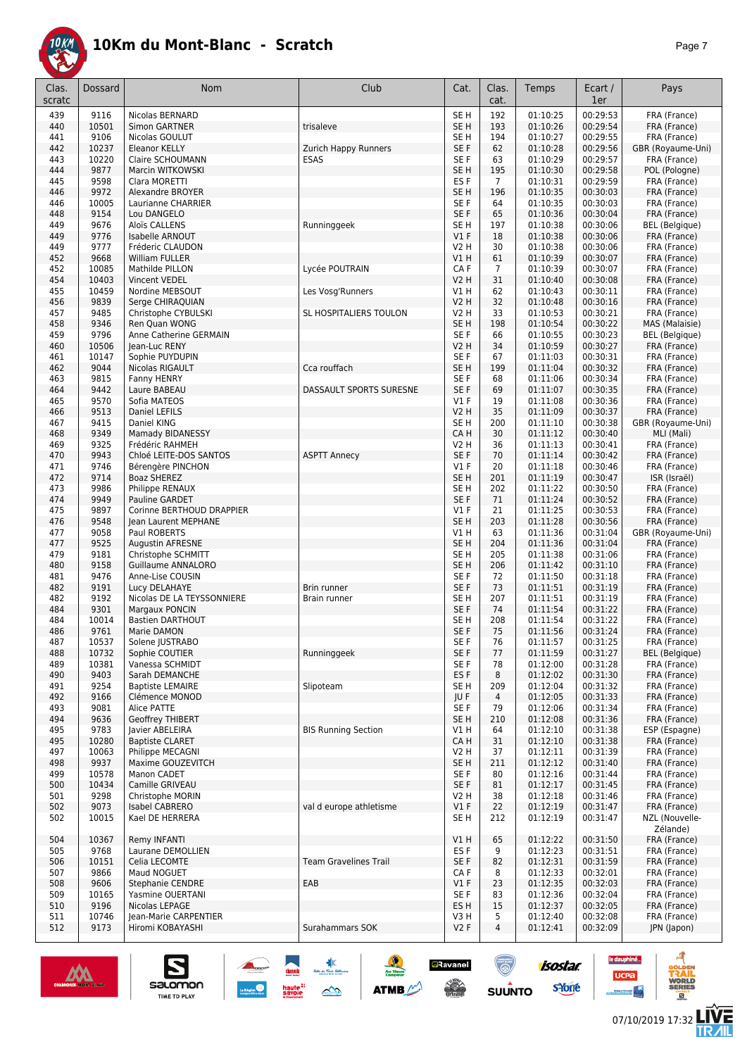# 10Km du Mont-Blanc - Scratch

| Clas. scratc | Dossard | Nom | Club | Cat. | Clas. cat. | Temps | Ecart / 1er | Pays |
|---|---|---|---|---|---|---|---|---|
| 439 | 9116 | Nicolas BERNARD | | SE H | 192 | 01:10:25 | 00:29:53 | FRA (France) |
| 440 | 10501 | Simon GARTNER | trisaleve | SE H | 193 | 01:10:26 | 00:29:54 | FRA (France) |
| 441 | 9106 | Nicolas GOULUT | | SE H | 194 | 01:10:27 | 00:29:55 | FRA (France) |
| 442 | 10237 | Eleanor KELLY | Zurich Happy Runners | SE F | 62 | 01:10:28 | 00:29:56 | GBR (Royaume-Uni) |
| 443 | 10220 | Claire SCHOUMANN | ESAS | SE F | 63 | 01:10:29 | 00:29:57 | FRA (France) |
| 444 | 9877 | Marcin WITKOWSKI | | SE H | 195 | 01:10:30 | 00:29:58 | POL (Pologne) |
| 445 | 9598 | Clara MORETTI | | ES F | 7 | 01:10:31 | 00:29:59 | FRA (France) |
| 446 | 9972 | Alexandre BROYER | | SE H | 196 | 01:10:35 | 00:30:03 | FRA (France) |
| 446 | 10005 | Laurianne CHARRIER | | SE F | 64 | 01:10:35 | 00:30:03 | FRA (France) |
| 448 | 9154 | Lou DANGELO | | SE F | 65 | 01:10:36 | 00:30:04 | FRA (France) |
| 449 | 9676 | Aloïs CALLENS | Runninggeek | SE H | 197 | 01:10:38 | 00:30:06 | BEL (Belgique) |
| 449 | 9776 | Isabelle ARNOUT | | V1 F | 18 | 01:10:38 | 00:30:06 | FRA (France) |
| 449 | 9777 | Fréderic CLAUDON | | V2 H | 30 | 01:10:38 | 00:30:06 | FRA (France) |
| 452 | 9668 | William FULLER | | V1 H | 61 | 01:10:39 | 00:30:07 | FRA (France) |
| 452 | 10085 | Mathilde PILLON | Lycée POUTRAIN | CA F | 7 | 01:10:39 | 00:30:07 | FRA (France) |
| 454 | 10403 | Vincent VEDEL | | V2 H | 31 | 01:10:40 | 00:30:08 | FRA (France) |
| 455 | 10459 | Nordine MEBSOUT | Les Vosg'Runners | V1 H | 62 | 01:10:43 | 00:30:11 | FRA (France) |
| 456 | 9839 | Serge CHIRAQUIAN | | V2 H | 32 | 01:10:48 | 00:30:16 | FRA (France) |
| 457 | 9485 | Christophe CYBULSKI | SL HOSPITALIERS TOULON | V2 H | 33 | 01:10:53 | 00:30:21 | FRA (France) |
| 458 | 9346 | Ren Quan WONG | | SE H | 198 | 01:10:54 | 00:30:22 | MAS (Malaisie) |
| 459 | 9796 | Anne Catherine GERMAIN | | SE F | 66 | 01:10:55 | 00:30:23 | BEL (Belgique) |
| 460 | 10506 | Jean-Luc RENY | | V2 H | 34 | 01:10:59 | 00:30:27 | FRA (France) |
| 461 | 10147 | Sophie PUYDUPIN | | SE F | 67 | 01:11:03 | 00:30:31 | FRA (France) |
| 462 | 9044 | Nicolas RIGAULT | Cca rouffach | SE H | 199 | 01:11:04 | 00:30:32 | FRA (France) |
| 463 | 9815 | Fanny HENRY | | SE F | 68 | 01:11:06 | 00:30:34 | FRA (France) |
| 464 | 9442 | Laure BABEAU | DASSAULT SPORTS SURESNE | SE F | 69 | 01:11:07 | 00:30:35 | FRA (France) |
| 465 | 9570 | Sofia MATEOS | | V1 F | 19 | 01:11:08 | 00:30:36 | FRA (France) |
| 466 | 9513 | Daniel LEFILS | | V2 H | 35 | 01:11:09 | 00:30:37 | FRA (France) |
| 467 | 9415 | Daniel KING | | SE H | 200 | 01:11:10 | 00:30:38 | GBR (Royaume-Uni) |
| 468 | 9349 | Mamady BIDANESSY | | CA H | 30 | 01:11:12 | 00:30:40 | MLI (Mali) |
| 469 | 9325 | Frédéric RAHMEH | | V2 H | 36 | 01:11:13 | 00:30:41 | FRA (France) |
| 470 | 9943 | Chloé LEITE-DOS SANTOS | ASPTT Annecy | SE F | 70 | 01:11:14 | 00:30:42 | FRA (France) |
| 471 | 9746 | Bérengère PINCHON | | V1 F | 20 | 01:11:18 | 00:30:46 | FRA (France) |
| 472 | 9714 | Boaz SHEREZ | | SE H | 201 | 01:11:19 | 00:30:47 | ISR (Israël) |
| 473 | 9986 | Philippe RENAUX | | SE H | 202 | 01:11:22 | 00:30:50 | FRA (France) |
| 474 | 9949 | Pauline GARDET | | SE F | 71 | 01:11:24 | 00:30:52 | FRA (France) |
| 475 | 9897 | Corinne BERTHOUD DRAPPIER | | V1 F | 21 | 01:11:25 | 00:30:53 | FRA (France) |
| 476 | 9548 | Jean Laurent MEPHANE | | SE H | 203 | 01:11:28 | 00:30:56 | FRA (France) |
| 477 | 9058 | Paul ROBERTS | | V1 H | 63 | 01:11:36 | 00:31:04 | GBR (Royaume-Uni) |
| 477 | 9525 | Augustin AFRESNE | | SE H | 204 | 01:11:36 | 00:31:04 | FRA (France) |
| 479 | 9181 | Christophe SCHMITT | | SE H | 205 | 01:11:38 | 00:31:06 | FRA (France) |
| 480 | 9158 | Guillaume ANNALORO | | SE H | 206 | 01:11:42 | 00:31:10 | FRA (France) |
| 481 | 9476 | Anne-Lise COUSIN | | SE F | 72 | 01:11:50 | 00:31:18 | FRA (France) |
| 482 | 9191 | Lucy DELAHAYE | Brin runner | SE F | 73 | 01:11:51 | 00:31:19 | FRA (France) |
| 482 | 9192 | Nicolas DE LA TEYSSONNIERE | Brain runner | SE H | 207 | 01:11:51 | 00:31:19 | FRA (France) |
| 484 | 9301 | Margaux PONCIN | | SE F | 74 | 01:11:54 | 00:31:22 | FRA (France) |
| 484 | 10014 | Bastien DARTHOUT | | SE H | 208 | 01:11:54 | 00:31:22 | FRA (France) |
| 486 | 9761 | Marie DAMON | | SE F | 75 | 01:11:56 | 00:31:24 | FRA (France) |
| 487 | 10537 | Solene JUSTRABO | | SE F | 76 | 01:11:57 | 00:31:25 | FRA (France) |
| 488 | 10732 | Sophie COUTIER | Runninggeek | SE F | 77 | 01:11:59 | 00:31:27 | BEL (Belgique) |
| 489 | 10381 | Vanessa SCHMIDT | | SE F | 78 | 01:12:00 | 00:31:28 | FRA (France) |
| 490 | 9403 | Sarah DEMANCHE | | ES F | 8 | 01:12:02 | 00:31:30 | FRA (France) |
| 491 | 9254 | Baptiste LEMAIRE | Slipoteam | SE H | 209 | 01:12:04 | 00:31:32 | FRA (France) |
| 492 | 9166 | Clémence MONOD | | JU F | 4 | 01:12:05 | 00:31:33 | FRA (France) |
| 493 | 9081 | Alice PATTE | | SE F | 79 | 01:12:06 | 00:31:34 | FRA (France) |
| 494 | 9636 | Geoffrey THIBERT | | SE H | 210 | 01:12:08 | 00:31:36 | FRA (France) |
| 495 | 9783 | Javier ABELEIRA | BIS Running Section | V1 H | 64 | 01:12:10 | 00:31:38 | ESP (Espagne) |
| 495 | 10280 | Baptiste CLARET | | CA H | 31 | 01:12:10 | 00:31:38 | FRA (France) |
| 497 | 10063 | Philippe MECAGNI | | V2 H | 37 | 01:12:11 | 00:31:39 | FRA (France) |
| 498 | 9937 | Maxime GOUZEVITCH | | SE H | 211 | 01:12:12 | 00:31:40 | FRA (France) |
| 499 | 10578 | Manon CADET | | SE F | 80 | 01:12:16 | 00:31:44 | FRA (France) |
| 500 | 10434 | Camille GRIVEAU | | SE F | 81 | 01:12:17 | 00:31:45 | FRA (France) |
| 501 | 9298 | Christophe MORIN | | V2 H | 38 | 01:12:18 | 00:31:46 | FRA (France) |
| 502 | 9073 | Isabel CABRERO | val d europe athletisme | V1 F | 22 | 01:12:19 | 00:31:47 | FRA (France) |
| 502 | 10015 | Kael DE HERRERA | | SE H | 212 | 01:12:19 | 00:31:47 | NZL (Nouvelle-Zélande) |
| 504 | 10367 | Remy INFANTI | | V1 H | 65 | 01:12:22 | 00:31:50 | FRA (France) |
| 505 | 9768 | Laurane DEMOLLIEN | | ES F | 9 | 01:12:23 | 00:31:51 | FRA (France) |
| 506 | 10151 | Celia LECOMTE | Team Gravelines Trail | SE F | 82 | 01:12:31 | 00:31:59 | FRA (France) |
| 507 | 9866 | Maud NOGUET | | CA F | 8 | 01:12:33 | 00:32:01 | FRA (France) |
| 508 | 9606 | Stephanie CENDRE | EAB | V1 F | 23 | 01:12:35 | 00:32:03 | FRA (France) |
| 509 | 10165 | Yasmine OUERTANI | | SE F | 83 | 01:12:36 | 00:32:04 | FRA (France) |
| 510 | 9196 | Nicolas LEPAGE | | ES H | 15 | 01:12:37 | 00:32:05 | FRA (France) |
| 511 | 10746 | Jean-Marie CARPENTIER | | V3 H | 5 | 01:12:40 | 00:32:08 | FRA (France) |
| 512 | 9173 | Hiromi KOBAYASHI | Surahammars SOK | V2 F | 4 | 01:12:41 | 00:32:09 | JPN (Japon) |

07/10/2019 17:32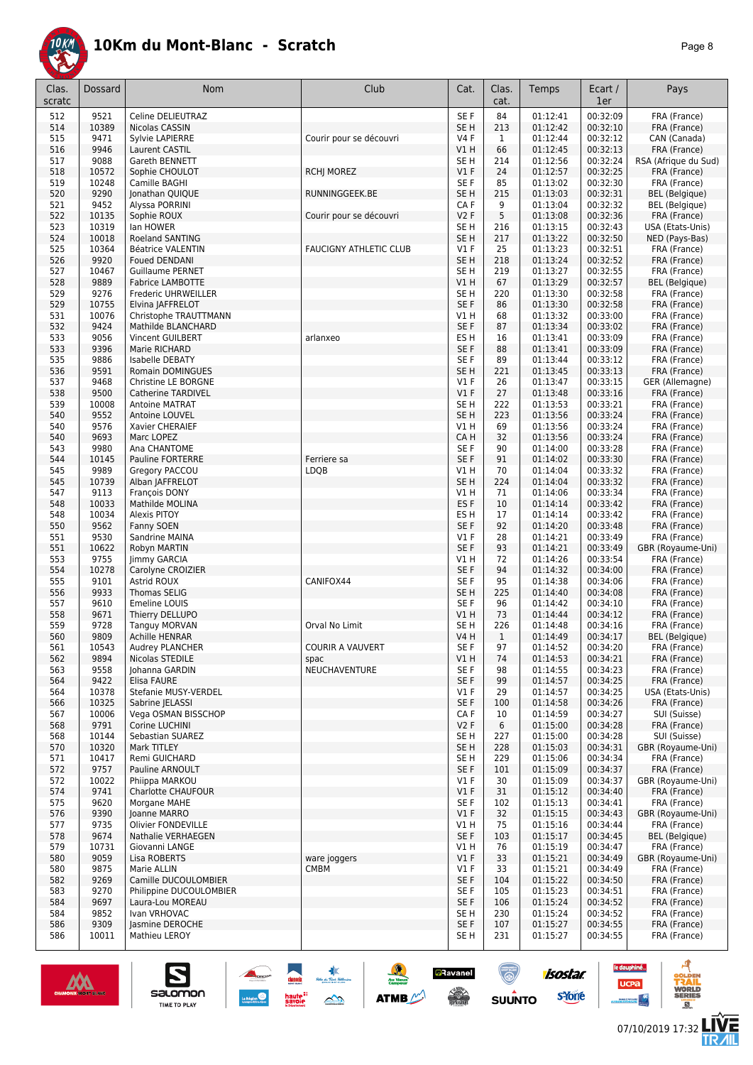# 10Km du Mont-Blanc - Scratch

| Clas. scratc | Dossard | Nom | Club | Cat. | Clas. cat. | Temps | Ecart / 1er | Pays |
|---|---|---|---|---|---|---|---|---|
| 512 | 9521 | Celine DELIEUTRAZ | | SE F | 84 | 01:12:41 | 00:32:09 | FRA (France) |
| 514 | 10389 | Nicolas CASSIN | | SE H | 213 | 01:12:42 | 00:32:10 | FRA (France) |
| 515 | 9471 | Sylvie LAPIERRE | Courir pour se découvri | V4 F | 1 | 01:12:44 | 00:32:12 | CAN (Canada) |
| 516 | 9946 | Laurent CASTIL | | V1 H | 66 | 01:12:45 | 00:32:13 | FRA (France) |
| 517 | 9088 | Gareth BENNETT | | SE H | 214 | 01:12:56 | 00:32:24 | RSA (Afrique du Sud) |
| 518 | 10572 | Sophie CHOULOT | RCHJ MOREZ | V1 F | 24 | 01:12:57 | 00:32:25 | FRA (France) |
| 519 | 10248 | Camille BAGHI | | SE F | 85 | 01:13:02 | 00:32:30 | FRA (France) |
| 520 | 9290 | Jonathan QUIQUE | RUNNINGGEEK.BE | SE H | 215 | 01:13:03 | 00:32:31 | BEL (Belgique) |
| 521 | 9452 | Alyssa PORRINI | | CA F | 9 | 01:13:04 | 00:32:32 | BEL (Belgique) |
| 522 | 10135 | Sophie ROUX | Courir pour se découvri | V2 F | 5 | 01:13:08 | 00:32:36 | FRA (France) |
| 523 | 10319 | Ian HOWER | | SE H | 216 | 01:13:15 | 00:32:43 | USA (Etats-Unis) |
| 524 | 10018 | Roeland SANTING | | SE H | 217 | 01:13:22 | 00:32:50 | NED (Pays-Bas) |
| 525 | 10364 | Béatrice VALENTIN | FAUCIGNY ATHLETIC CLUB | V1 F | 25 | 01:13:23 | 00:32:51 | FRA (France) |
| 526 | 9920 | Foued DENDANI | | SE H | 218 | 01:13:24 | 00:32:52 | FRA (France) |
| 527 | 10467 | Guillaume PERNET | | SE H | 219 | 01:13:27 | 00:32:55 | FRA (France) |
| 528 | 9889 | Fabrice LAMBOTTE | | V1 H | 67 | 01:13:29 | 00:32:57 | BEL (Belgique) |
| 529 | 9276 | Frederic UHRWEILLER | | SE H | 220 | 01:13:30 | 00:32:58 | FRA (France) |
| 529 | 10755 | Elvina JAFFRELOT | | SE F | 86 | 01:13:30 | 00:32:58 | FRA (France) |
| 531 | 10076 | Christophe TRAUTTMANN | | V1 H | 68 | 01:13:32 | 00:33:00 | FRA (France) |
| 532 | 9424 | Mathilde BLANCHARD | | SE F | 87 | 01:13:34 | 00:33:02 | FRA (France) |
| 533 | 9056 | Vincent GUILBERT | arlanxeo | ES H | 16 | 01:13:41 | 00:33:09 | FRA (France) |
| 533 | 9396 | Marie RICHARD | | SE F | 88 | 01:13:41 | 00:33:09 | FRA (France) |
| 535 | 9886 | Isabelle DEBATY | | SE F | 89 | 01:13:44 | 00:33:12 | FRA (France) |
| 536 | 9591 | Romain DOMINGUES | | SE H | 221 | 01:13:45 | 00:33:13 | FRA (France) |
| 537 | 9468 | Christine LE BORGNE | | V1 F | 26 | 01:13:47 | 00:33:15 | GER (Allemagne) |
| 538 | 9500 | Catherine TARDIVEL | | V1 F | 27 | 01:13:48 | 00:33:16 | FRA (France) |
| 539 | 10008 | Antoine MATRAT | | SE H | 222 | 01:13:53 | 00:33:21 | FRA (France) |
| 540 | 9552 | Antoine LOUVEL | | SE H | 223 | 01:13:56 | 00:33:24 | FRA (France) |
| 540 | 9576 | Xavier CHERAIEF | | V1 H | 69 | 01:13:56 | 00:33:24 | FRA (France) |
| 540 | 9693 | Marc LOPEZ | | CA H | 32 | 01:13:56 | 00:33:24 | FRA (France) |
| 543 | 9980 | Ana CHANTOME | | SE F | 90 | 01:14:00 | 00:33:28 | FRA (France) |
| 544 | 10145 | Pauline FORTERRE | Ferriere sa | SE F | 91 | 01:14:02 | 00:33:30 | FRA (France) |
| 545 | 9989 | Gregory PACCOU | LDQB | V1 H | 70 | 01:14:04 | 00:33:32 | FRA (France) |
| 545 | 10739 | Alban JAFFRELOT | | SE H | 224 | 01:14:04 | 00:33:32 | FRA (France) |
| 547 | 9113 | François DONY | | V1 H | 71 | 01:14:06 | 00:33:34 | FRA (France) |
| 548 | 10033 | Mathilde MOLINA | | ES F | 10 | 01:14:14 | 00:33:42 | FRA (France) |
| 548 | 10034 | Alexis PITOY | | ES H | 17 | 01:14:14 | 00:33:42 | FRA (France) |
| 550 | 9562 | Fanny SOEN | | SE F | 92 | 01:14:20 | 00:33:48 | FRA (France) |
| 551 | 9530 | Sandrine MAINA | | V1 F | 28 | 01:14:21 | 00:33:49 | FRA (France) |
| 551 | 10622 | Robyn MARTIN | | SE F | 93 | 01:14:21 | 00:33:49 | GBR (Royaume-Uni) |
| 553 | 9755 | Jimmy GARCIA | | V1 H | 72 | 01:14:26 | 00:33:54 | FRA (France) |
| 554 | 10278 | Carolyne CROIZIER | | SE F | 94 | 01:14:32 | 00:34:00 | FRA (France) |
| 555 | 9101 | Astrid ROUX | CANIFOX44 | SE F | 95 | 01:14:38 | 00:34:06 | FRA (France) |
| 556 | 9933 | Thomas SELIG | | SE H | 225 | 01:14:40 | 00:34:08 | FRA (France) |
| 557 | 9610 | Emeline LOUIS | | SE F | 96 | 01:14:42 | 00:34:10 | FRA (France) |
| 558 | 9671 | Thierry DELLUPO | | V1 H | 73 | 01:14:44 | 00:34:12 | FRA (France) |
| 559 | 9728 | Tanguy MORVAN | Orval No Limit | SE H | 226 | 01:14:48 | 00:34:16 | FRA (France) |
| 560 | 9809 | Achille HENRAR | | V4 H | 1 | 01:14:49 | 00:34:17 | BEL (Belgique) |
| 561 | 10543 | Audrey PLANCHER | COURIR A VAUVERT | SE F | 97 | 01:14:52 | 00:34:20 | FRA (France) |
| 562 | 9894 | Nicolas STEDILE | spac | V1 H | 74 | 01:14:53 | 00:34:21 | FRA (France) |
| 563 | 9558 | Johanna GARDIN | NEUCHAVENTURE | SE F | 98 | 01:14:55 | 00:34:23 | FRA (France) |
| 564 | 9422 | Elisa FAURE | | SE F | 99 | 01:14:57 | 00:34:25 | FRA (France) |
| 564 | 10378 | Stefanie MUSY-VERDEL | | V1 F | 29 | 01:14:57 | 00:34:25 | USA (Etats-Unis) |
| 566 | 10325 | Sabrine JELASSI | | SE F | 100 | 01:14:58 | 00:34:26 | FRA (France) |
| 567 | 10006 | Vega OSMAN BISSCHOP | | CA F | 10 | 01:14:59 | 00:34:27 | SUI (Suisse) |
| 568 | 9791 | Corine LUCHINI | | V2 F | 6 | 01:15:00 | 00:34:28 | FRA (France) |
| 568 | 10144 | Sebastian SUAREZ | | SE H | 227 | 01:15:00 | 00:34:28 | SUI (Suisse) |
| 570 | 10320 | Mark TITLEY | | SE H | 228 | 01:15:03 | 00:34:31 | GBR (Royaume-Uni) |
| 571 | 10417 | Remi GUICHARD | | SE H | 229 | 01:15:06 | 00:34:34 | FRA (France) |
| 572 | 9757 | Pauline ARNOULT | | SE F | 101 | 01:15:09 | 00:34:37 | FRA (France) |
| 572 | 10022 | Phiippa MARKOU | | V1 F | 30 | 01:15:09 | 00:34:37 | GBR (Royaume-Uni) |
| 574 | 9741 | Charlotte CHAUFOUR | | V1 F | 31 | 01:15:12 | 00:34:40 | FRA (France) |
| 575 | 9620 | Morgane MAHE | | SE F | 102 | 01:15:13 | 00:34:41 | FRA (France) |
| 576 | 9390 | Joanne MARRO | | V1 F | 32 | 01:15:15 | 00:34:43 | GBR (Royaume-Uni) |
| 577 | 9735 | Olivier FONDEVILLE | | V1 H | 75 | 01:15:16 | 00:34:44 | FRA (France) |
| 578 | 9674 | Nathalie VERHAEGEN | | SE F | 103 | 01:15:17 | 00:34:45 | BEL (Belgique) |
| 579 | 10731 | Giovanni LANGE | | V1 H | 76 | 01:15:19 | 00:34:47 | FRA (France) |
| 580 | 9059 | Lisa ROBERTS | ware joggers | V1 F | 33 | 01:15:21 | 00:34:49 | GBR (Royaume-Uni) |
| 580 | 9875 | Marie ALLIN | CMBM | V1 F | 33 | 01:15:21 | 00:34:49 | FRA (France) |
| 582 | 9269 | Camille DUCOULOMBIER | | SE F | 104 | 01:15:22 | 00:34:50 | FRA (France) |
| 583 | 9270 | Philippine DUCOULOMBIER | | SE F | 105 | 01:15:23 | 00:34:51 | FRA (France) |
| 584 | 9697 | Laura-Lou MOREAU | | SE F | 106 | 01:15:24 | 00:34:52 | FRA (France) |
| 584 | 9852 | Ivan VRHOVAC | | SE H | 230 | 01:15:24 | 00:34:52 | FRA (France) |
| 586 | 9309 | Jasmine DEROCHE | | SE F | 107 | 01:15:27 | 00:34:55 | FRA (France) |
| 586 | 10011 | Mathieu LEROY | | SE H | 231 | 01:15:27 | 00:34:55 | FRA (France) |

07/10/2019 17:32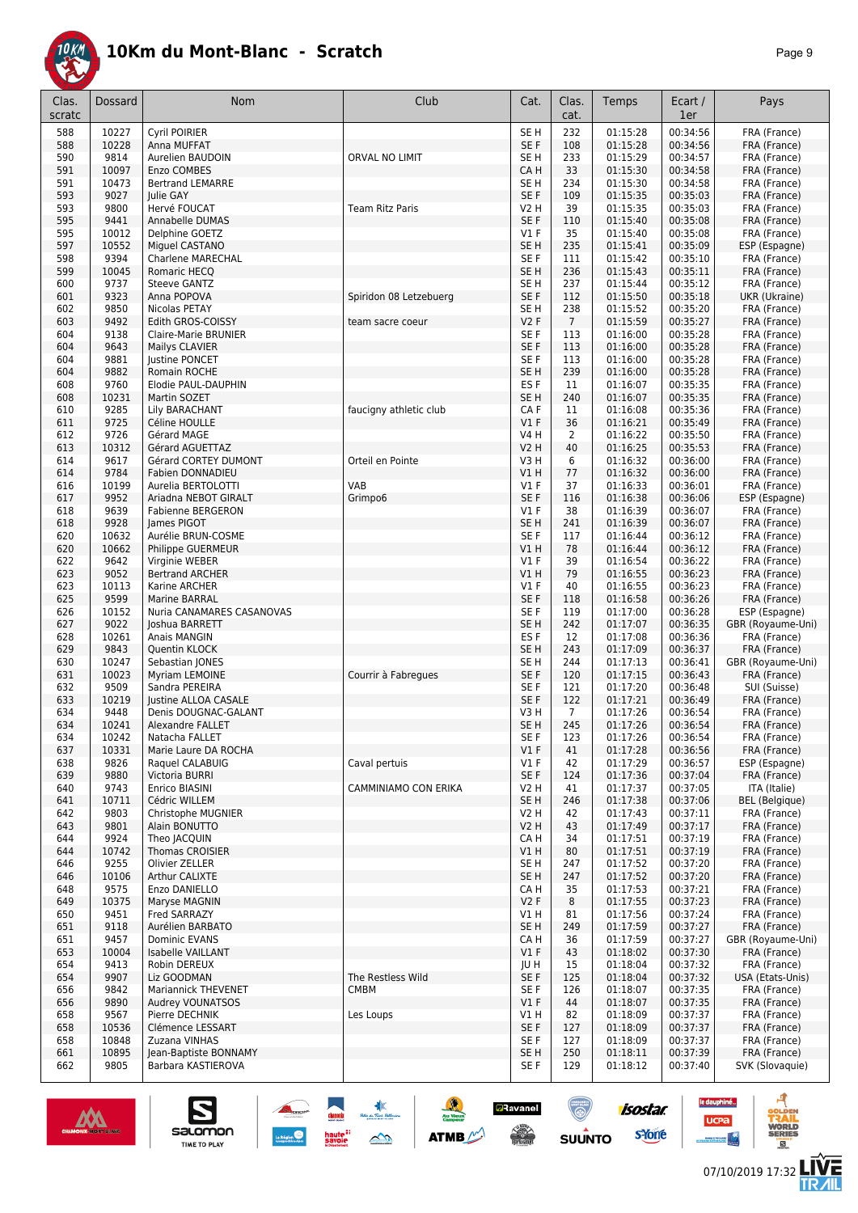# 10Km du Mont-Blanc - Scratch

| Clas. scratc | Dossard | Nom | Club | Cat. | Clas. cat. | Temps | Ecart / 1er | Pays |
|---|---|---|---|---|---|---|---|---|
| 588 | 10227 | Cyril POIRIER | | SE H | 232 | 01:15:28 | 00:34:56 | FRA (France) |
| 588 | 10228 | Anna MUFFAT | | SE F | 108 | 01:15:28 | 00:34:56 | FRA (France) |
| 590 | 9814 | Aurelien BAUDOIN | ORVAL NO LIMIT | SE H | 233 | 01:15:29 | 00:34:57 | FRA (France) |
| 591 | 10097 | Enzo COMBES | | CA H | 33 | 01:15:30 | 00:34:58 | FRA (France) |
| 591 | 10473 | Bertrand LEMARRE | | SE H | 234 | 01:15:30 | 00:34:58 | FRA (France) |
| 593 | 9027 | Julie GAY | | SE F | 109 | 01:15:35 | 00:35:03 | FRA (France) |
| 593 | 9800 | Hervé FOUCAT | Team Ritz Paris | V2 H | 39 | 01:15:35 | 00:35:03 | FRA (France) |
| 595 | 9441 | Annabelle DUMAS | | SE F | 110 | 01:15:40 | 00:35:08 | FRA (France) |
| 595 | 10012 | Delphine GOETZ | | V1 F | 35 | 01:15:40 | 00:35:08 | FRA (France) |
| 597 | 10552 | Miguel CASTANO | | SE H | 235 | 01:15:41 | 00:35:09 | ESP (Espagne) |
| 598 | 9394 | Charlene MARECHAL | | SE F | 111 | 01:15:42 | 00:35:10 | FRA (France) |
| 599 | 10045 | Romaric HECQ | | SE H | 236 | 01:15:43 | 00:35:11 | FRA (France) |
| 600 | 9737 | Steeve GANTZ | | SE H | 237 | 01:15:44 | 00:35:12 | FRA (France) |
| 601 | 9323 | Anna POPOVA | Spiridon 08 Letzebuerg | SE F | 112 | 01:15:50 | 00:35:18 | UKR (Ukraine) |
| 602 | 9850 | Nicolas PETAY | | SE H | 238 | 01:15:52 | 00:35:20 | FRA (France) |
| 603 | 9492 | Edith GROS-COISSY | team sacre coeur | V2 F | 7 | 01:15:59 | 00:35:27 | FRA (France) |
| 604 | 9138 | Claire-Marie BRUNIER | | SE F | 113 | 01:16:00 | 00:35:28 | FRA (France) |
| 604 | 9643 | Mailys CLAVIER | | SE F | 113 | 01:16:00 | 00:35:28 | FRA (France) |
| 604 | 9881 | Justine PONCET | | SE F | 113 | 01:16:00 | 00:35:28 | FRA (France) |
| 604 | 9882 | Romain ROCHE | | SE H | 239 | 01:16:00 | 00:35:28 | FRA (France) |
| 608 | 9760 | Elodie PAUL-DAUPHIN | | ES F | 11 | 01:16:07 | 00:35:35 | FRA (France) |
| 608 | 10231 | Martin SOZET | | SE H | 240 | 01:16:07 | 00:35:35 | FRA (France) |
| 610 | 9285 | Lily BARACHANT | faucigny athletic club | CA F | 11 | 01:16:08 | 00:35:36 | FRA (France) |
| 611 | 9725 | Céline HOULLE | | V1 F | 36 | 01:16:21 | 00:35:49 | FRA (France) |
| 612 | 9726 | Gérard MAGE | | V4 H | 2 | 01:16:22 | 00:35:50 | FRA (France) |
| 613 | 10312 | Gérard AGUETTAZ | | V2 H | 40 | 01:16:25 | 00:35:53 | FRA (France) |
| 614 | 9617 | Gérard CORTEY DUMONT | Orteil en Pointe | V3 H | 6 | 01:16:32 | 00:36:00 | FRA (France) |
| 614 | 9784 | Fabien DONNADIEU | | V1 H | 77 | 01:16:32 | 00:36:00 | FRA (France) |
| 616 | 10199 | Aurelia BERTOLOTTI | VAB | V1 F | 37 | 01:16:33 | 00:36:01 | FRA (France) |
| 617 | 9952 | Ariadna NEBOT GIRALT | Grimpo6 | SE F | 116 | 01:16:38 | 00:36:06 | ESP (Espagne) |
| 618 | 9639 | Fabienne BERGERON | | V1 F | 38 | 01:16:39 | 00:36:07 | FRA (France) |
| 618 | 9928 | James PIGOT | | SE H | 241 | 01:16:39 | 00:36:07 | FRA (France) |
| 620 | 10632 | Aurélie BRUN-COSME | | SE F | 117 | 01:16:44 | 00:36:12 | FRA (France) |
| 620 | 10662 | Philippe GUERMEUR | | V1 H | 78 | 01:16:44 | 00:36:12 | FRA (France) |
| 622 | 9642 | Virginie WEBER | | V1 F | 39 | 01:16:54 | 00:36:22 | FRA (France) |
| 623 | 9052 | Bertrand ARCHER | | V1 H | 79 | 01:16:55 | 00:36:23 | FRA (France) |
| 623 | 10113 | Karine ARCHER | | V1 F | 40 | 01:16:55 | 00:36:23 | FRA (France) |
| 625 | 9599 | Marine BARRAL | | SE F | 118 | 01:16:58 | 00:36:26 | FRA (France) |
| 626 | 10152 | Nuria CANAMARES CASANOVAS | | SE F | 119 | 01:17:00 | 00:36:28 | ESP (Espagne) |
| 627 | 9022 | Joshua BARRETT | | SE H | 242 | 01:17:07 | 00:36:35 | GBR (Royaume-Uni) |
| 628 | 10261 | Anais MANGIN | | ES F | 12 | 01:17:08 | 00:36:36 | FRA (France) |
| 629 | 9843 | Quentin KLOCK | | SE H | 243 | 01:17:09 | 00:36:37 | FRA (France) |
| 630 | 10247 | Sebastian JONES | | SE H | 244 | 01:17:13 | 00:36:41 | GBR (Royaume-Uni) |
| 631 | 10023 | Myriam LEMOINE | Courrir à Fabregues | SE F | 120 | 01:17:15 | 00:36:43 | FRA (France) |
| 632 | 9509 | Sandra PEREIRA | | SE F | 121 | 01:17:20 | 00:36:48 | SUI (Suisse) |
| 633 | 10219 | Justine ALLOA CASALE | | SE F | 122 | 01:17:21 | 00:36:49 | FRA (France) |
| 634 | 9448 | Denis DOUGNAC-GALANT | | V3 H | 7 | 01:17:26 | 00:36:54 | FRA (France) |
| 634 | 10241 | Alexandre FALLET | | SE H | 245 | 01:17:26 | 00:36:54 | FRA (France) |
| 634 | 10242 | Natacha FALLET | | SE F | 123 | 01:17:26 | 00:36:54 | FRA (France) |
| 637 | 10331 | Marie Laure DA ROCHA | | V1 F | 41 | 01:17:28 | 00:36:56 | FRA (France) |
| 638 | 9826 | Raquel CALABUIG | Caval pertuis | V1 F | 42 | 01:17:29 | 00:36:57 | ESP (Espagne) |
| 639 | 9880 | Victoria BURRI | | SE F | 124 | 01:17:36 | 00:37:04 | FRA (France) |
| 640 | 9743 | Enrico BIASINI | CAMMINIAMO CON ERIKA | V2 H | 41 | 01:17:37 | 00:37:05 | ITA (Italie) |
| 641 | 10711 | Cédric WILLEM | | SE H | 246 | 01:17:38 | 00:37:06 | BEL (Belgique) |
| 642 | 9803 | Christophe MUGNIER | | V2 H | 42 | 01:17:43 | 00:37:11 | FRA (France) |
| 643 | 9801 | Alain BONUTTO | | V2 H | 43 | 01:17:49 | 00:37:17 | FRA (France) |
| 644 | 9924 | Theo JACQUIN | | CA H | 34 | 01:17:51 | 00:37:19 | FRA (France) |
| 644 | 10742 | Thomas CROISIER | | V1 H | 80 | 01:17:51 | 00:37:19 | FRA (France) |
| 646 | 9255 | Olivier ZELLER | | SE H | 247 | 01:17:52 | 00:37:20 | FRA (France) |
| 646 | 10106 | Arthur CALIXTE | | SE H | 247 | 01:17:52 | 00:37:20 | FRA (France) |
| 648 | 9575 | Enzo DANIELLO | | CA H | 35 | 01:17:53 | 00:37:21 | FRA (France) |
| 649 | 10375 | Maryse MAGNIN | | V2 F | 8 | 01:17:55 | 00:37:23 | FRA (France) |
| 650 | 9451 | Fred SARRAZY | | V1 H | 81 | 01:17:56 | 00:37:24 | FRA (France) |
| 651 | 9118 | Aurélien BARBATO | | SE H | 249 | 01:17:59 | 00:37:27 | FRA (France) |
| 651 | 9457 | Dominic EVANS | | CA H | 36 | 01:17:59 | 00:37:27 | GBR (Royaume-Uni) |
| 653 | 10004 | Isabelle VAILLANT | | V1 F | 43 | 01:18:02 | 00:37:30 | FRA (France) |
| 654 | 9413 | Robin DEREUX | | JU H | 15 | 01:18:04 | 00:37:32 | FRA (France) |
| 654 | 9907 | Liz GOODMAN | The Restless Wild | SE F | 125 | 01:18:04 | 00:37:32 | USA (Etats-Unis) |
| 656 | 9842 | Mariannick THEVENET | CMBM | SE F | 126 | 01:18:07 | 00:37:35 | FRA (France) |
| 656 | 9890 | Audrey VOUNATSOS | | V1 F | 44 | 01:18:07 | 00:37:35 | FRA (France) |
| 658 | 9567 | Pierre DECHNIK | Les Loups | V1 H | 82 | 01:18:09 | 00:37:37 | FRA (France) |
| 658 | 10536 | Clémence LESSART | | SE F | 127 | 01:18:09 | 00:37:37 | FRA (France) |
| 658 | 10848 | Zuzana VINHAS | | SE F | 127 | 01:18:09 | 00:37:37 | FRA (France) |
| 661 | 10895 | Jean-Baptiste BONNAMY | | SE H | 250 | 01:18:11 | 00:37:39 | FRA (France) |
| 662 | 9805 | Barbara KASTIEROVA | | SE F | 129 | 01:18:12 | 00:37:40 | SVK (Slovaquie) |

07/10/2019 17:32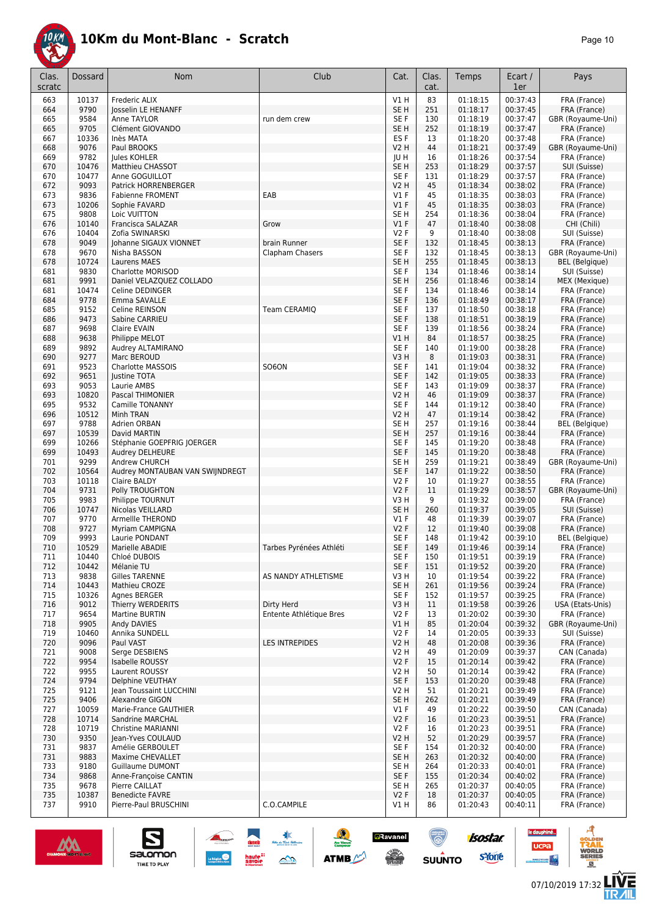# 10Km du Mont-Blanc - Scratch

| Clas. scratc | Dossard | Nom | Club | Cat. | Clas. cat. | Temps | Ecart / 1er | Pays |
|---|---|---|---|---|---|---|---|---|
| 663 | 10137 | Frederic ALIX | | V1 H | 83 | 01:18:15 | 00:37:43 | FRA (France) |
| 664 | 9790 | Josselin LE HENANFF | | SE H | 251 | 01:18:17 | 00:37:45 | FRA (France) |
| 665 | 9584 | Anne TAYLOR | run dem crew | SE F | 130 | 01:18:19 | 00:37:47 | GBR (Royaume-Uni) |
| 665 | 9705 | Clément GIOVANDO | | SE H | 252 | 01:18:19 | 00:37:47 | FRA (France) |
| 667 | 10336 | Inès MATA | | ES F | 13 | 01:18:20 | 00:37:48 | FRA (France) |
| 668 | 9076 | Paul BROOKS | | V2 H | 44 | 01:18:21 | 00:37:49 | GBR (Royaume-Uni) |
| 669 | 9782 | Jules KOHLER | | JU H | 16 | 01:18:26 | 00:37:54 | FRA (France) |
| 670 | 10476 | Matthieu CHASSOT | | SE H | 253 | 01:18:29 | 00:37:57 | SUI (Suisse) |
| 670 | 10477 | Anne GOGUILLOT | | SE F | 131 | 01:18:29 | 00:37:57 | FRA (France) |
| 672 | 9093 | Patrick HORRENBERGER | | V2 H | 45 | 01:18:34 | 00:38:02 | FRA (France) |
| 673 | 9836 | Fabienne FROMENT | EAB | V1 F | 45 | 01:18:35 | 00:38:03 | FRA (France) |
| 673 | 10206 | Sophie FAVARD | | V1 F | 45 | 01:18:35 | 00:38:03 | FRA (France) |
| 675 | 9808 | Loic VUITTON | | SE H | 254 | 01:18:36 | 00:38:04 | FRA (France) |
| 676 | 10140 | Francisca SALAZAR | Grow | V1 F | 47 | 01:18:40 | 00:38:08 | CHI (Chili) |
| 676 | 10404 | Zofia SWINARSKI | | V2 F | 9 | 01:18:40 | 00:38:08 | SUI (Suisse) |
| 678 | 9049 | Johanne SIGAUX VIONNET | brain Runner | SE F | 132 | 01:18:45 | 00:38:13 | FRA (France) |
| 678 | 9670 | Nisha BASSON | Clapham Chasers | SE F | 132 | 01:18:45 | 00:38:13 | GBR (Royaume-Uni) |
| 678 | 10724 | Laurens MAES | | SE H | 255 | 01:18:45 | 00:38:13 | BEL (Belgique) |
| 681 | 9830 | Charlotte MORISOD | | SE F | 134 | 01:18:46 | 00:38:14 | SUI (Suisse) |
| 681 | 9991 | Daniel VELAZQUEZ COLLADO | | SE H | 256 | 01:18:46 | 00:38:14 | MEX (Mexique) |
| 681 | 10474 | Celine DEDINGER | | SE F | 134 | 01:18:46 | 00:38:14 | FRA (France) |
| 684 | 9778 | Emma SAVALLE | | SE F | 136 | 01:18:49 | 00:38:17 | FRA (France) |
| 685 | 9152 | Celine REINSON | Team CERAMIQ | SE F | 137 | 01:18:50 | 00:38:18 | FRA (France) |
| 686 | 9473 | Sabine CARRIEU | | SE F | 138 | 01:18:51 | 00:38:19 | FRA (France) |
| 687 | 9698 | Claire EVAIN | | SE F | 139 | 01:18:56 | 00:38:24 | FRA (France) |
| 688 | 9638 | Philippe MELOT | | V1 H | 84 | 01:18:57 | 00:38:25 | FRA (France) |
| 689 | 9892 | Audrey ALTAMIRANO | | SE F | 140 | 01:19:00 | 00:38:28 | FRA (France) |
| 690 | 9277 | Marc BEROUD | | V3 H | 8 | 01:19:03 | 00:38:31 | FRA (France) |
| 691 | 9523 | Charlotte MASSOIS | SO6ON | SE F | 141 | 01:19:04 | 00:38:32 | FRA (France) |
| 692 | 9651 | Justine TOTA | | SE F | 142 | 01:19:05 | 00:38:33 | FRA (France) |
| 693 | 9053 | Laurie AMBS | | SE F | 143 | 01:19:09 | 00:38:37 | FRA (France) |
| 693 | 10820 | Pascal THIMONIER | | V2 H | 46 | 01:19:09 | 00:38:37 | FRA (France) |
| 695 | 9532 | Camille TONANNY | | SE F | 144 | 01:19:12 | 00:38:40 | FRA (France) |
| 696 | 10512 | Minh TRAN | | V2 H | 47 | 01:19:14 | 00:38:42 | FRA (France) |
| 697 | 9788 | Adrien ORBAN | | SE H | 257 | 01:19:16 | 00:38:44 | BEL (Belgique) |
| 697 | 10539 | David MARTIN | | SE H | 257 | 01:19:16 | 00:38:44 | FRA (France) |
| 699 | 10266 | Stéphanie GOEPFRIG JOERGER | | SE F | 145 | 01:19:20 | 00:38:48 | FRA (France) |
| 699 | 10493 | Audrey DELHEURE | | SE F | 145 | 01:19:20 | 00:38:48 | FRA (France) |
| 701 | 9299 | Andrew CHURCH | | SE H | 259 | 01:19:21 | 00:38:49 | GBR (Royaume-Uni) |
| 702 | 10564 | Audrey MONTAUBAN VAN SWIJNDREGT | | SE F | 147 | 01:19:22 | 00:38:50 | FRA (France) |
| 703 | 10118 | Claire BALDY | | V2 F | 10 | 01:19:27 | 00:38:55 | FRA (France) |
| 704 | 9731 | Polly TROUGHTON | | V2 F | 11 | 01:19:29 | 00:38:57 | GBR (Royaume-Uni) |
| 705 | 9983 | Philippe TOURNUT | | V3 H | 9 | 01:19:32 | 00:39:00 | FRA (France) |
| 706 | 10747 | Nicolas VEILLARD | | SE H | 260 | 01:19:37 | 00:39:05 | SUI (Suisse) |
| 707 | 9770 | Armellle THEROND | | V1 F | 48 | 01:19:39 | 00:39:07 | FRA (France) |
| 708 | 9727 | Myriam CAMPIGNA | | V2 F | 12 | 01:19:40 | 00:39:08 | FRA (France) |
| 709 | 9993 | Laurie PONDANT | | SE F | 148 | 01:19:42 | 00:39:10 | BEL (Belgique) |
| 710 | 10529 | Marielle ABADIE | Tarbes Pyrénées Athléti | SE F | 149 | 01:19:46 | 00:39:14 | FRA (France) |
| 711 | 10440 | Chloé DUBOIS | | SE F | 150 | 01:19:51 | 00:39:19 | FRA (France) |
| 712 | 10442 | Mélanie TU | | SE F | 151 | 01:19:52 | 00:39:20 | FRA (France) |
| 713 | 9838 | Gilles TARENNE | AS NANDY ATHLETISME | V3 H | 10 | 01:19:54 | 00:39:22 | FRA (France) |
| 714 | 10443 | Mathieu CROZE | | SE H | 261 | 01:19:56 | 00:39:24 | FRA (France) |
| 715 | 10326 | Agnes BERGER | | SE F | 152 | 01:19:57 | 00:39:25 | FRA (France) |
| 716 | 9012 | Thierry WERDERITS | Dirty Herd | V3 H | 11 | 01:19:58 | 00:39:26 | USA (Etats-Unis) |
| 717 | 9654 | Martine BURTIN | Entente Athlétique Bres | V2 F | 13 | 01:20:02 | 00:39:30 | FRA (France) |
| 718 | 9905 | Andy DAVIES | | V1 H | 85 | 01:20:04 | 00:39:32 | GBR (Royaume-Uni) |
| 719 | 10460 | Annika SUNDELL | | V2 F | 14 | 01:20:05 | 00:39:33 | SUI (Suisse) |
| 720 | 9096 | Paul VAST | LES INTREPIDES | V2 H | 48 | 01:20:08 | 00:39:36 | FRA (France) |
| 721 | 9008 | Serge DESBIENS | | V2 H | 49 | 01:20:09 | 00:39:37 | CAN (Canada) |
| 722 | 9954 | Isabelle ROUSSY | | V2 F | 15 | 01:20:14 | 00:39:42 | FRA (France) |
| 722 | 9955 | Laurent ROUSSY | | V2 H | 50 | 01:20:14 | 00:39:42 | FRA (France) |
| 724 | 9794 | Delphine VEUTHAY | | SE F | 153 | 01:20:20 | 00:39:48 | FRA (France) |
| 725 | 9121 | Jean Toussaint LUCCHINI | | V2 H | 51 | 01:20:21 | 00:39:49 | FRA (France) |
| 725 | 9406 | Alexandre GIGON | | SE H | 262 | 01:20:21 | 00:39:49 | FRA (France) |
| 727 | 10059 | Marie-France GAUTHIER | | V1 F | 49 | 01:20:22 | 00:39:50 | CAN (Canada) |
| 728 | 10714 | Sandrine MARCHAL | | V2 F | 16 | 01:20:23 | 00:39:51 | FRA (France) |
| 728 | 10719 | Christine MARIANNI | | V2 F | 16 | 01:20:23 | 00:39:51 | FRA (France) |
| 730 | 9350 | Jean-Yves COULAUD | | V2 H | 52 | 01:20:29 | 00:39:57 | FRA (France) |
| 731 | 9837 | Amélie GERBOULET | | SE F | 154 | 01:20:32 | 00:40:00 | FRA (France) |
| 731 | 9883 | Maxime CHEVALLET | | SE H | 263 | 01:20:32 | 00:40:00 | FRA (France) |
| 733 | 9180 | Guillaume DUMONT | | SE H | 264 | 01:20:33 | 00:40:01 | FRA (France) |
| 734 | 9868 | Anne-Françoise CANTIN | | SE F | 155 | 01:20:34 | 00:40:02 | FRA (France) |
| 735 | 9678 | Pierre CAILLAT | | SE H | 265 | 01:20:37 | 00:40:05 | FRA (France) |
| 735 | 10387 | Benedicte FAVRE | | V2 F | 18 | 01:20:37 | 00:40:05 | FRA (France) |
| 737 | 9910 | Pierre-Paul BRUSCHINI | C.O.CAMPILE | V1 H | 86 | 01:20:43 | 00:40:11 | FRA (France) |

07/10/2019 17:32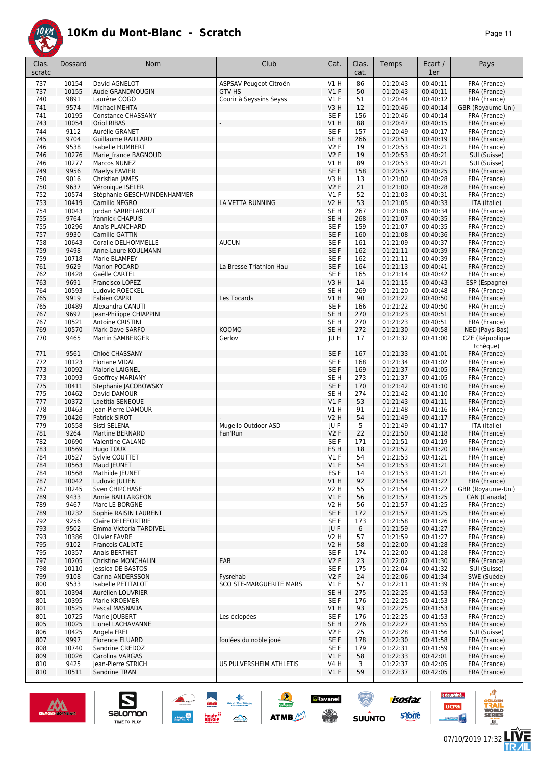# 10Km du Mont-Blanc - Scratch

| Clas. scratc | Dossard | Nom | Club | Cat. | Clas. cat. | Temps | Ecart / 1er | Pays |
|---|---|---|---|---|---|---|---|---|
| 737 | 10154 | David AGNELOT | ASPSAV Peugeot Citroën | V1 H | 86 | 01:20:43 | 00:40:11 | FRA (France) |
| 737 | 10155 | Aude GRANDMOUGIN | GTV HS | V1 F | 50 | 01:20:43 | 00:40:11 | FRA (France) |
| 740 | 9891 | Laurène COGO | Courir à Seyssins Seyss | V1 F | 51 | 01:20:44 | 00:40:12 | FRA (France) |
| 741 | 9574 | Michael MEHTA | | V3 H | 12 | 01:20:46 | 00:40:14 | GBR (Royaume-Uni) |
| 741 | 10195 | Constance CHASSANY | | SE F | 156 | 01:20:46 | 00:40:14 | FRA (France) |
| 743 | 10054 | Oriol RIBAS | - | V1 H | 88 | 01:20:47 | 00:40:15 | FRA (France) |
| 744 | 9112 | Aurélie GRANET | | SE F | 157 | 01:20:49 | 00:40:17 | FRA (France) |
| 745 | 9704 | Guillaume RAILLARD | | SE H | 266 | 01:20:51 | 00:40:19 | FRA (France) |
| 746 | 9538 | Isabelle HUMBERT | | V2 F | 19 | 01:20:53 | 00:40:21 | FRA (France) |
| 746 | 10276 | Marie_france BAGNOUD | | V2 F | 19 | 01:20:53 | 00:40:21 | SUI (Suisse) |
| 746 | 10277 | Marcos NUNEZ | | V1 H | 89 | 01:20:53 | 00:40:21 | SUI (Suisse) |
| 749 | 9956 | Maelys FAVIER | | SE F | 158 | 01:20:57 | 00:40:25 | FRA (France) |
| 750 | 9016 | Christian JAMES | | V3 H | 13 | 01:21:00 | 00:40:28 | FRA (France) |
| 750 | 9637 | Véronique ISELER | | V2 F | 21 | 01:21:00 | 00:40:28 | FRA (France) |
| 752 | 10574 | Stéphanie GESCHWINDENHAMMER | | V1 F | 52 | 01:21:03 | 00:40:31 | FRA (France) |
| 753 | 10419 | Camillo NEGRO | LA VETTA RUNNING | V2 H | 53 | 01:21:05 | 00:40:33 | ITA (Italie) |
| 754 | 10043 | Jordan SARRELABOUT | | SE H | 267 | 01:21:06 | 00:40:34 | FRA (France) |
| 755 | 9764 | Yannick CHAPUIS | | SE H | 268 | 01:21:07 | 00:40:35 | FRA (France) |
| 755 | 10296 | Anaïs PLANCHARD | | SE F | 159 | 01:21:07 | 00:40:35 | FRA (France) |
| 757 | 9930 | Camille GATTIN | | SE F | 160 | 01:21:08 | 00:40:36 | FRA (France) |
| 758 | 10643 | Coralie DELHOMMELLE | AUCUN | SE F | 161 | 01:21:09 | 00:40:37 | FRA (France) |
| 759 | 9498 | Anne-Laure KOULMANN | | SE F | 162 | 01:21:11 | 00:40:39 | FRA (France) |
| 759 | 10718 | Marie BLAMPEY | | SE F | 162 | 01:21:11 | 00:40:39 | FRA (France) |
| 761 | 9629 | Marion POCARD | La Bresse Triathlon Hau | SE F | 164 | 01:21:13 | 00:40:41 | FRA (France) |
| 762 | 10428 | Gaëlle CARTEL | | SE F | 165 | 01:21:14 | 00:40:42 | FRA (France) |
| 763 | 9691 | Francisco LOPEZ | | V3 H | 14 | 01:21:15 | 00:40:43 | ESP (Espagne) |
| 764 | 10593 | Ludovic ROECKEL | | SE H | 269 | 01:21:20 | 00:40:48 | FRA (France) |
| 765 | 9919 | Fabien CAPRI | Les Tocards | V1 H | 90 | 01:21:22 | 00:40:50 | FRA (France) |
| 765 | 10489 | Alexandra CANUTI | | SE F | 166 | 01:21:22 | 00:40:50 | FRA (France) |
| 767 | 9692 | Jean-Philippe CHIAPPINI | | SE H | 270 | 01:21:23 | 00:40:51 | FRA (France) |
| 767 | 10521 | Antoine CRISTINI | | SE H | 270 | 01:21:23 | 00:40:51 | FRA (France) |
| 769 | 10570 | Mark Dave SARFO | KOOMO | SE H | 272 | 01:21:30 | 00:40:58 | NED (Pays-Bas) |
| 770 | 9465 | Martin SAMBERGER | Gerlov | JU H | 17 | 01:21:32 | 00:41:00 | CZE (République tchèque) |
| 771 | 9561 | Chloé CHASSANY | | SE F | 167 | 01:21:33 | 00:41:01 | FRA (France) |
| 772 | 10123 | Floriane VIDAL | | SE F | 168 | 01:21:34 | 00:41:02 | FRA (France) |
| 773 | 10092 | Malorie LAIGNEL | | SE F | 169 | 01:21:37 | 00:41:05 | FRA (France) |
| 773 | 10093 | Geoffrey MARIANY | | SE H | 273 | 01:21:37 | 00:41:05 | FRA (France) |
| 775 | 10411 | Stephanie JACOBOWSKY | | SE F | 170 | 01:21:42 | 00:41:10 | FRA (France) |
| 775 | 10462 | David DAMOUR | | SE H | 274 | 01:21:42 | 00:41:10 | FRA (France) |
| 777 | 10372 | Laetitia SENEQUE | | V1 F | 53 | 01:21:43 | 00:41:11 | FRA (France) |
| 778 | 10463 | Jean-Pierre DAMOUR | | V1 H | 91 | 01:21:48 | 00:41:16 | FRA (France) |
| 779 | 10426 | Patrick SIROT | - | V2 H | 54 | 01:21:49 | 00:41:17 | FRA (France) |
| 779 | 10558 | Sisti SELENA | Mugello Outdoor ASD | JU F | 5 | 01:21:49 | 00:41:17 | ITA (Italie) |
| 781 | 9264 | Martine BERNARD | Fan'Run | V2 F | 22 | 01:21:50 | 00:41:18 | FRA (France) |
| 782 | 10690 | Valentine CALAND | | SE F | 171 | 01:21:51 | 00:41:19 | FRA (France) |
| 783 | 10569 | Hugo TOUX | | ES H | 18 | 01:21:52 | 00:41:20 | FRA (France) |
| 784 | 10527 | Sylvie COUTTET | | V1 F | 54 | 01:21:53 | 00:41:21 | FRA (France) |
| 784 | 10563 | Maud JEUNET | | V1 F | 54 | 01:21:53 | 00:41:21 | FRA (France) |
| 784 | 10568 | Mathilde JEUNET | | ES F | 14 | 01:21:53 | 00:41:21 | FRA (France) |
| 787 | 10042 | Ludovic JULIEN | | V1 H | 92 | 01:21:54 | 00:41:22 | FRA (France) |
| 787 | 10245 | Sven CHIPCHASE | | V2 H | 55 | 01:21:54 | 00:41:22 | GBR (Royaume-Uni) |
| 789 | 9433 | Annie BAILLARGEON | | V1 F | 56 | 01:21:57 | 00:41:25 | CAN (Canada) |
| 789 | 9467 | Marc LE BORGNE | | V2 H | 56 | 01:21:57 | 00:41:25 | FRA (France) |
| 789 | 10232 | Sophie RAISIN LAURENT | | SE F | 172 | 01:21:57 | 00:41:25 | FRA (France) |
| 792 | 9256 | Claire DELEFORTRIE | | SE F | 173 | 01:21:58 | 00:41:26 | FRA (France) |
| 793 | 9502 | Emma-Victoria TARDIVEL | | JU F | 6 | 01:21:59 | 00:41:27 | FRA (France) |
| 793 | 10386 | Olivier FAVRE | | V2 H | 57 | 01:21:59 | 00:41:27 | FRA (France) |
| 795 | 9102 | Francois CALIXTE | | V2 H | 58 | 01:22:00 | 00:41:28 | FRA (France) |
| 795 | 10357 | Anais BERTHET | | SE F | 174 | 01:22:00 | 00:41:28 | FRA (France) |
| 797 | 10205 | Christine MONCHALIN | EAB | V2 F | 23 | 01:22:02 | 00:41:30 | FRA (France) |
| 798 | 10110 | Jessica DE BASTOS | | SE F | 175 | 01:22:04 | 00:41:32 | SUI (Suisse) |
| 799 | 9108 | Carina ANDERSSON | Fysrehab | V2 F | 24 | 01:22:06 | 00:41:34 | SWE (Suède) |
| 800 | 9533 | Isabelle PETITALOT | SCO STE-MARGUERITE MARS | V1 F | 57 | 01:22:11 | 00:41:39 | FRA (France) |
| 801 | 10394 | Aurélien LOUVRIER | | SE H | 275 | 01:22:25 | 00:41:53 | FRA (France) |
| 801 | 10395 | Marie KROEMER | | SE F | 176 | 01:22:25 | 00:41:53 | FRA (France) |
| 801 | 10525 | Pascal MASNADA | | V1 H | 93 | 01:22:25 | 00:41:53 | FRA (France) |
| 801 | 10725 | Marie JOUBERT | Les éclopées | SE F | 176 | 01:22:25 | 00:41:53 | FRA (France) |
| 805 | 10025 | Lionel LACHAVANNE | | SE H | 276 | 01:22:27 | 00:41:55 | FRA (France) |
| 806 | 10425 | Angela FREI | | V2 F | 25 | 01:22:28 | 00:41:56 | SUI (Suisse) |
| 807 | 9997 | Florence ELUARD | foulées du noble joué | SE F | 178 | 01:22:30 | 00:41:58 | FRA (France) |
| 808 | 10740 | Sandrine CREDOZ | | SE F | 179 | 01:22:31 | 00:41:59 | FRA (France) |
| 809 | 10026 | Carolina VARGAS | | V1 F | 58 | 01:22:33 | 00:42:01 | FRA (France) |
| 810 | 9425 | Jean-Pierre STRICH | US PULVERSHEIM ATHLETIS | V4 H | 3 | 01:22:37 | 00:42:05 | FRA (France) |
| 810 | 10511 | Sandrine TRAN | | V1 F | 59 | 01:22:37 | 00:42:05 | FRA (France) |

07/10/2019 17:32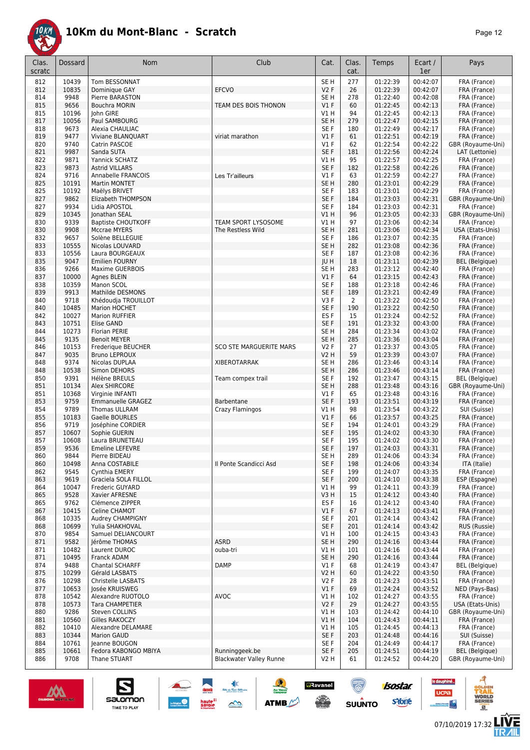# 10Km du Mont-Blanc - Scratch

| Clas. scratc | Dossard | Nom | Club | Cat. | Clas. cat. | Temps | Ecart / 1er | Pays |
|---|---|---|---|---|---|---|---|---|
| 812 | 10439 | Tom BESSONNAT | | SE H | 277 | 01:22:39 | 00:42:07 | FRA (France) |
| 812 | 10835 | Dominique GAY | EFCVO | V2 F | 26 | 01:22:39 | 00:42:07 | FRA (France) |
| 814 | 9948 | Pierre BARASTON | | SE H | 278 | 01:22:40 | 00:42:08 | FRA (France) |
| 815 | 9656 | Bouchra MORIN | TEAM DES BOIS THONON | V1 F | 60 | 01:22:45 | 00:42:13 | FRA (France) |
| 815 | 10196 | John GIRE | | V1 H | 94 | 01:22:45 | 00:42:13 | FRA (France) |
| 817 | 10056 | Paul SAMBOURG | | SE H | 279 | 01:22:47 | 00:42:15 | FRA (France) |
| 818 | 9673 | Alexia CHAULIAC | | SE F | 180 | 01:22:49 | 00:42:17 | FRA (France) |
| 819 | 9477 | Viviane BLANQUART | viriat marathon | V1 F | 61 | 01:22:51 | 00:42:19 | FRA (France) |
| 820 | 9740 | Catrin PASCOE | | V1 F | 62 | 01:22:54 | 00:42:22 | GBR (Royaume-Uni) |
| 821 | 9987 | Sanda SUTA | | SE F | 181 | 01:22:56 | 00:42:24 | LAT (Lettonie) |
| 822 | 9871 | Yannick SCHATZ | | V1 H | 95 | 01:22:57 | 00:42:25 | FRA (France) |
| 823 | 9873 | Astrid VILLARS | | SE F | 182 | 01:22:58 | 00:42:26 | FRA (France) |
| 824 | 9716 | Annabelle FRANCOIS | Les Tr'ailleurs | V1 F | 63 | 01:22:59 | 00:42:27 | FRA (France) |
| 825 | 10191 | Martin MONTET | | SE H | 280 | 01:23:01 | 00:42:29 | FRA (France) |
| 825 | 10192 | Maëlys BRIVET | | SE F | 183 | 01:23:01 | 00:42:29 | FRA (France) |
| 827 | 9862 | Elizabeth THOMPSON | | SE F | 184 | 01:23:03 | 00:42:31 | GBR (Royaume-Uni) |
| 827 | 9934 | Lidia APOSTOL | | SE F | 184 | 01:23:03 | 00:42:31 | FRA (France) |
| 829 | 10345 | Jonathan SEAL | | V1 H | 96 | 01:23:05 | 00:42:33 | GBR (Royaume-Uni) |
| 830 | 9339 | Baptiste CHOUTKOFF | TEAM SPORT LYSOSOME | V1 H | 97 | 01:23:06 | 00:42:34 | FRA (France) |
| 830 | 9908 | Mccrae MYERS | The Restless Wild | SE H | 281 | 01:23:06 | 00:42:34 | USA (Etats-Unis) |
| 832 | 9657 | Solène BELLEGUIE | | SE F | 186 | 01:23:07 | 00:42:35 | FRA (France) |
| 833 | 10555 | Nicolas LOUVARD | | SE H | 282 | 01:23:08 | 00:42:36 | FRA (France) |
| 833 | 10556 | Laura BOURGEAUX | | SE F | 187 | 01:23:08 | 00:42:36 | FRA (France) |
| 835 | 9047 | Emilien FOURNY | | JU H | 18 | 01:23:11 | 00:42:39 | BEL (Belgique) |
| 836 | 9266 | Maxime GUERBOIS | | SE H | 283 | 01:23:12 | 00:42:40 | FRA (France) |
| 837 | 10000 | Agnes BLEIN | | V1 F | 64 | 01:23:15 | 00:42:43 | FRA (France) |
| 838 | 10359 | Manon SCOL | | SE F | 188 | 01:23:18 | 00:42:46 | FRA (France) |
| 839 | 9913 | Mathilde DESMONS | | SE F | 189 | 01:23:21 | 00:42:49 | FRA (France) |
| 840 | 9718 | Khédoudja TROUILLOT | | V3 F | 2 | 01:23:22 | 00:42:50 | FRA (France) |
| 840 | 10485 | Marion HOCHET | | SE F | 190 | 01:23:22 | 00:42:50 | FRA (France) |
| 842 | 10027 | Marion RUFFIER | | ES F | 15 | 01:23:24 | 00:42:52 | FRA (France) |
| 843 | 10751 | Elise GAND | | SE F | 191 | 01:23:32 | 00:43:00 | FRA (France) |
| 844 | 10273 | Florian PERIE | | SE H | 284 | 01:23:34 | 00:43:02 | FRA (France) |
| 845 | 9135 | Benoit MEYER | | SE H | 285 | 01:23:36 | 00:43:04 | FRA (France) |
| 846 | 10153 | Frederique BEUCHER | SCO STE MARGUERITE MARS | V2 F | 27 | 01:23:37 | 00:43:05 | FRA (France) |
| 847 | 9035 | Bruno LEPROUX | | V2 H | 59 | 01:23:39 | 00:43:07 | FRA (France) |
| 848 | 9374 | Nicolas DUPLAA | XIBEROTARRAK | SE H | 286 | 01:23:46 | 00:43:14 | FRA (France) |
| 848 | 10538 | Simon DEHORS | | SE H | 286 | 01:23:46 | 00:43:14 | FRA (France) |
| 850 | 9391 | Hélène BREULS | Team compex trail | SE F | 192 | 01:23:47 | 00:43:15 | BEL (Belgique) |
| 851 | 10134 | Alex SHIRCORE | | SE H | 288 | 01:23:48 | 00:43:16 | GBR (Royaume-Uni) |
| 851 | 10368 | Virginie INFANTI | | V1 F | 65 | 01:23:48 | 00:43:16 | FRA (France) |
| 853 | 9759 | Emmanuelle GRAGEZ | Barbentane | SE F | 193 | 01:23:51 | 00:43:19 | FRA (France) |
| 854 | 9789 | Thomas ULLRAM | Crazy Flamingos | V1 H | 98 | 01:23:54 | 00:43:22 | SUI (Suisse) |
| 855 | 10183 | Gaelle BOURLES | | V1 F | 66 | 01:23:57 | 00:43:25 | FRA (France) |
| 856 | 9719 | Joséphine CORDIER | | SE F | 194 | 01:24:01 | 00:43:29 | FRA (France) |
| 857 | 10607 | Sophie GUERIN | | SE F | 195 | 01:24:02 | 00:43:30 | FRA (France) |
| 857 | 10608 | Laura BRUNETEAU | | SE F | 195 | 01:24:02 | 00:43:30 | FRA (France) |
| 859 | 9536 | Emeline LEFEVRE | | SE F | 197 | 01:24:03 | 00:43:31 | FRA (France) |
| 860 | 9844 | Pierre BIDEAU | | SE H | 289 | 01:24:06 | 00:43:34 | FRA (France) |
| 860 | 10498 | Anna COSTABILE | Il Ponte Scandicci Asd | SE F | 198 | 01:24:06 | 00:43:34 | ITA (Italie) |
| 862 | 9545 | Cynthia EMERY | | SE F | 199 | 01:24:07 | 00:43:35 | FRA (France) |
| 863 | 9619 | Graciela SOLA FILLOL | | SE F | 200 | 01:24:10 | 00:43:38 | ESP (Espagne) |
| 864 | 10047 | Frederic GUYARD | | V1 H | 99 | 01:24:11 | 00:43:39 | FRA (France) |
| 865 | 9528 | Xavier AFRESNE | | V3 H | 15 | 01:24:12 | 00:43:40 | FRA (France) |
| 865 | 9762 | Clémence ZIPPER | | ES F | 16 | 01:24:12 | 00:43:40 | FRA (France) |
| 867 | 10415 | Celine CHAMOT | | V1 F | 67 | 01:24:13 | 00:43:41 | FRA (France) |
| 868 | 10335 | Audrey CHAMPIGNY | | SE F | 201 | 01:24:14 | 00:43:42 | FRA (France) |
| 868 | 10699 | Yulia SHAKHOVAL | | SE F | 201 | 01:24:14 | 00:43:42 | RUS (Russie) |
| 870 | 9854 | Samuel DELIANCOURT | | V1 H | 100 | 01:24:15 | 00:43:43 | FRA (France) |
| 871 | 9582 | Jérôme THOMAS | ASRD | SE H | 290 | 01:24:16 | 00:43:44 | FRA (France) |
| 871 | 10482 | Laurent DUROC | ouba-tri | V1 H | 101 | 01:24:16 | 00:43:44 | FRA (France) |
| 871 | 10495 | Franck ADAM | | SE H | 290 | 01:24:16 | 00:43:44 | FRA (France) |
| 874 | 9488 | Chantal SCHARFF | DAMP | V1 F | 68 | 01:24:19 | 00:43:47 | BEL (Belgique) |
| 875 | 10299 | Gérald LASBATS | | V2 H | 60 | 01:24:22 | 00:43:50 | FRA (France) |
| 876 | 10298 | Christelle LASBATS | | V2 F | 28 | 01:24:23 | 00:43:51 | FRA (France) |
| 877 | 10653 | Josée KRUISWEG | | V1 F | 69 | 01:24:24 | 00:43:52 | NED (Pays-Bas) |
| 878 | 10542 | Alexandre RUOTOLO | AVOC | V1 H | 102 | 01:24:27 | 00:43:55 | FRA (France) |
| 878 | 10573 | Tara CHAMPETIER | | V2 F | 29 | 01:24:27 | 00:43:55 | USA (Etats-Unis) |
| 880 | 9286 | Steven COLLINS | | V1 H | 103 | 01:24:42 | 00:44:10 | GBR (Royaume-Uni) |
| 881 | 10560 | Gilles RAKOCZY | | V1 H | 104 | 01:24:43 | 00:44:11 | FRA (France) |
| 882 | 10410 | Alexandre DELAMARE | | V1 H | 105 | 01:24:45 | 00:44:13 | FRA (France) |
| 883 | 10344 | Marion GAUD | | SE F | 203 | 01:24:48 | 00:44:16 | SUI (Suisse) |
| 884 | 10761 | Jeanne BOUGON | | SE F | 204 | 01:24:49 | 00:44:17 | FRA (France) |
| 885 | 10661 | Fedora KABONGO MBIYA | Runninggeek.be | SE F | 205 | 01:24:51 | 00:44:19 | BEL (Belgique) |
| 886 | 9708 | Thane STUART | Blackwater Valley Runne | V2 H | 61 | 01:24:52 | 00:44:20 | GBR (Royaume-Uni) |

07/10/2019 17:32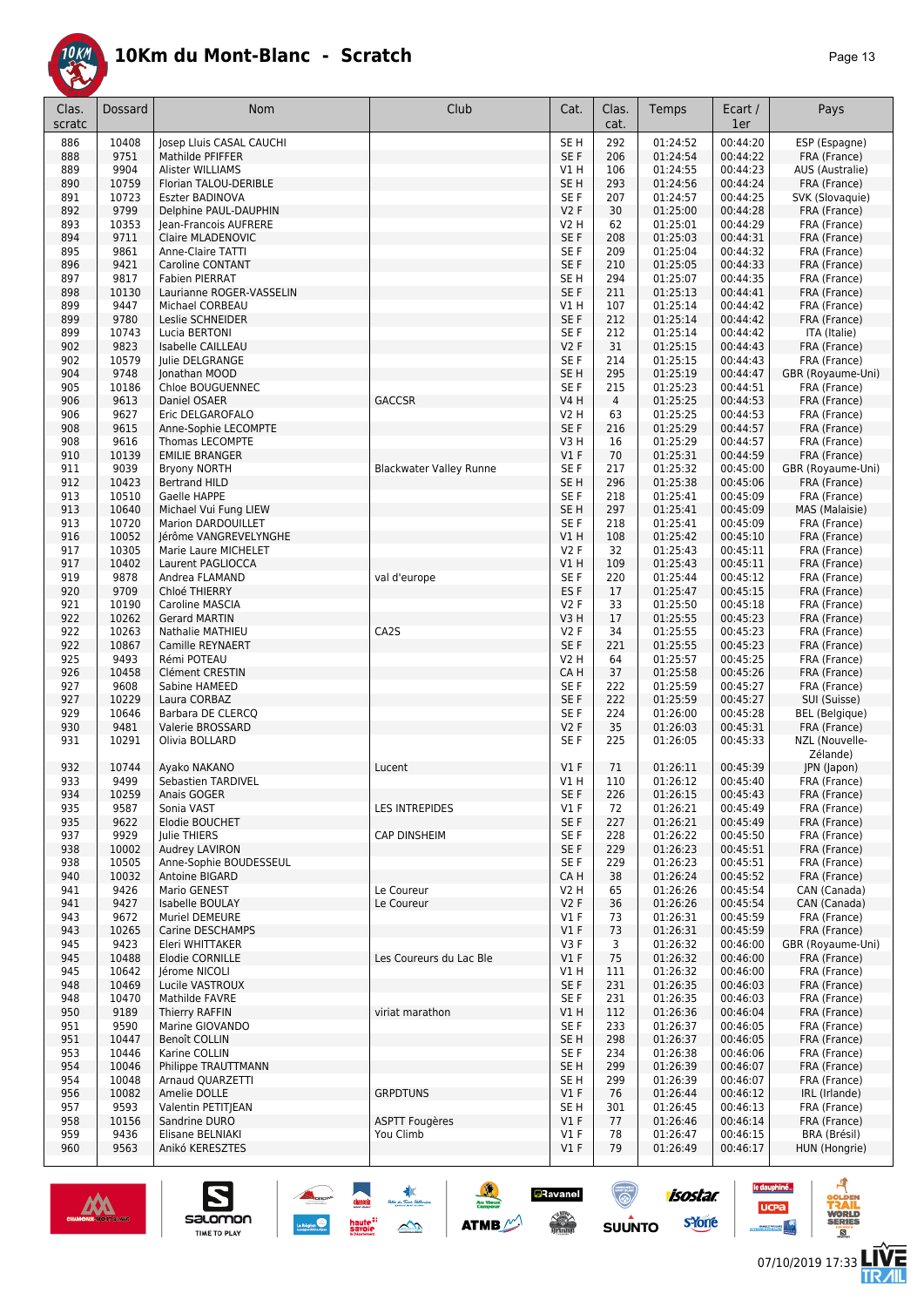# 10Km du Mont-Blanc - Scratch

| Clas. scratc | Dossard | Nom | Club | Cat. | Clas. cat. | Temps | Ecart / 1er | Pays |
|---|---|---|---|---|---|---|---|---|
| 886 | 10408 | Josep Lluis CASAL CAUCHI | | SE H | 292 | 01:24:52 | 00:44:20 | ESP (Espagne) |
| 888 | 9751 | Mathilde PFIFFER | | SE F | 206 | 01:24:54 | 00:44:22 | FRA (France) |
| 889 | 9904 | Alister WILLIAMS | | V1 H | 106 | 01:24:55 | 00:44:23 | AUS (Australie) |
| 890 | 10759 | Florian TALOU-DERIBLE | | SE H | 293 | 01:24:56 | 00:44:24 | FRA (France) |
| 891 | 10723 | Eszter BADINOVA | | SE F | 207 | 01:24:57 | 00:44:25 | SVK (Slovaquie) |
| 892 | 9799 | Delphine PAUL-DAUPHIN | | V2 F | 30 | 01:25:00 | 00:44:28 | FRA (France) |
| 893 | 10353 | Jean-Francois AUFRERE | | V2 H | 62 | 01:25:01 | 00:44:29 | FRA (France) |
| 894 | 9711 | Claire MLADENOVIC | | SE F | 208 | 01:25:03 | 00:44:31 | FRA (France) |
| 895 | 9861 | Anne-Claire TATTI | | SE F | 209 | 01:25:04 | 00:44:32 | FRA (France) |
| 896 | 9421 | Caroline CONTANT | | SE F | 210 | 01:25:05 | 00:44:33 | FRA (France) |
| 897 | 9817 | Fabien PIERRAT | | SE H | 294 | 01:25:07 | 00:44:35 | FRA (France) |
| 898 | 10130 | Laurianne ROGER-VASSELIN | | SE F | 211 | 01:25:13 | 00:44:41 | FRA (France) |
| 899 | 9447 | Michael CORBEAU | | V1 H | 107 | 01:25:14 | 00:44:42 | FRA (France) |
| 899 | 9780 | Leslie SCHNEIDER | | SE F | 212 | 01:25:14 | 00:44:42 | FRA (France) |
| 899 | 10743 | Lucia BERTONI | | SE F | 212 | 01:25:14 | 00:44:42 | ITA (Italie) |
| 902 | 9823 | Isabelle CAILLEAU | | V2 F | 31 | 01:25:15 | 00:44:43 | FRA (France) |
| 902 | 10579 | Julie DELGRANGE | | SE F | 214 | 01:25:15 | 00:44:43 | FRA (France) |
| 904 | 9748 | Jonathan MOOD | | SE H | 295 | 01:25:19 | 00:44:47 | GBR (Royaume-Uni) |
| 905 | 10186 | Chloe BOUGUENNEC | | SE F | 215 | 01:25:23 | 00:44:51 | FRA (France) |
| 906 | 9613 | Daniel OSAER | GACCSR | V4 H | 4 | 01:25:25 | 00:44:53 | FRA (France) |
| 906 | 9627 | Eric DELGAROFALO | | V2 H | 63 | 01:25:25 | 00:44:53 | FRA (France) |
| 908 | 9615 | Anne-Sophie LECOMPTE | | SE F | 216 | 01:25:29 | 00:44:57 | FRA (France) |
| 908 | 9616 | Thomas LECOMPTE | | V3 H | 16 | 01:25:29 | 00:44:57 | FRA (France) |
| 910 | 10139 | EMILIE BRANGER | | V1 F | 70 | 01:25:31 | 00:44:59 | FRA (France) |
| 911 | 9039 | Bryony NORTH | Blackwater Valley Runne | SE F | 217 | 01:25:32 | 00:45:00 | GBR (Royaume-Uni) |
| 912 | 10423 | Bertrand HILD | | SE H | 296 | 01:25:38 | 00:45:06 | FRA (France) |
| 913 | 10510 | Gaelle HAPPE | | SE F | 218 | 01:25:41 | 00:45:09 | FRA (France) |
| 913 | 10640 | Michael Vui Fung LIEW | | SE H | 297 | 01:25:41 | 00:45:09 | MAS (Malaisie) |
| 913 | 10720 | Marion DARDOUILLET | | SE F | 218 | 01:25:41 | 00:45:09 | FRA (France) |
| 916 | 10052 | Jérôme VANGREVELYNGHE | | V1 H | 108 | 01:25:42 | 00:45:10 | FRA (France) |
| 917 | 10305 | Marie Laure MICHELET | | V2 F | 32 | 01:25:43 | 00:45:11 | FRA (France) |
| 917 | 10402 | Laurent PAGLIOCCA | | V1 H | 109 | 01:25:43 | 00:45:11 | FRA (France) |
| 919 | 9878 | Andrea FLAMAND | val d'europe | SE F | 220 | 01:25:44 | 00:45:12 | FRA (France) |
| 920 | 9709 | Chloé THIERRY | | ES F | 17 | 01:25:47 | 00:45:15 | FRA (France) |
| 921 | 10190 | Caroline MASCIA | | V2 F | 33 | 01:25:50 | 00:45:18 | FRA (France) |
| 922 | 10262 | Gerard MARTIN | | V3 H | 17 | 01:25:55 | 00:45:23 | FRA (France) |
| 922 | 10263 | Nathalie MATHIEU | CA2S | V2 F | 34 | 01:25:55 | 00:45:23 | FRA (France) |
| 922 | 10867 | Camille REYNAERT | | SE F | 221 | 01:25:55 | 00:45:23 | FRA (France) |
| 925 | 9493 | Rémi POTEAU | | V2 H | 64 | 01:25:57 | 00:45:25 | FRA (France) |
| 926 | 10458 | Clément CRESTIN | | CA H | 37 | 01:25:58 | 00:45:26 | FRA (France) |
| 927 | 9608 | Sabine HAMEED | | SE F | 222 | 01:25:59 | 00:45:27 | FRA (France) |
| 927 | 10229 | Laura CORBAZ | | SE F | 222 | 01:25:59 | 00:45:27 | SUI (Suisse) |
| 929 | 10646 | Barbara DE CLERCQ | | SE F | 224 | 01:26:00 | 00:45:28 | BEL (Belgique) |
| 930 | 9481 | Valerie BROSSARD | | V2 F | 35 | 01:26:03 | 00:45:31 | FRA (France) |
| 931 | 10291 | Olivia BOLLARD | | SE F | 225 | 01:26:05 | 00:45:33 | NZL (Nouvelle-Zélande) |
| 932 | 10744 | Ayako NAKANO | Lucent | V1 F | 71 | 01:26:11 | 00:45:39 | JPN (Japon) |
| 933 | 9499 | Sebastien TARDIVEL | | V1 H | 110 | 01:26:12 | 00:45:40 | FRA (France) |
| 934 | 10259 | Anais GOGER | | SE F | 226 | 01:26:15 | 00:45:43 | FRA (France) |
| 935 | 9587 | Sonia VAST | LES INTREPIDES | V1 F | 72 | 01:26:21 | 00:45:49 | FRA (France) |
| 935 | 9622 | Elodie BOUCHET | | SE F | 227 | 01:26:21 | 00:45:49 | FRA (France) |
| 937 | 9929 | Julie THIERS | CAP DINSHEIM | SE F | 228 | 01:26:22 | 00:45:50 | FRA (France) |
| 938 | 10002 | Audrey LAVIRON | | SE F | 229 | 01:26:23 | 00:45:51 | FRA (France) |
| 938 | 10505 | Anne-Sophie BOUDESSEUL | | SE F | 229 | 01:26:23 | 00:45:51 | FRA (France) |
| 940 | 10032 | Antoine BIGARD | | CA H | 38 | 01:26:24 | 00:45:52 | FRA (France) |
| 941 | 9426 | Mario GENEST | Le Coureur | V2 H | 65 | 01:26:26 | 00:45:54 | CAN (Canada) |
| 941 | 9427 | Isabelle BOULAY | Le Coureur | V2 F | 36 | 01:26:26 | 00:45:54 | CAN (Canada) |
| 943 | 9672 | Muriel DEMEURE | | V1 F | 73 | 01:26:31 | 00:45:59 | FRA (France) |
| 943 | 10265 | Carine DESCHAMPS | | V1 F | 73 | 01:26:31 | 00:45:59 | FRA (France) |
| 945 | 9423 | Eleri WHITTAKER | | V3 F | 3 | 01:26:32 | 00:46:00 | GBR (Royaume-Uni) |
| 945 | 10488 | Elodie CORNILLE | Les Coureurs du Lac Ble | V1 F | 75 | 01:26:32 | 00:46:00 | FRA (France) |
| 945 | 10642 | Jérome NICOLI | | V1 H | 111 | 01:26:32 | 00:46:00 | FRA (France) |
| 948 | 10469 | Lucile VASTROUX | | SE F | 231 | 01:26:35 | 00:46:03 | FRA (France) |
| 948 | 10470 | Mathilde FAVRE | | SE F | 231 | 01:26:35 | 00:46:03 | FRA (France) |
| 950 | 9189 | Thierry RAFFIN | viriat marathon | V1 H | 112 | 01:26:36 | 00:46:04 | FRA (France) |
| 951 | 9590 | Marine GIOVANDO | | SE F | 233 | 01:26:37 | 00:46:05 | FRA (France) |
| 951 | 10447 | Benoît COLLIN | | SE H | 298 | 01:26:37 | 00:46:05 | FRA (France) |
| 953 | 10446 | Karine COLLIN | | SE F | 234 | 01:26:38 | 00:46:06 | FRA (France) |
| 954 | 10046 | Philippe TRAUTTMANN | | SE H | 299 | 01:26:39 | 00:46:07 | FRA (France) |
| 954 | 10048 | Arnaud QUARZETTI | | SE H | 299 | 01:26:39 | 00:46:07 | FRA (France) |
| 956 | 10082 | Amelie DOLLE | GRPDTUNS | V1 F | 76 | 01:26:44 | 00:46:12 | IRL (Irlande) |
| 957 | 9593 | Valentin PETITJEAN | | SE H | 301 | 01:26:45 | 00:46:13 | FRA (France) |
| 958 | 10156 | Sandrine DURO | ASPTT Fougères | V1 F | 77 | 01:26:46 | 00:46:14 | FRA (France) |
| 959 | 9436 | Elisane BELNIAKI | You Climb | V1 F | 78 | 01:26:47 | 00:46:15 | BRA (Brésil) |
| 960 | 9563 | Anikó KERESZTES | | V1 F | 79 | 01:26:49 | 00:46:17 | HUN (Hongrie) |

07/10/2019 17:33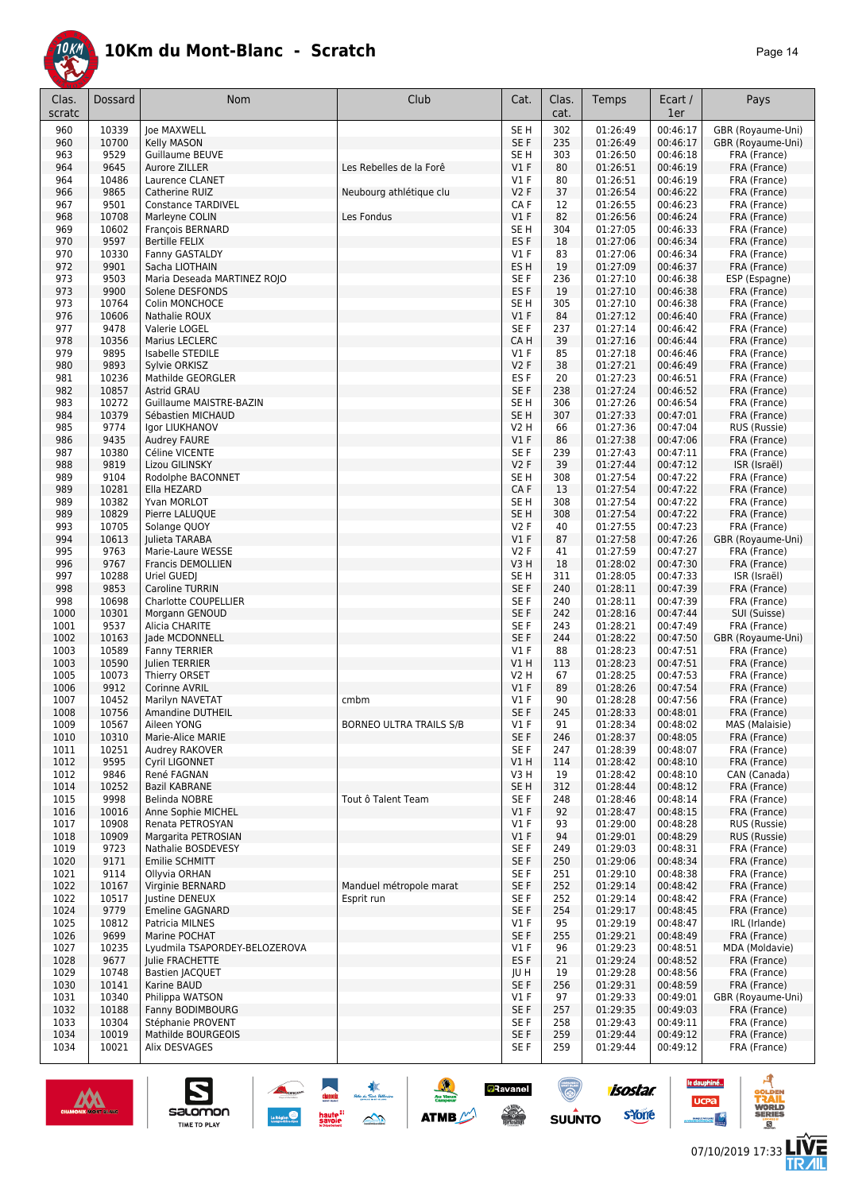# 10Km du Mont-Blanc - Scratch

| Clas. scratc | Dossard | Nom | Club | Cat. | Clas. cat. | Temps | Ecart / 1er | Pays |
|---|---|---|---|---|---|---|---|---|
| 960 | 10339 | Joe MAXWELL | | SE H | 302 | 01:26:49 | 00:46:17 | GBR (Royaume-Uni) |
| 960 | 10700 | Kelly MASON | | SE F | 235 | 01:26:49 | 00:46:17 | GBR (Royaume-Uni) |
| 963 | 9529 | Guillaume BEUVE | | SE H | 303 | 01:26:50 | 00:46:18 | FRA (France) |
| 964 | 9645 | Aurore ZILLER | Les Rebelles de la Forê | V1 F | 80 | 01:26:51 | 00:46:19 | FRA (France) |
| 964 | 10486 | Laurence CLANET | | V1 F | 80 | 01:26:51 | 00:46:19 | FRA (France) |
| 966 | 9865 | Catherine RUIZ | Neubourg athlétique clu | V2 F | 37 | 01:26:54 | 00:46:22 | FRA (France) |
| 967 | 9501 | Constance TARDIVEL | | CA F | 12 | 01:26:55 | 00:46:23 | FRA (France) |
| 968 | 10708 | Marleyne COLIN | Les Fondus | V1 F | 82 | 01:26:56 | 00:46:24 | FRA (France) |
| 969 | 10602 | François BERNARD | | SE H | 304 | 01:27:05 | 00:46:33 | FRA (France) |
| 970 | 9597 | Bertille FELIX | | ES F | 18 | 01:27:06 | 00:46:34 | FRA (France) |
| 970 | 10330 | Fanny GASTALDY | | V1 F | 83 | 01:27:06 | 00:46:34 | FRA (France) |
| 972 | 9901 | Sacha LIOTHAIN | | ES H | 19 | 01:27:09 | 00:46:37 | FRA (France) |
| 973 | 9503 | Maria Deseada MARTINEZ ROJO | | SE F | 236 | 01:27:10 | 00:46:38 | ESP (Espagne) |
| 973 | 9900 | Solene DESFONDS | | ES F | 19 | 01:27:10 | 00:46:38 | FRA (France) |
| 973 | 10764 | Colin MONCHOCE | | SE H | 305 | 01:27:10 | 00:46:38 | FRA (France) |
| 976 | 10606 | Nathalie ROUX | | V1 F | 84 | 01:27:12 | 00:46:40 | FRA (France) |
| 977 | 9478 | Valerie LOGEL | | SE F | 237 | 01:27:14 | 00:46:42 | FRA (France) |
| 978 | 10356 | Marius LECLERC | | CA H | 39 | 01:27:16 | 00:46:44 | FRA (France) |
| 979 | 9895 | Isabelle STEDILE | | V1 F | 85 | 01:27:18 | 00:46:46 | FRA (France) |
| 980 | 9893 | Sylvie ORKISZ | | V2 F | 38 | 01:27:21 | 00:46:49 | FRA (France) |
| 981 | 10236 | Mathilde GEORGLER | | ES F | 20 | 01:27:23 | 00:46:51 | FRA (France) |
| 982 | 10857 | Astrid GRAU | | SE F | 238 | 01:27:24 | 00:46:52 | FRA (France) |
| 983 | 10272 | Guillaume MAISTRE-BAZIN | | SE H | 306 | 01:27:26 | 00:46:54 | FRA (France) |
| 984 | 10379 | Sébastien MICHAUD | | SE H | 307 | 01:27:33 | 00:47:01 | FRA (France) |
| 985 | 9774 | Igor LIUKHANOV | | V2 H | 66 | 01:27:36 | 00:47:04 | RUS (Russie) |
| 986 | 9435 | Audrey FAURE | | V1 F | 86 | 01:27:38 | 00:47:06 | FRA (France) |
| 987 | 10380 | Céline VICENTE | | SE F | 239 | 01:27:43 | 00:47:11 | FRA (France) |
| 988 | 9819 | Lizou GILINSKY | | V2 F | 39 | 01:27:44 | 00:47:12 | ISR (Israël) |
| 989 | 9104 | Rodolphe BACONNET | | SE H | 308 | 01:27:54 | 00:47:22 | FRA (France) |
| 989 | 10281 | Ella HEZARD | | CA F | 13 | 01:27:54 | 00:47:22 | FRA (France) |
| 989 | 10382 | Yvan MORLOT | | SE H | 308 | 01:27:54 | 00:47:22 | FRA (France) |
| 989 | 10829 | Pierre LALUQUE | | SE H | 308 | 01:27:54 | 00:47:22 | FRA (France) |
| 993 | 10705 | Solange QUOY | | V2 F | 40 | 01:27:55 | 00:47:23 | FRA (France) |
| 994 | 10613 | Julieta TARABA | | V1 F | 87 | 01:27:58 | 00:47:26 | GBR (Royaume-Uni) |
| 995 | 9763 | Marie-Laure WESSE | | V2 F | 41 | 01:27:59 | 00:47:27 | FRA (France) |
| 996 | 9767 | Francis DEMOLLIEN | | V3 H | 18 | 01:28:02 | 00:47:30 | FRA (France) |
| 997 | 10288 | Uriel GUEDJ | | SE H | 311 | 01:28:05 | 00:47:33 | ISR (Israël) |
| 998 | 9853 | Caroline TURRIN | | SE F | 240 | 01:28:11 | 00:47:39 | FRA (France) |
| 998 | 10698 | Charlotte COUPELLIER | | SE F | 240 | 01:28:11 | 00:47:39 | FRA (France) |
| 1000 | 10301 | Morgann GENOUD | | SE F | 242 | 01:28:16 | 00:47:44 | SUI (Suisse) |
| 1001 | 9537 | Alicia CHARITE | | SE F | 243 | 01:28:21 | 00:47:49 | FRA (France) |
| 1002 | 10163 | Jade MCDONNELL | | SE F | 244 | 01:28:22 | 00:47:50 | GBR (Royaume-Uni) |
| 1003 | 10589 | Fanny TERRIER | | V1 F | 88 | 01:28:23 | 00:47:51 | FRA (France) |
| 1003 | 10590 | Julien TERRIER | | V1 H | 113 | 01:28:23 | 00:47:51 | FRA (France) |
| 1005 | 10073 | Thierry ORSET | | V2 H | 67 | 01:28:25 | 00:47:53 | FRA (France) |
| 1006 | 9912 | Corinne AVRIL | | V1 F | 89 | 01:28:26 | 00:47:54 | FRA (France) |
| 1007 | 10452 | Marilyn NAVETAT | cmbm | V1 F | 90 | 01:28:28 | 00:47:56 | FRA (France) |
| 1008 | 10756 | Amandine DUTHEIL | | SE F | 245 | 01:28:33 | 00:48:01 | FRA (France) |
| 1009 | 10567 | Aileen YONG | BORNEO ULTRA TRAILS S/B | V1 F | 91 | 01:28:34 | 00:48:02 | MAS (Malaisie) |
| 1010 | 10310 | Marie-Alice MARIE | | SE F | 246 | 01:28:37 | 00:48:05 | FRA (France) |
| 1011 | 10251 | Audrey RAKOVER | | SE F | 247 | 01:28:39 | 00:48:07 | FRA (France) |
| 1012 | 9595 | Cyril LIGONNET | | V1 H | 114 | 01:28:42 | 00:48:10 | FRA (France) |
| 1012 | 9846 | René FAGNAN | | V3 H | 19 | 01:28:42 | 00:48:10 | CAN (Canada) |
| 1014 | 10252 | Bazil KABRANE | | SE H | 312 | 01:28:44 | 00:48:12 | FRA (France) |
| 1015 | 9998 | Belinda NOBRE | Tout ô Talent Team | SE F | 248 | 01:28:46 | 00:48:14 | FRA (France) |
| 1016 | 10016 | Anne Sophie MICHEL | | V1 F | 92 | 01:28:47 | 00:48:15 | FRA (France) |
| 1017 | 10908 | Renata PETROSYAN | | V1 F | 93 | 01:29:00 | 00:48:28 | RUS (Russie) |
| 1018 | 10909 | Margarita PETROSIAN | | V1 F | 94 | 01:29:01 | 00:48:29 | RUS (Russie) |
| 1019 | 9723 | Nathalie BOSDEVESY | | SE F | 249 | 01:29:03 | 00:48:31 | FRA (France) |
| 1020 | 9171 | Emilie SCHMITT | | SE F | 250 | 01:29:06 | 00:48:34 | FRA (France) |
| 1021 | 9114 | Ollyvia ORHAN | | SE F | 251 | 01:29:10 | 00:48:38 | FRA (France) |
| 1022 | 10167 | Virginie BERNARD | Manduel métropole marat | SE F | 252 | 01:29:14 | 00:48:42 | FRA (France) |
| 1022 | 10517 | Justine DENEUX | Esprit run | SE F | 252 | 01:29:14 | 00:48:42 | FRA (France) |
| 1024 | 9779 | Emeline GAGNARD | | SE F | 254 | 01:29:17 | 00:48:45 | FRA (France) |
| 1025 | 10812 | Patricia MILNES | | V1 F | 95 | 01:29:19 | 00:48:47 | IRL (Irlande) |
| 1026 | 9699 | Marine POCHAT | | SE F | 255 | 01:29:21 | 00:48:49 | FRA (France) |
| 1027 | 10235 | Lyudmila TSAPORDEY-BELOZEROVA | | V1 F | 96 | 01:29:23 | 00:48:51 | MDA (Moldavie) |
| 1028 | 9677 | Julie FRACHETTE | | ES F | 21 | 01:29:24 | 00:48:52 | FRA (France) |
| 1029 | 10748 | Bastien JACQUET | | JU H | 19 | 01:29:28 | 00:48:56 | FRA (France) |
| 1030 | 10141 | Karine BAUD | | SE F | 256 | 01:29:31 | 00:48:59 | FRA (France) |
| 1031 | 10340 | Philippa WATSON | | V1 F | 97 | 01:29:33 | 00:49:01 | GBR (Royaume-Uni) |
| 1032 | 10188 | Fanny BODIMBOURG | | SE F | 257 | 01:29:35 | 00:49:03 | FRA (France) |
| 1033 | 10304 | Stéphanie PROVENT | | SE F | 258 | 01:29:43 | 00:49:11 | FRA (France) |
| 1034 | 10019 | Mathilde BOURGEOIS | | SE F | 259 | 01:29:44 | 00:49:12 | FRA (France) |
| 1034 | 10021 | Alix DESVAGES | | SE F | 259 | 01:29:44 | 00:49:12 | FRA (France) |

07/10/2019 17:33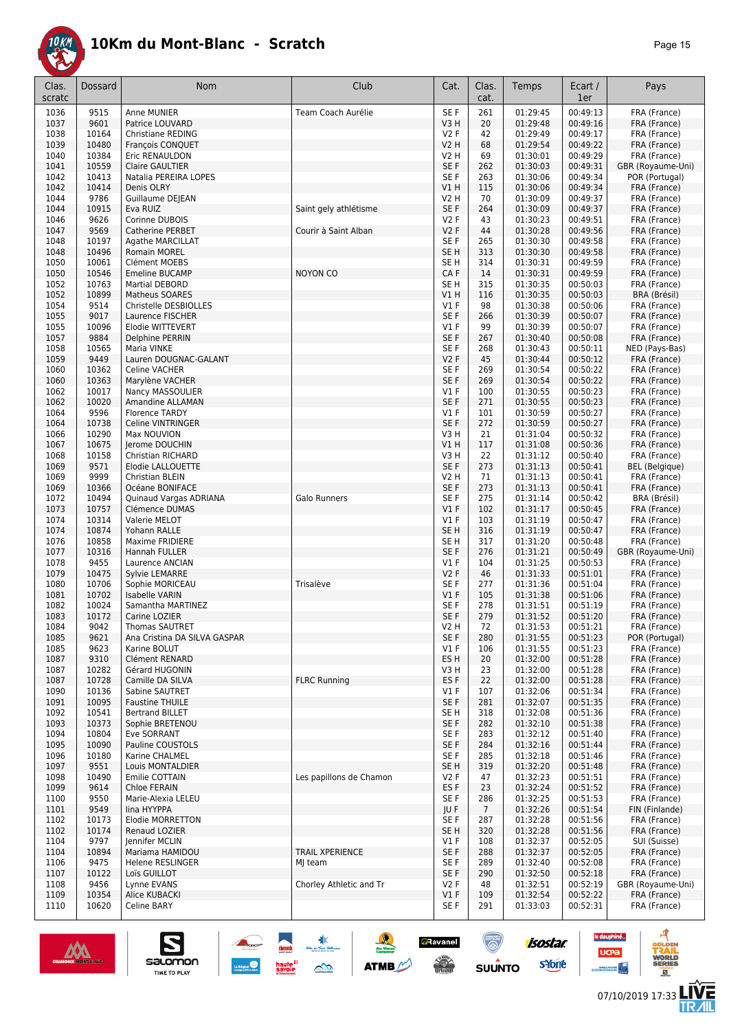# 10Km du Mont-Blanc - Scratch

| Clas. scratc | Dossard | Nom | Club | Cat. | Clas. cat. | Temps | Ecart / 1er | Pays |
|---|---|---|---|---|---|---|---|---|
| 1036 | 9515 | Anne MUNIER | Team Coach Aurélie | SE F | 261 | 01:29:45 | 00:49:13 | FRA (France) |
| 1037 | 9601 | Patrice LOUVARD | | V3 H | 20 | 01:29:48 | 00:49:16 | FRA (France) |
| 1038 | 10164 | Christiane REDING | | V2 F | 42 | 01:29:49 | 00:49:17 | FRA (France) |
| 1039 | 10480 | François CONQUET | | V2 H | 68 | 01:29:54 | 00:49:22 | FRA (France) |
| 1040 | 10384 | Eric RENAULDON | | V2 H | 69 | 01:30:01 | 00:49:29 | FRA (France) |
| 1041 | 10559 | Claire GAULTIER | | SE F | 262 | 01:30:03 | 00:49:31 | GBR (Royaume-Uni) |
| 1042 | 10413 | Natalia PEREIRA LOPES | | SE F | 263 | 01:30:06 | 00:49:34 | POR (Portugal) |
| 1042 | 10414 | Denis OLRY | | V1 H | 115 | 01:30:06 | 00:49:34 | FRA (France) |
| 1044 | 9786 | Guillaume DEJEAN | | V2 H | 70 | 01:30:09 | 00:49:37 | FRA (France) |
| 1044 | 10915 | Eva RUIZ | Saint gely athlétisme | SE F | 264 | 01:30:09 | 00:49:37 | FRA (France) |
| 1046 | 9626 | Corinne DUBOIS | | V2 F | 43 | 01:30:23 | 00:49:51 | FRA (France) |
| 1047 | 9569 | Catherine PERBET | Courir à Saint Alban | V2 F | 44 | 01:30:28 | 00:49:56 | FRA (France) |
| 1048 | 10197 | Agathe MARCILLAT | | SE F | 265 | 01:30:30 | 00:49:58 | FRA (France) |
| 1048 | 10496 | Romain MOREL | | SE H | 313 | 01:30:30 | 00:49:58 | FRA (France) |
| 1050 | 10061 | Clément MOEBS | | SE H | 314 | 01:30:31 | 00:49:59 | FRA (France) |
| 1050 | 10546 | Emeline BUCAMP | NOYON CO | CA F | 14 | 01:30:31 | 00:49:59 | FRA (France) |
| 1052 | 10763 | Martial DEBORD | | SE H | 315 | 01:30:35 | 00:50:03 | FRA (France) |
| 1052 | 10899 | Matheus SOARES | | V1 H | 116 | 01:30:35 | 00:50:03 | BRA (Brésil) |
| 1054 | 9514 | Christelle DESBIOLLES | | V1 F | 98 | 01:30:38 | 00:50:06 | FRA (France) |
| 1055 | 9017 | Laurence FISCHER | | SE F | 266 | 01:30:39 | 00:50:07 | FRA (France) |
| 1055 | 10096 | Elodie WITTEVERT | | V1 F | 99 | 01:30:39 | 00:50:07 | FRA (France) |
| 1057 | 9884 | Delphine PERRIN | | SE F | 267 | 01:30:40 | 00:50:08 | FRA (France) |
| 1058 | 10565 | Maria VINKE | | SE F | 268 | 01:30:43 | 00:50:11 | NED (Pays-Bas) |
| 1059 | 9449 | Lauren DOUGNAC-GALANT | | V2 F | 45 | 01:30:44 | 00:50:12 | FRA (France) |
| 1060 | 10362 | Celine VACHER | | SE F | 269 | 01:30:54 | 00:50:22 | FRA (France) |
| 1060 | 10363 | Marylène VACHER | | SE F | 269 | 01:30:54 | 00:50:22 | FRA (France) |
| 1062 | 10017 | Nancy MASSOULIER | | V1 F | 100 | 01:30:55 | 00:50:23 | FRA (France) |
| 1062 | 10020 | Amandine ALLAMAN | | SE F | 271 | 01:30:55 | 00:50:23 | FRA (France) |
| 1064 | 9596 | Florence TARDY | | V1 F | 101 | 01:30:59 | 00:50:27 | FRA (France) |
| 1064 | 10738 | Celine VINTRINGER | | SE F | 272 | 01:30:59 | 00:50:27 | FRA (France) |
| 1066 | 10290 | Max NOUVION | | V3 H | 21 | 01:31:04 | 00:50:32 | FRA (France) |
| 1067 | 10675 | Jerome DOUCHIN | | V1 H | 117 | 01:31:08 | 00:50:36 | FRA (France) |
| 1068 | 10158 | Christian RICHARD | | V3 H | 22 | 01:31:12 | 00:50:40 | FRA (France) |
| 1069 | 9571 | Elodie LALLOUETTE | | SE F | 273 | 01:31:13 | 00:50:41 | BEL (Belgique) |
| 1069 | 9999 | Christian BLEIN | | V2 H | 71 | 01:31:13 | 00:50:41 | FRA (France) |
| 1069 | 10366 | Océane BONIFACE | | SE F | 273 | 01:31:13 | 00:50:41 | FRA (France) |
| 1072 | 10494 | Quinaud Vargas ADRIANA | Galo Runners | SE F | 275 | 01:31:14 | 00:50:42 | BRA (Brésil) |
| 1073 | 10757 | Clémence DUMAS | | V1 F | 102 | 01:31:17 | 00:50:45 | FRA (France) |
| 1074 | 10314 | Valerie MELOT | | V1 F | 103 | 01:31:19 | 00:50:47 | FRA (France) |
| 1074 | 10874 | Yohann RALLE | | SE H | 316 | 01:31:19 | 00:50:47 | FRA (France) |
| 1076 | 10858 | Maxime FRIDIERE | | SE H | 317 | 01:31:20 | 00:50:48 | FRA (France) |
| 1077 | 10316 | Hannah FULLER | | SE F | 276 | 01:31:21 | 00:50:49 | GBR (Royaume-Uni) |
| 1078 | 9455 | Laurence ANCIAN | | V1 F | 104 | 01:31:25 | 00:50:53 | FRA (France) |
| 1079 | 10475 | Sylvie LEMARRE | | V2 F | 46 | 01:31:33 | 00:51:01 | FRA (France) |
| 1080 | 10706 | Sophie MORICEAU | Trisalève | SE F | 277 | 01:31:36 | 00:51:04 | FRA (France) |
| 1081 | 10702 | Isabelle VARIN | | V1 F | 105 | 01:31:38 | 00:51:06 | FRA (France) |
| 1082 | 10024 | Samantha MARTINEZ | | SE F | 278 | 01:31:51 | 00:51:19 | FRA (France) |
| 1083 | 10172 | Carine LOZIER | | SE F | 279 | 01:31:52 | 00:51:20 | FRA (France) |
| 1084 | 9042 | Thomas SAUTRET | | V2 H | 72 | 01:31:53 | 00:51:21 | FRA (France) |
| 1085 | 9621 | Ana Cristina DA SILVA GASPAR | | SE F | 280 | 01:31:55 | 00:51:23 | POR (Portugal) |
| 1085 | 9623 | Karine BOLUT | | V1 F | 106 | 01:31:55 | 00:51:23 | FRA (France) |
| 1087 | 9310 | Clément RENARD | | ES H | 20 | 01:32:00 | 00:51:28 | FRA (France) |
| 1087 | 10282 | Gérard HUGONIN | | V3 H | 23 | 01:32:00 | 00:51:28 | FRA (France) |
| 1087 | 10728 | Camille DA SILVA | FLRC Running | ES F | 22 | 01:32:00 | 00:51:28 | FRA (France) |
| 1090 | 10136 | Sabine SAUTRET | | V1 F | 107 | 01:32:06 | 00:51:34 | FRA (France) |
| 1091 | 10095 | Faustine THUILE | | SE F | 281 | 01:32:07 | 00:51:35 | FRA (France) |
| 1092 | 10541 | Bertrand BILLET | | SE H | 318 | 01:32:08 | 00:51:36 | FRA (France) |
| 1093 | 10373 | Sophie BRETENOU | | SE F | 282 | 01:32:10 | 00:51:38 | FRA (France) |
| 1094 | 10804 | Eve SORRANT | | SE F | 283 | 01:32:12 | 00:51:40 | FRA (France) |
| 1095 | 10090 | Pauline COUSTOLS | | SE F | 284 | 01:32:16 | 00:51:44 | FRA (France) |
| 1096 | 10180 | Karine CHALMEL | | SE F | 285 | 01:32:18 | 00:51:46 | FRA (France) |
| 1097 | 9551 | Louis MONTALDIER | | SE H | 319 | 01:32:20 | 00:51:48 | FRA (France) |
| 1098 | 10490 | Emilie COTTAIN | Les papillons de Chamon | V2 F | 47 | 01:32:23 | 00:51:51 | FRA (France) |
| 1099 | 9614 | Chloe FERAIN | | ES F | 23 | 01:32:24 | 00:51:52 | FRA (France) |
| 1100 | 9550 | Marie-Alexia LELEU | | SE F | 286 | 01:32:25 | 00:51:53 | FRA (France) |
| 1101 | 9549 | Iina HYYPPA | | JU F | 7 | 01:32:26 | 00:51:54 | FIN (Finlande) |
| 1102 | 10173 | Elodie MORRETTON | | SE F | 287 | 01:32:28 | 00:51:56 | FRA (France) |
| 1102 | 10174 | Renaud LOZIER | | SE H | 320 | 01:32:28 | 00:51:56 | FRA (France) |
| 1104 | 9797 | Jennifer MCLIN | | V1 F | 108 | 01:32:37 | 00:52:05 | SUI (Suisse) |
| 1104 | 10894 | Mariama HAMIDOU | TRAIL XPERIENCE | SE F | 288 | 01:32:37 | 00:52:05 | FRA (France) |
| 1106 | 9475 | Helene RESLINGER | MJ team | SE F | 289 | 01:32:40 | 00:52:08 | FRA (France) |
| 1107 | 10122 | Loïs GUILLOT | | SE F | 290 | 01:32:50 | 00:52:18 | FRA (France) |
| 1108 | 9456 | Lynne EVANS | Chorley Athletic and Tr | V2 F | 48 | 01:32:51 | 00:52:19 | GBR (Royaume-Uni) |
| 1109 | 10354 | Alice KUBACKI | | V1 F | 109 | 01:32:54 | 00:52:22 | FRA (France) |
| 1110 | 10620 | Celine BARY | | SE F | 291 | 01:33:03 | 00:52:31 | FRA (France) |

07/10/2019 17:33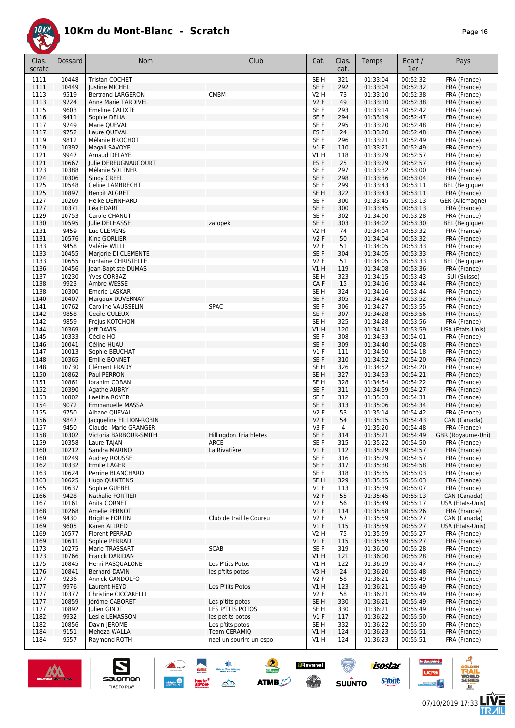# 10Km du Mont-Blanc - Scratch

| Clas. scratc | Dossard | Nom | Club | Cat. | Clas. cat. | Temps | Ecart / 1er | Pays |
|---|---|---|---|---|---|---|---|---|
| 1111 | 10448 | Tristan COCHET | | SE H | 321 | 01:33:04 | 00:52:32 | FRA (France) |
| 1111 | 10449 | Justine MICHEL | | SE F | 292 | 01:33:04 | 00:52:32 | FRA (France) |
| 1113 | 9519 | Bertrand LARGERON | CMBM | V2 H | 73 | 01:33:10 | 00:52:38 | FRA (France) |
| 1113 | 9724 | Anne Marie TARDIVEL | | V2 F | 49 | 01:33:10 | 00:52:38 | FRA (France) |
| 1115 | 9603 | Emeline CALIXTE | | SE F | 293 | 01:33:14 | 00:52:42 | FRA (France) |
| 1116 | 9411 | Sophie DELIA | | SE F | 294 | 01:33:19 | 00:52:47 | FRA (France) |
| 1117 | 9749 | Marie QUEVAL | | SE F | 295 | 01:33:20 | 00:52:48 | FRA (France) |
| 1117 | 9752 | Laure QUEVAL | | ES F | 24 | 01:33:20 | 00:52:48 | FRA (France) |
| 1119 | 9812 | Mélanie BROCHOT | | SE F | 296 | 01:33:21 | 00:52:49 | FRA (France) |
| 1119 | 10392 | Magali SAVOYE | | V1 F | 110 | 01:33:21 | 00:52:49 | FRA (France) |
| 1121 | 9947 | Arnaud DELAYE | | V1 H | 118 | 01:33:29 | 00:52:57 | FRA (France) |
| 1121 | 10667 | Julie DEREUGNAUCOURT | | ES F | 25 | 01:33:29 | 00:52:57 | FRA (France) |
| 1123 | 10388 | Mélanie SOLTNER | | SE F | 297 | 01:33:32 | 00:53:00 | FRA (France) |
| 1124 | 10306 | Sindy CREEL | | SE F | 298 | 01:33:36 | 00:53:04 | FRA (France) |
| 1125 | 10548 | Celine LAMBRECHT | | SE F | 299 | 01:33:43 | 00:53:11 | BEL (Belgique) |
| 1125 | 10897 | Benoit ALGRET | | SE H | 322 | 01:33:43 | 00:53:11 | FRA (France) |
| 1127 | 10269 | Heike DENNHARD | | SE F | 300 | 01:33:45 | 00:53:13 | GER (Allemagne) |
| 1127 | 10371 | Léa EDART | | SE F | 300 | 01:33:45 | 00:53:13 | FRA (France) |
| 1129 | 10753 | Carole CHANUT | | SE F | 302 | 01:34:00 | 00:53:28 | FRA (France) |
| 1130 | 10595 | Julie DELHASSE | zatopek | SE F | 303 | 01:34:02 | 00:53:30 | BEL (Belgique) |
| 1131 | 9459 | Luc CLEMENS | | V2 H | 74 | 01:34:04 | 00:53:32 | FRA (France) |
| 1131 | 10576 | Kine GORLIER | | V2 F | 50 | 01:34:04 | 00:53:32 | FRA (France) |
| 1133 | 9458 | Valérie WILLI | | V2 F | 51 | 01:34:05 | 00:53:33 | FRA (France) |
| 1133 | 10455 | Marjorie DI CLEMENTE | | SE F | 304 | 01:34:05 | 00:53:33 | FRA (France) |
| 1133 | 10655 | Fontaine CHRISTELLE | | V2 F | 51 | 01:34:05 | 00:53:33 | BEL (Belgique) |
| 1136 | 10456 | Jean-Baptiste DUMAS | | V1 H | 119 | 01:34:08 | 00:53:36 | FRA (France) |
| 1137 | 10230 | Yves CORBAZ | | SE H | 323 | 01:34:15 | 00:53:43 | SUI (Suisse) |
| 1138 | 9923 | Ambre WESSE | | CA F | 15 | 01:34:16 | 00:53:44 | FRA (France) |
| 1138 | 10300 | Emeric LASKAR | | SE H | 324 | 01:34:16 | 00:53:44 | FRA (France) |
| 1140 | 10407 | Margaux DUVERNAY | | SE F | 305 | 01:34:24 | 00:53:52 | FRA (France) |
| 1141 | 10762 | Caroline VAUSSELIN | SPAC | SE F | 306 | 01:34:27 | 00:53:55 | FRA (France) |
| 1142 | 9858 | Cecile CULEUX | | SE F | 307 | 01:34:28 | 00:53:56 | FRA (France) |
| 1142 | 9859 | Fréjus KOTCHONI | | SE H | 325 | 01:34:28 | 00:53:56 | FRA (France) |
| 1144 | 10369 | Jeff DAVIS | | V1 H | 120 | 01:34:31 | 00:53:59 | USA (Etats-Unis) |
| 1145 | 10333 | Cécile HO | | SE F | 308 | 01:34:33 | 00:54:01 | FRA (France) |
| 1146 | 10041 | Céline HUAU | | SE F | 309 | 01:34:40 | 00:54:08 | FRA (France) |
| 1147 | 10013 | Sophie BEUCHAT | | V1 F | 111 | 01:34:50 | 00:54:18 | FRA (France) |
| 1148 | 10365 | Emilie BONNET | | SE F | 310 | 01:34:52 | 00:54:20 | FRA (France) |
| 1148 | 10730 | Clément PRADY | | SE H | 326 | 01:34:52 | 00:54:20 | FRA (France) |
| 1150 | 10862 | Paul PERRON | | SE H | 327 | 01:34:53 | 00:54:21 | FRA (France) |
| 1151 | 10861 | Ibrahim COBAN | | SE H | 328 | 01:34:54 | 00:54:22 | FRA (France) |
| 1152 | 10390 | Agathe AUBRY | | SE F | 311 | 01:34:59 | 00:54:27 | FRA (France) |
| 1153 | 10802 | Laetitia ROYER | | SE F | 312 | 01:35:03 | 00:54:31 | FRA (France) |
| 1154 | 9072 | Emmanuelle MASSA | | SE F | 313 | 01:35:06 | 00:54:34 | FRA (France) |
| 1155 | 9750 | Albane QUEVAL | | V2 F | 53 | 01:35:14 | 00:54:42 | FRA (France) |
| 1156 | 9847 | Jacqueline FILLION-ROBIN | | V2 F | 54 | 01:35:15 | 00:54:43 | CAN (Canada) |
| 1157 | 9450 | Claude -Marie GRANGER | | V3 F | 4 | 01:35:20 | 00:54:48 | FRA (France) |
| 1158 | 10302 | Victoria BARBOUR-SMITH | Hillingdon Triathletes | SE F | 314 | 01:35:21 | 00:54:49 | GBR (Royaume-Uni) |
| 1159 | 10358 | Laure TAJAN | ARCE | SE F | 315 | 01:35:22 | 00:54:50 | FRA (France) |
| 1160 | 10212 | Sandra MARINO | La Rivatière | V1 F | 112 | 01:35:29 | 00:54:57 | FRA (France) |
| 1160 | 10249 | Audrey ROUSSEL | | SE F | 316 | 01:35:29 | 00:54:57 | FRA (France) |
| 1162 | 10332 | Emilie LAGER | | SE F | 317 | 01:35:30 | 00:54:58 | FRA (France) |
| 1163 | 10624 | Perrine BLANCHARD | | SE F | 318 | 01:35:35 | 00:55:03 | FRA (France) |
| 1163 | 10625 | Hugo QUINTENS | | SE H | 329 | 01:35:35 | 00:55:03 | FRA (France) |
| 1165 | 10637 | Sophie GUEBEL | | V1 F | 113 | 01:35:39 | 00:55:07 | FRA (France) |
| 1166 | 9428 | Nathalie FORTIER | | V2 F | 55 | 01:35:45 | 00:55:13 | CAN (Canada) |
| 1167 | 10161 | Anita CORNET | | V2 F | 56 | 01:35:49 | 00:55:17 | USA (Etats-Unis) |
| 1168 | 10268 | Amelie PERNOT | | V1 F | 114 | 01:35:58 | 00:55:26 | FRA (France) |
| 1169 | 9430 | Brigitte FORTIN | Club de trail le Coureu | V2 F | 57 | 01:35:59 | 00:55:27 | CAN (Canada) |
| 1169 | 9605 | Karen ALLRED | | V1 F | 115 | 01:35:59 | 00:55:27 | USA (Etats-Unis) |
| 1169 | 10577 | Florent PERRAD | | V2 H | 75 | 01:35:59 | 00:55:27 | FRA (France) |
| 1169 | 10611 | Sophie PERRAD | | V1 F | 115 | 01:35:59 | 00:55:27 | FRA (France) |
| 1173 | 10275 | Marie TRASSART | SCAB | SE F | 319 | 01:36:00 | 00:55:28 | FRA (France) |
| 1173 | 10766 | Franck DARIDAN | | V1 H | 121 | 01:36:00 | 00:55:28 | FRA (France) |
| 1175 | 10845 | Henri PASQUALONE | Les P'tits Potos | V1 H | 122 | 01:36:19 | 00:55:47 | FRA (France) |
| 1176 | 10841 | Bernard DAVIN | les p'tits potos | V3 H | 24 | 01:36:20 | 00:55:48 | FRA (France) |
| 1177 | 9236 | Annick GANDOLFO | | V2 F | 58 | 01:36:21 | 00:55:49 | FRA (France) |
| 1177 | 9976 | Laurent HEYD | Les P'tits Potos | V1 H | 123 | 01:36:21 | 00:55:49 | FRA (France) |
| 1177 | 10377 | Christine CICCARELLI | | V2 F | 58 | 01:36:21 | 00:55:49 | FRA (France) |
| 1177 | 10859 | Jérôme CABORET | Les p'tits potos | SE H | 330 | 01:36:21 | 00:55:49 | FRA (France) |
| 1177 | 10892 | Julien GINDT | LES P'TITS POTOS | SE H | 330 | 01:36:21 | 00:55:49 | FRA (France) |
| 1182 | 9932 | Leslie LEMASSON | les petits potos | V1 F | 117 | 01:36:22 | 00:55:50 | FRA (France) |
| 1182 | 10856 | Davin JEROME | Les p'tits potos | SE H | 332 | 01:36:22 | 00:55:50 | FRA (France) |
| 1184 | 9151 | Meheza WALLA | Team CERAMIQ | V1 H | 124 | 01:36:23 | 00:55:51 | FRA (France) |
| 1184 | 9557 | Raymond ROTH | nael un sourire un espo | V1 H | 124 | 01:36:23 | 00:55:51 | FRA (France) |

07/10/2019 17:33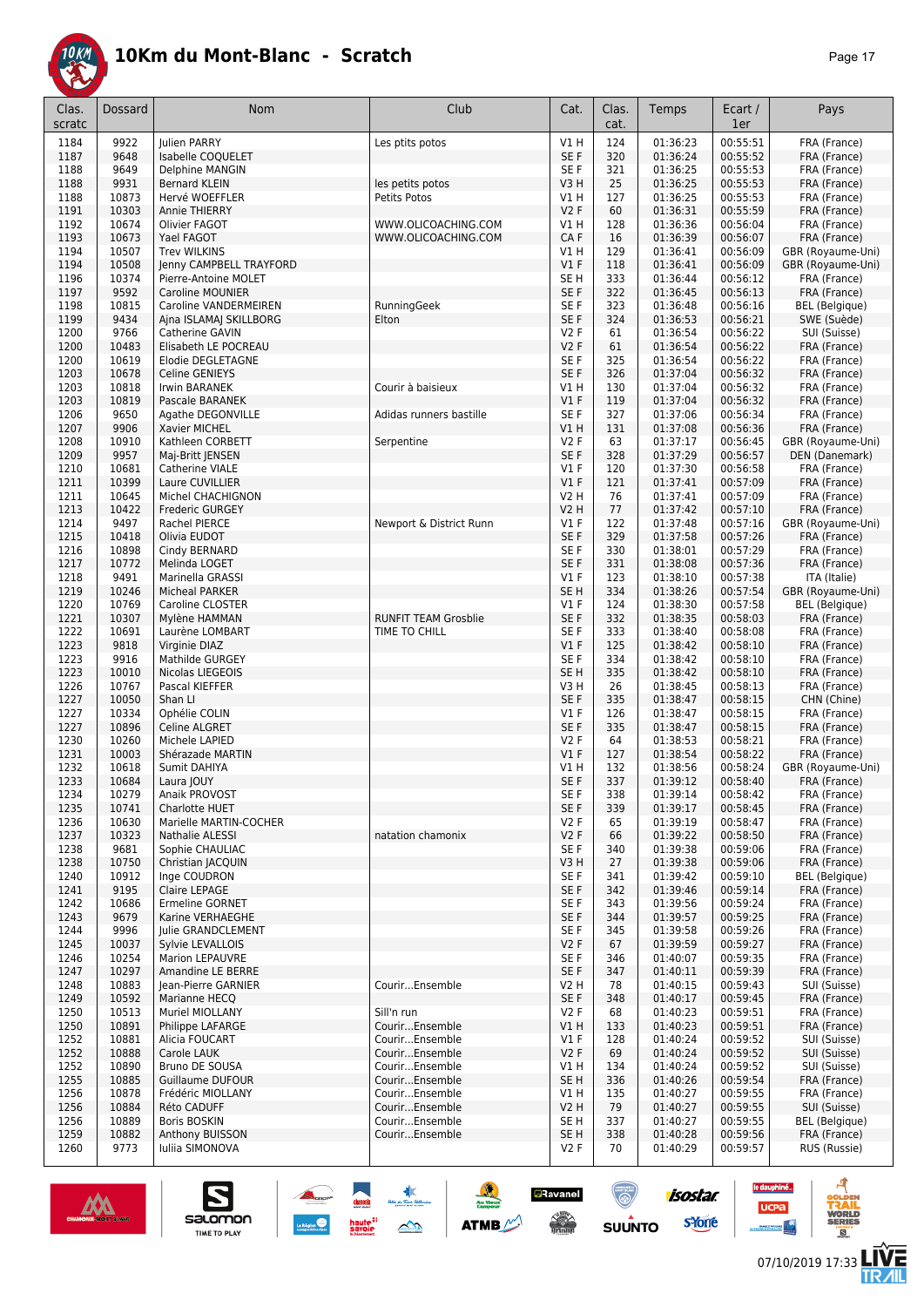# 10Km du Mont-Blanc - Scratch

| Clas. scratc | Dossard | Nom | Club | Cat. | Clas. cat. | Temps | Ecart / 1er | Pays |
|---|---|---|---|---|---|---|---|---|
| 1184 | 9922 | Julien PARRY | Les ptits potos | V1 H | 124 | 01:36:23 | 00:55:51 | FRA (France) |
| 1187 | 9648 | Isabelle COQUELET | | SE F | 320 | 01:36:24 | 00:55:52 | FRA (France) |
| 1188 | 9649 | Delphine MANGIN | | SE F | 321 | 01:36:25 | 00:55:53 | FRA (France) |
| 1188 | 9931 | Bernard KLEIN | les petits potos | V3 H | 25 | 01:36:25 | 00:55:53 | FRA (France) |
| 1188 | 10873 | Hervé WOEFFLER | Petits Potos | V1 H | 127 | 01:36:25 | 00:55:53 | FRA (France) |
| 1191 | 10303 | Annie THIERRY | | V2 F | 60 | 01:36:31 | 00:55:59 | FRA (France) |
| 1192 | 10674 | Olivier FAGOT | WWW.OLICOACHING.COM | V1 H | 128 | 01:36:36 | 00:56:04 | FRA (France) |
| 1193 | 10673 | Yael FAGOT | WWW.OLICOACHING.COM | CA F | 16 | 01:36:39 | 00:56:07 | FRA (France) |
| 1194 | 10507 | Trev WILKINS | | V1 H | 129 | 01:36:41 | 00:56:09 | GBR (Royaume-Uni) |
| 1194 | 10508 | Jenny CAMPBELL TRAYFORD | | V1 F | 118 | 01:36:41 | 00:56:09 | GBR (Royaume-Uni) |
| 1196 | 10374 | Pierre-Antoine MOLET | | SE H | 333 | 01:36:44 | 00:56:12 | FRA (France) |
| 1197 | 9592 | Caroline MOUNIER | | SE F | 322 | 01:36:45 | 00:56:13 | FRA (France) |
| 1198 | 10815 | Caroline VANDERMEIREN | RunningGeek | SE F | 323 | 01:36:48 | 00:56:16 | BEL (Belgique) |
| 1199 | 9434 | Ajna ISLAMAJ SKILLBORG | Elton | SE F | 324 | 01:36:53 | 00:56:21 | SWE (Suède) |
| 1200 | 9766 | Catherine GAVIN | | V2 F | 61 | 01:36:54 | 00:56:22 | SUI (Suisse) |
| 1200 | 10483 | Elisabeth LE POCREAU | | V2 F | 61 | 01:36:54 | 00:56:22 | FRA (France) |
| 1200 | 10619 | Elodie DEGLETAGNE | | SE F | 325 | 01:36:54 | 00:56:22 | FRA (France) |
| 1203 | 10678 | Celine GENIEYS | | SE F | 326 | 01:37:04 | 00:56:32 | FRA (France) |
| 1203 | 10818 | Irwin BARANEK | Courir à baisieux | V1 H | 130 | 01:37:04 | 00:56:32 | FRA (France) |
| 1203 | 10819 | Pascale BARANEK | | V1 F | 119 | 01:37:04 | 00:56:32 | FRA (France) |
| 1206 | 9650 | Agathe DEGONVILLE | Adidas runners bastille | SE F | 327 | 01:37:06 | 00:56:34 | FRA (France) |
| 1207 | 9906 | Xavier MICHEL | | V1 H | 131 | 01:37:08 | 00:56:36 | FRA (France) |
| 1208 | 10910 | Kathleen CORBETT | Serpentine | V2 F | 63 | 01:37:17 | 00:56:45 | GBR (Royaume-Uni) |
| 1209 | 9957 | Maj-Britt JENSEN | | SE F | 328 | 01:37:29 | 00:56:57 | DEN (Danemark) |
| 1210 | 10681 | Catherine VIALE | | V1 F | 120 | 01:37:30 | 00:56:58 | FRA (France) |
| 1211 | 10399 | Laure CUVILLIER | | V1 F | 121 | 01:37:41 | 00:57:09 | FRA (France) |
| 1211 | 10645 | Michel CHACHIGNON | | V2 H | 76 | 01:37:41 | 00:57:09 | FRA (France) |
| 1213 | 10422 | Frederic GURGEY | | V2 H | 77 | 01:37:42 | 00:57:10 | FRA (France) |
| 1214 | 9497 | Rachel PIERCE | Newport & District Run | V1 F | 122 | 01:37:48 | 00:57:16 | GBR (Royaume-Uni) |
| 1215 | 10418 | Olivia EUDOT | | SE F | 329 | 01:37:58 | 00:57:26 | FRA (France) |
| 1216 | 10898 | Cindy BERNARD | | SE F | 330 | 01:38:01 | 00:57:29 | FRA (France) |
| 1217 | 10772 | Melinda LOGET | | SE F | 331 | 01:38:08 | 00:57:36 | FRA (France) |
| 1218 | 9491 | Marinella GRASSI | | V1 F | 123 | 01:38:10 | 00:57:38 | ITA (Italie) |
| 1219 | 10246 | Micheal PARKER | | SE H | 334 | 01:38:26 | 00:57:54 | GBR (Royaume-Uni) |
| 1220 | 10769 | Caroline CLOSTER | | V1 F | 124 | 01:38:30 | 00:57:58 | BEL (Belgique) |
| 1221 | 10307 | Mylène HAMMAN | RUNFIT TEAM Grosblie | SE F | 332 | 01:38:35 | 00:58:03 | FRA (France) |
| 1222 | 10691 | Laurène LOMBART | TIME TO CHILL | SE F | 333 | 01:38:40 | 00:58:08 | FRA (France) |
| 1223 | 9818 | Virginie DIAZ | | V1 F | 125 | 01:38:42 | 00:58:10 | FRA (France) |
| 1223 | 9916 | Mathilde GURGEY | | SE F | 334 | 01:38:42 | 00:58:10 | FRA (France) |
| 1223 | 10010 | Nicolas LIEGEOIS | | SE H | 335 | 01:38:42 | 00:58:10 | FRA (France) |
| 1226 | 10767 | Pascal KIEFFER | | V3 H | 26 | 01:38:45 | 00:58:13 | FRA (France) |
| 1227 | 10050 | Shan LI | | SE F | 335 | 01:38:47 | 00:58:15 | CHN (Chine) |
| 1227 | 10334 | Ophélie COLIN | | V1 F | 126 | 01:38:47 | 00:58:15 | FRA (France) |
| 1227 | 10896 | Celine ALGRET | | SE F | 335 | 01:38:47 | 00:58:15 | FRA (France) |
| 1230 | 10260 | Michele LAPIED | | V2 F | 64 | 01:38:53 | 00:58:21 | FRA (France) |
| 1231 | 10003 | Shérazade MARTIN | | V1 F | 127 | 01:38:54 | 00:58:22 | FRA (France) |
| 1232 | 10618 | Sumit DAHIYA | | V1 H | 132 | 01:38:56 | 00:58:24 | GBR (Royaume-Uni) |
| 1233 | 10684 | Laura JOUY | | SE F | 337 | 01:39:12 | 00:58:40 | FRA (France) |
| 1234 | 10279 | Anaik PROVOST | | SE F | 338 | 01:39:14 | 00:58:42 | FRA (France) |
| 1235 | 10741 | Charlotte HUET | | SE F | 339 | 01:39:17 | 00:58:45 | FRA (France) |
| 1236 | 10630 | Marielle MARTIN-COCHER | | V2 F | 65 | 01:39:19 | 00:58:47 | FRA (France) |
| 1237 | 10323 | Nathalie ALESSI | natation chamonix | V2 F | 66 | 01:39:22 | 00:58:50 | FRA (France) |
| 1238 | 9681 | Sophie CHAULIAC | | SE F | 340 | 01:39:38 | 00:59:06 | FRA (France) |
| 1238 | 10750 | Christian JACQUIN | | V3 H | 27 | 01:39:38 | 00:59:06 | FRA (France) |
| 1240 | 10912 | Inge COUDRON | | SE F | 341 | 01:39:42 | 00:59:10 | BEL (Belgique) |
| 1241 | 9195 | Claire LEPAGE | | SE F | 342 | 01:39:46 | 00:59:14 | FRA (France) |
| 1242 | 10686 | Ermeline GORNET | | SE F | 343 | 01:39:56 | 00:59:24 | FRA (France) |
| 1243 | 9679 | Karine VERHAEGHE | | SE F | 344 | 01:39:57 | 00:59:25 | FRA (France) |
| 1244 | 9996 | Julie GRANDCLEMENT | | SE F | 345 | 01:39:58 | 00:59:26 | FRA (France) |
| 1245 | 10037 | Sylvie LEVALLOIS | | V2 F | 67 | 01:39:59 | 00:59:27 | FRA (France) |
| 1246 | 10254 | Marion LEPAUVRE | | SE F | 346 | 01:40:07 | 00:59:35 | FRA (France) |
| 1247 | 10297 | Amandine LE BERRE | | SE F | 347 | 01:40:11 | 00:59:39 | FRA (France) |
| 1248 | 10883 | Jean-Pierre GARNIER | Courir...Ensemble | V2 H | 78 | 01:40:15 | 00:59:43 | SUI (Suisse) |
| 1249 | 10592 | Marianne HECQ | | SE F | 348 | 01:40:17 | 00:59:45 | FRA (France) |
| 1250 | 10513 | Muriel MIOLLANY | Sill'n run | V2 F | 68 | 01:40:23 | 00:59:51 | FRA (France) |
| 1250 | 10891 | Philippe LAFARGE | Courir...Ensemble | V1 H | 133 | 01:40:23 | 00:59:51 | FRA (France) |
| 1252 | 10881 | Alicia FOUCART | Courir...Ensemble | V1 F | 128 | 01:40:24 | 00:59:52 | SUI (Suisse) |
| 1252 | 10888 | Carole LAUK | Courir...Ensemble | V2 F | 69 | 01:40:24 | 00:59:52 | SUI (Suisse) |
| 1252 | 10890 | Bruno DE SOUSA | Courir...Ensemble | V1 H | 134 | 01:40:24 | 00:59:52 | SUI (Suisse) |
| 1255 | 10885 | Guillaume DUFOUR | Courir...Ensemble | SE H | 336 | 01:40:26 | 00:59:54 | FRA (France) |
| 1256 | 10878 | Frédéric MIOLLANY | Courir...Ensemble | V1 H | 135 | 01:40:27 | 00:59:55 | FRA (France) |
| 1256 | 10884 | Réto CADUFF | Courir...Ensemble | V2 H | 79 | 01:40:27 | 00:59:55 | SUI (Suisse) |
| 1256 | 10889 | Boris BOSKIN | Courir...Ensemble | SE H | 337 | 01:40:27 | 00:59:55 | BEL (Belgique) |
| 1259 | 10882 | Anthony BUISSON | Courir...Ensemble | SE H | 338 | 01:40:28 | 00:59:56 | FRA (France) |
| 1260 | 9773 | Iuliia SIMONOVA | | V2 F | 70 | 01:40:29 | 00:59:57 | RUS (Russie) |

07/10/2019 17:33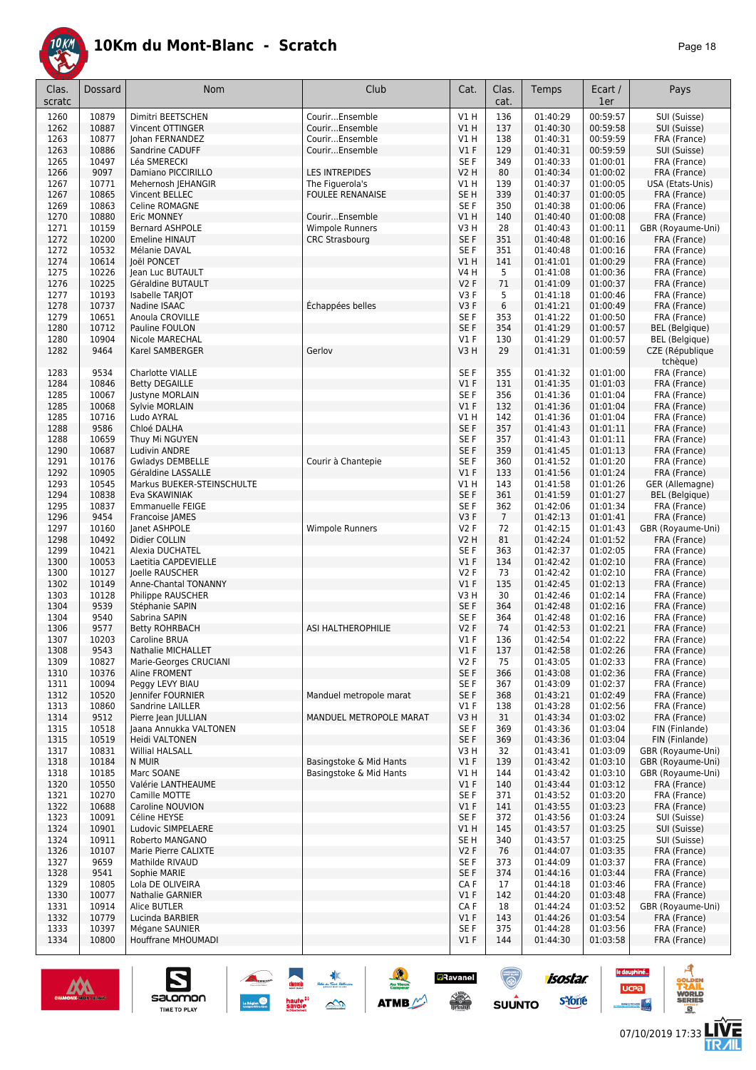# 10Km du Mont-Blanc - Scratch

| Clas. scratc | Dossard | Nom | Club | Cat. | Clas. cat. | Temps | Ecart / 1er | Pays |
|---|---|---|---|---|---|---|---|---|
| 1260 | 10879 | Dimitri BEETSCHEN | Courir...Ensemble | V1 H | 136 | 01:40:29 | 00:59:57 | SUI (Suisse) |
| 1262 | 10887 | Vincent OTTINGER | Courir...Ensemble | V1 H | 137 | 01:40:30 | 00:59:58 | SUI (Suisse) |
| 1263 | 10877 | Johan FERNANDEZ | Courir...Ensemble | V1 H | 138 | 01:40:31 | 00:59:59 | FRA (France) |
| 1263 | 10886 | Sandrine CADUFF | Courir...Ensemble | V1 F | 129 | 01:40:31 | 00:59:59 | SUI (Suisse) |
| 1265 | 10497 | Léa SMERECKI | | SE F | 349 | 01:40:33 | 01:00:01 | FRA (France) |
| 1266 | 9097 | Damiano PICCIRILLO | LES INTREPIDES | V2 H | 80 | 01:40:34 | 01:00:02 | FRA (France) |
| 1267 | 10771 | Mehernosh JEHANGIR | The Figuerola's | V1 H | 139 | 01:40:37 | 01:00:05 | USA (Etats-Unis) |
| 1267 | 10865 | Vincent BELLEC | FOULEE RENAISE | SE H | 339 | 01:40:37 | 01:00:05 | FRA (France) |
| 1269 | 10863 | Celine ROMAGNE | | SE F | 350 | 01:40:38 | 01:00:06 | FRA (France) |
| 1270 | 10880 | Eric MONNEY | Courir...Ensemble | V1 H | 140 | 01:40:40 | 01:00:08 | FRA (France) |
| 1271 | 10159 | Bernard ASHPOLE | Wimpole Runners | V3 H | 28 | 01:40:43 | 01:00:11 | GBR (Royaume-Uni) |
| 1272 | 10200 | Emeline HINAUT | CRC Strasbourg | SE F | 351 | 01:40:48 | 01:00:16 | FRA (France) |
| 1272 | 10532 | Mélanie DAVAL | | SE F | 351 | 01:40:48 | 01:00:16 | FRA (France) |
| 1274 | 10614 | Joël PONCET | | V1 H | 141 | 01:41:01 | 01:00:29 | FRA (France) |
| 1275 | 10226 | Jean Luc BUTAULT | | V4 H | 5 | 01:41:08 | 01:00:36 | FRA (France) |
| 1276 | 10225 | Géraldine BUTAULT | | V2 F | 71 | 01:41:09 | 01:00:37 | FRA (France) |
| 1277 | 10193 | Isabelle TARJOT | | V3 F | 5 | 01:41:18 | 01:00:46 | FRA (France) |
| 1278 | 10737 | Nadine ISAAC | Échappées belles | V3 F | 6 | 01:41:21 | 01:00:49 | FRA (France) |
| 1279 | 10651 | Anoula CROVILLE | | SE F | 353 | 01:41:22 | 01:00:50 | FRA (France) |
| 1280 | 10712 | Pauline FOULON | | SE F | 354 | 01:41:29 | 01:00:57 | BEL (Belgique) |
| 1280 | 10904 | Nicole MARECHAL | | V1 F | 130 | 01:41:29 | 01:00:57 | BEL (Belgique) |
| 1282 | 9464 | Karel SAMBERGER | Gerlov | V3 H | 29 | 01:41:31 | 01:00:59 | CZE (République tchèque) |
| 1283 | 9534 | Charlotte VIALLE | | SE F | 355 | 01:41:32 | 01:01:00 | FRA (France) |
| 1284 | 10846 | Betty DEGAILLE | | V1 F | 131 | 01:41:35 | 01:01:03 | FRA (France) |
| 1285 | 10067 | Justyne MORLAIN | | SE F | 356 | 01:41:36 | 01:01:04 | FRA (France) |
| 1285 | 10068 | Sylvie MORLAIN | | V1 F | 132 | 01:41:36 | 01:01:04 | FRA (France) |
| 1285 | 10716 | Ludo AYRAL | | V1 H | 142 | 01:41:36 | 01:01:04 | FRA (France) |
| 1288 | 9586 | Chloé DALHA | | SE F | 357 | 01:41:43 | 01:01:11 | FRA (France) |
| 1288 | 10659 | Thuy Mi NGUYEN | | SE F | 357 | 01:41:43 | 01:01:11 | FRA (France) |
| 1290 | 10687 | Ludivin ANDRE | | SE F | 359 | 01:41:45 | 01:01:13 | FRA (France) |
| 1291 | 10176 | Gwladys DEMBELLE | Courir à Chantepie | SE F | 360 | 01:41:52 | 01:01:20 | FRA (France) |
| 1292 | 10905 | Géraldine LASSALLE | | V1 F | 133 | 01:41:56 | 01:01:24 | FRA (France) |
| 1293 | 10545 | Markus BUEKER-STEINSCHULTE | | V1 H | 143 | 01:41:58 | 01:01:26 | GER (Allemagne) |
| 1294 | 10838 | Eva SKAWINIAK | | SE F | 361 | 01:41:59 | 01:01:27 | BEL (Belgique) |
| 1295 | 10837 | Emmanuelle FEIGE | | SE F | 362 | 01:42:06 | 01:01:34 | FRA (France) |
| 1296 | 9454 | Francoise JAMES | | V3 F | 7 | 01:42:13 | 01:01:41 | FRA (France) |
| 1297 | 10160 | Janet ASHPOLE | Wimpole Runners | V2 F | 72 | 01:42:15 | 01:01:43 | GBR (Royaume-Uni) |
| 1298 | 10492 | Didier COLLIN | | V2 H | 81 | 01:42:24 | 01:01:52 | FRA (France) |
| 1299 | 10421 | Alexia DUCHATEL | | SE F | 363 | 01:42:37 | 01:02:05 | FRA (France) |
| 1300 | 10053 | Laetitia CAPDEVIELLE | | V1 F | 134 | 01:42:42 | 01:02:10 | FRA (France) |
| 1300 | 10127 | Joelle RAUSCHER | | V2 F | 73 | 01:42:42 | 01:02:10 | FRA (France) |
| 1302 | 10149 | Anne-Chantal TONANNY | | V1 F | 135 | 01:42:45 | 01:02:13 | FRA (France) |
| 1303 | 10128 | Philippe RAUSCHER | | V3 H | 30 | 01:42:46 | 01:02:14 | FRA (France) |
| 1304 | 9539 | Stéphanie SAPIN | | SE F | 364 | 01:42:48 | 01:02:16 | FRA (France) |
| 1304 | 9540 | Sabrina SAPIN | | SE F | 364 | 01:42:48 | 01:02:16 | FRA (France) |
| 1306 | 9577 | Betty ROHRBACH | ASI HALTHEROPHILIE | V2 F | 74 | 01:42:53 | 01:02:21 | FRA (France) |
| 1307 | 10203 | Caroline BRUA | | V1 F | 136 | 01:42:54 | 01:02:22 | FRA (France) |
| 1308 | 9543 | Nathalie MICHALLET | | V1 F | 137 | 01:42:58 | 01:02:26 | FRA (France) |
| 1309 | 10827 | Marie-Georges CRUCIANI | | V2 F | 75 | 01:43:05 | 01:02:33 | FRA (France) |
| 1310 | 10376 | Aline FROMENT | | SE F | 366 | 01:43:08 | 01:02:36 | FRA (France) |
| 1311 | 10094 | Peggy LEVY BIAU | | SE F | 367 | 01:43:09 | 01:02:37 | FRA (France) |
| 1312 | 10520 | Jennifer FOURNIER | Manduel metropole marat | SE F | 368 | 01:43:21 | 01:02:49 | FRA (France) |
| 1313 | 10860 | Sandrine LAILLER | | V1 F | 138 | 01:43:28 | 01:02:56 | FRA (France) |
| 1314 | 9512 | Pierre Jean JULLIAN | MANDUEL METROPOLE MARAT | V3 H | 31 | 01:43:34 | 01:03:02 | FRA (France) |
| 1315 | 10518 | Jaana Annukka VALTONEN | | SE F | 369 | 01:43:36 | 01:03:04 | FIN (Finlande) |
| 1315 | 10519 | Heidi VALTONEN | | SE F | 369 | 01:43:36 | 01:03:04 | FIN (Finlande) |
| 1317 | 10831 | Willial HALSALL | | V3 H | 32 | 01:43:41 | 01:03:09 | GBR (Royaume-Uni) |
| 1318 | 10184 | N MUIR | Basingstoke & Mid Hants | V1 F | 139 | 01:43:42 | 01:03:10 | GBR (Royaume-Uni) |
| 1318 | 10185 | Marc SOANE | Basingstoke & Mid Hants | V1 H | 144 | 01:43:42 | 01:03:10 | GBR (Royaume-Uni) |
| 1320 | 10550 | Valérie LANTHEAUME | | V1 F | 140 | 01:43:44 | 01:03:12 | FRA (France) |
| 1321 | 10270 | Camille MOTTE | | SE F | 371 | 01:43:52 | 01:03:20 | FRA (France) |
| 1322 | 10688 | Caroline NOUVION | | V1 F | 141 | 01:43:55 | 01:03:23 | FRA (France) |
| 1323 | 10091 | Céline HEYSE | | SE F | 372 | 01:43:56 | 01:03:24 | SUI (Suisse) |
| 1324 | 10901 | Ludovic SIMPELAERE | | V1 H | 145 | 01:43:57 | 01:03:25 | SUI (Suisse) |
| 1324 | 10911 | Roberto MANGANO | | SE H | 340 | 01:43:57 | 01:03:25 | SUI (Suisse) |
| 1326 | 10107 | Marie Pierre CALIXTE | | V2 F | 76 | 01:44:07 | 01:03:35 | FRA (France) |
| 1327 | 9659 | Mathilde RIVAUD | | SE F | 373 | 01:44:09 | 01:03:37 | FRA (France) |
| 1328 | 9541 | Sophie MARIE | | SE F | 374 | 01:44:16 | 01:03:44 | FRA (France) |
| 1329 | 10805 | Lola DE OLIVEIRA | | CA F | 17 | 01:44:18 | 01:03:46 | FRA (France) |
| 1330 | 10077 | Nathalie GARNIER | | V1 F | 142 | 01:44:20 | 01:03:48 | FRA (France) |
| 1331 | 10914 | Alice BUTLER | | CA F | 18 | 01:44:24 | 01:03:52 | GBR (Royaume-Uni) |
| 1332 | 10779 | Lucinda BARBIER | | V1 F | 143 | 01:44:26 | 01:03:54 | FRA (France) |
| 1333 | 10397 | Mégane SAUNIER | | SE F | 375 | 01:44:28 | 01:03:56 | FRA (France) |
| 1334 | 10800 | Houffrane MHOUMADI | | V1 F | 144 | 01:44:30 | 01:03:58 | FRA (France) |

07/10/2019 17:33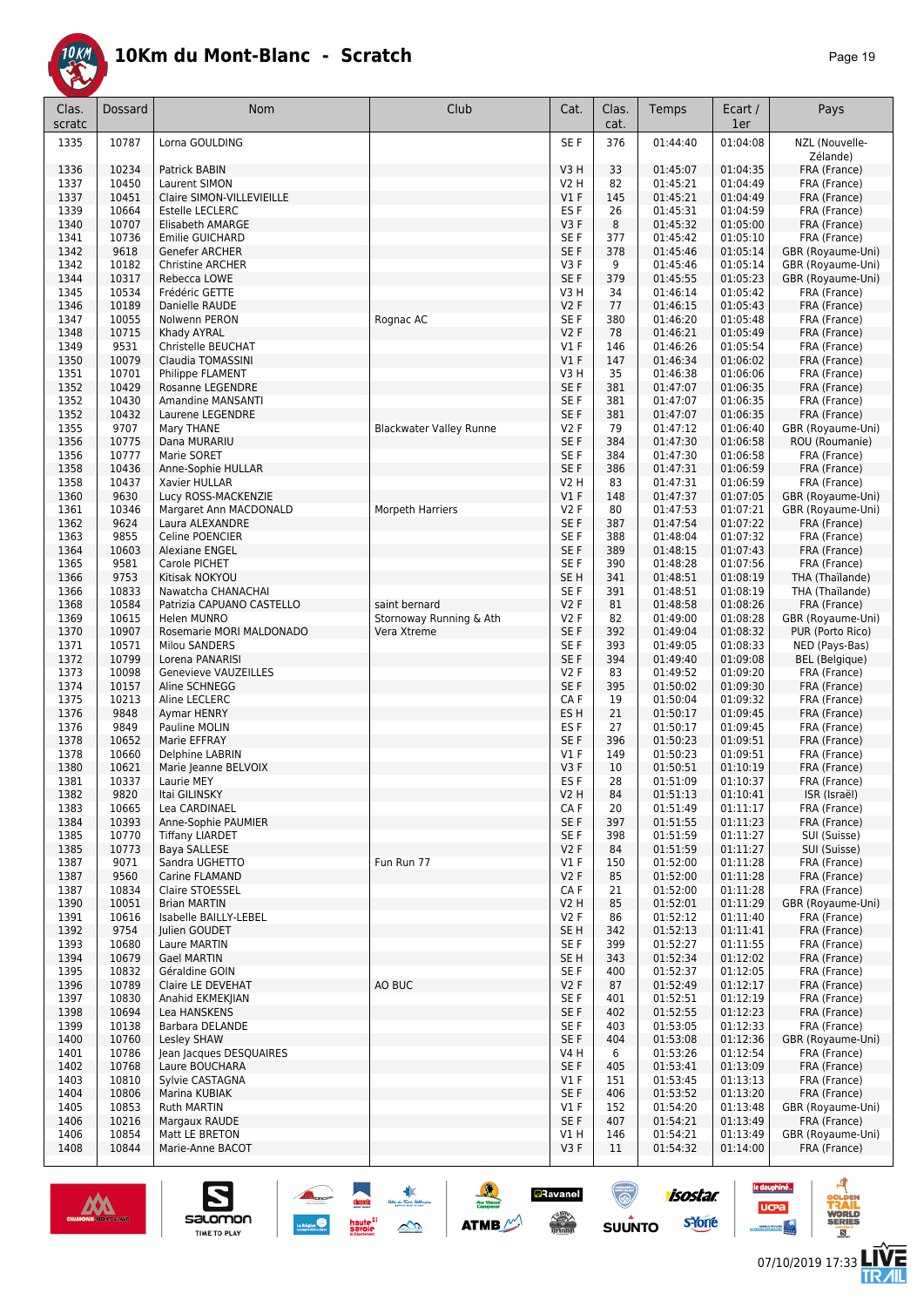# 10Km du Mont-Blanc - Scratch

| Clas. scratc | Dossard | Nom | Club | Cat. | Clas. cat. | Temps | Ecart / 1er | Pays |
|---|---|---|---|---|---|---|---|---|
| 1335 | 10787 | Lorna GOULDING | | SE F | 376 | 01:44:40 | 01:04:08 | NZL (Nouvelle-Zélande) |
| 1336 | 10234 | Patrick BABIN | | V3 H | 33 | 01:45:07 | 01:04:35 | FRA (France) |
| 1337 | 10450 | Laurent SIMON | | V2 H | 82 | 01:45:21 | 01:04:49 | FRA (France) |
| 1337 | 10451 | Claire SIMON-VILLEVIEILLE | | V1 F | 145 | 01:45:21 | 01:04:49 | FRA (France) |
| 1339 | 10664 | Estelle LECLERC | | ES F | 26 | 01:45:31 | 01:04:59 | FRA (France) |
| 1340 | 10707 | Elisabeth AMARGE | | V3 F | 8 | 01:45:32 | 01:05:00 | FRA (France) |
| 1341 | 10736 | Emilie GUICHARD | | SE F | 377 | 01:45:42 | 01:05:10 | FRA (France) |
| 1342 | 9618 | Genefer ARCHER | | SE F | 378 | 01:45:46 | 01:05:14 | GBR (Royaume-Uni) |
| 1342 | 10182 | Christine ARCHER | | V3 F | 9 | 01:45:46 | 01:05:14 | GBR (Royaume-Uni) |
| 1344 | 10317 | Rebecca LOWE | | SE F | 379 | 01:45:55 | 01:05:23 | GBR (Royaume-Uni) |
| 1345 | 10534 | Frédéric GETTE | | V3 H | 34 | 01:46:14 | 01:05:42 | FRA (France) |
| 1346 | 10189 | Danielle RAUDE | | V2 F | 77 | 01:46:15 | 01:05:43 | FRA (France) |
| 1347 | 10055 | Nolwenn PERON | Rognac AC | SE F | 380 | 01:46:20 | 01:05:48 | FRA (France) |
| 1348 | 10715 | Khady AYRAL | | V2 F | 78 | 01:46:21 | 01:05:49 | FRA (France) |
| 1349 | 9531 | Christelle BEUCHAT | | V1 F | 146 | 01:46:26 | 01:05:54 | FRA (France) |
| 1350 | 10079 | Claudia TOMASSINI | | V1 F | 147 | 01:46:34 | 01:06:02 | FRA (France) |
| 1351 | 10701 | Philippe FLAMENT | | V3 H | 35 | 01:46:38 | 01:06:06 | FRA (France) |
| 1352 | 10429 | Rosanne LEGENDRE | | SE F | 381 | 01:47:07 | 01:06:35 | FRA (France) |
| 1352 | 10430 | Amandine MANSANTI | | SE F | 381 | 01:47:07 | 01:06:35 | FRA (France) |
| 1352 | 10432 | Laurene LEGENDRE | | SE F | 381 | 01:47:07 | 01:06:35 | FRA (France) |
| 1355 | 9707 | Mary THANE | Blackwater Valley Runne | V2 F | 79 | 01:47:12 | 01:06:40 | GBR (Royaume-Uni) |
| 1356 | 10775 | Dana MURARIU | | SE F | 384 | 01:47:30 | 01:06:58 | ROU (Roumanie) |
| 1356 | 10777 | Marie SORET | | SE F | 384 | 01:47:30 | 01:06:58 | FRA (France) |
| 1358 | 10436 | Anne-Sophie HULLAR | | SE F | 386 | 01:47:31 | 01:06:59 | FRA (France) |
| 1358 | 10437 | Xavier HULLAR | | V2 H | 83 | 01:47:31 | 01:06:59 | FRA (France) |
| 1360 | 9630 | Lucy ROSS-MACKENZIE | | V1 F | 148 | 01:47:37 | 01:07:05 | GBR (Royaume-Uni) |
| 1361 | 10346 | Margaret Ann MACDONALD | Morpeth Harriers | V2 F | 80 | 01:47:53 | 01:07:21 | GBR (Royaume-Uni) |
| 1362 | 9624 | Laura ALEXANDRE | | SE F | 387 | 01:47:54 | 01:07:22 | FRA (France) |
| 1363 | 9855 | Celine POENCIER | | SE F | 388 | 01:48:04 | 01:07:32 | FRA (France) |
| 1364 | 10603 | Alexiane ENGEL | | SE F | 389 | 01:48:15 | 01:07:43 | FRA (France) |
| 1365 | 9581 | Carole PICHET | | SE F | 390 | 01:48:28 | 01:07:56 | FRA (France) |
| 1366 | 9753 | Kitisak NOKYOU | | SE H | 341 | 01:48:51 | 01:08:19 | THA (Thaïlande) |
| 1366 | 10833 | Nawatcha CHANACHAI | | SE F | 391 | 01:48:51 | 01:08:19 | THA (Thaïlande) |
| 1368 | 10584 | Patrizia CAPUANO CASTELLO | saint bernard | V2 F | 81 | 01:48:58 | 01:08:26 | FRA (France) |
| 1369 | 10615 | Helen MUNRO | Stornoway Running & Ath | V2 F | 82 | 01:49:00 | 01:08:28 | GBR (Royaume-Uni) |
| 1370 | 10907 | Rosemarie MORI MALDONADO | Vera Xtreme | SE F | 392 | 01:49:04 | 01:08:32 | PUR (Porto Rico) |
| 1371 | 10571 | Milou SANDERS | | SE F | 393 | 01:49:05 | 01:08:33 | NED (Pays-Bas) |
| 1372 | 10799 | Lorena PANARISI | | SE F | 394 | 01:49:40 | 01:09:08 | BEL (Belgique) |
| 1373 | 10098 | Genevieve VAUZEILLES | | V2 F | 83 | 01:49:52 | 01:09:20 | FRA (France) |
| 1374 | 10157 | Aline SCHNEGG | | SE F | 395 | 01:50:02 | 01:09:30 | FRA (France) |
| 1375 | 10213 | Aline LECLERC | | CA F | 19 | 01:50:04 | 01:09:32 | FRA (France) |
| 1376 | 9848 | Aymar HENRY | | ES H | 21 | 01:50:17 | 01:09:45 | FRA (France) |
| 1376 | 9849 | Pauline MOLIN | | ES F | 27 | 01:50:17 | 01:09:45 | FRA (France) |
| 1378 | 10652 | Marie EFFRAY | | SE F | 396 | 01:50:23 | 01:09:51 | FRA (France) |
| 1378 | 10660 | Delphine LABRIN | | V1 F | 149 | 01:50:23 | 01:09:51 | FRA (France) |
| 1380 | 10621 | Marie Jeanne BELVOIX | | V3 F | 10 | 01:50:51 | 01:10:19 | FRA (France) |
| 1381 | 10337 | Laurie MEY | | ES F | 28 | 01:51:09 | 01:10:37 | FRA (France) |
| 1382 | 9820 | Itai GILINSKY | | V2 H | 84 | 01:51:13 | 01:10:41 | ISR (Israël) |
| 1383 | 10665 | Lea CARDINAEL | | CA F | 20 | 01:51:49 | 01:11:17 | FRA (France) |
| 1384 | 10393 | Anne-Sophie PAUMIER | | SE F | 397 | 01:51:55 | 01:11:23 | FRA (France) |
| 1385 | 10770 | Tiffany LIARDET | | SE F | 398 | 01:51:59 | 01:11:27 | SUI (Suisse) |
| 1385 | 10773 | Baya SALLESE | | V2 F | 84 | 01:51:59 | 01:11:27 | SUI (Suisse) |
| 1387 | 9071 | Sandra UGHETTO | Fun Run 77 | V1 F | 150 | 01:52:00 | 01:11:28 | FRA (France) |
| 1387 | 9560 | Carine FLAMAND | | V2 F | 85 | 01:52:00 | 01:11:28 | FRA (France) |
| 1387 | 10834 | Claire STOESSEL | | CA F | 21 | 01:52:00 | 01:11:28 | FRA (France) |
| 1390 | 10051 | Brian MARTIN | | V2 H | 85 | 01:52:01 | 01:11:29 | GBR (Royaume-Uni) |
| 1391 | 10616 | Isabelle BAILLY-LEBEL | | V2 F | 86 | 01:52:12 | 01:11:40 | FRA (France) |
| 1392 | 9754 | Julien GOUDET | | SE H | 342 | 01:52:13 | 01:11:41 | FRA (France) |
| 1393 | 10680 | Laure MARTIN | | SE F | 399 | 01:52:27 | 01:11:55 | FRA (France) |
| 1394 | 10679 | Gael MARTIN | | SE H | 343 | 01:52:34 | 01:12:02 | FRA (France) |
| 1395 | 10832 | Géraldine GOIN | | SE F | 400 | 01:52:37 | 01:12:05 | FRA (France) |
| 1396 | 10789 | Claire LE DEVEHAT | AO BUC | V2 F | 87 | 01:52:49 | 01:12:17 | FRA (France) |
| 1397 | 10830 | Anahid EKMEKJIAN | | SE F | 401 | 01:52:51 | 01:12:19 | FRA (France) |
| 1398 | 10694 | Lea HANSKENS | | SE F | 402 | 01:52:55 | 01:12:23 | FRA (France) |
| 1399 | 10138 | Barbara DELANDE | | SE F | 403 | 01:53:05 | 01:12:33 | FRA (France) |
| 1400 | 10760 | Lesley SHAW | | SE F | 404 | 01:53:08 | 01:12:36 | GBR (Royaume-Uni) |
| 1401 | 10786 | Jean Jacques DESQUAIRES | | V4 H | 6 | 01:53:26 | 01:12:54 | FRA (France) |
| 1402 | 10768 | Laure BOUCHARA | | SE F | 405 | 01:53:41 | 01:13:09 | FRA (France) |
| 1403 | 10810 | Sylvie CASTAGNA | | V1 F | 151 | 01:53:45 | 01:13:13 | FRA (France) |
| 1404 | 10806 | Marina KUBIAK | | SE F | 406 | 01:53:52 | 01:13:20 | FRA (France) |
| 1405 | 10853 | Ruth MARTIN | | V1 F | 152 | 01:54:20 | 01:13:48 | GBR (Royaume-Uni) |
| 1406 | 10216 | Margaux RAUDE | | SE F | 407 | 01:54:21 | 01:13:49 | FRA (France) |
| 1406 | 10854 | Matt LE BRETON | | V1 H | 146 | 01:54:21 | 01:13:49 | GBR (Royaume-Uni) |
| 1408 | 10844 | Marie-Anne BACOT | | V3 F | 11 | 01:54:32 | 01:14:00 | FRA (France) |

07/10/2019 17:33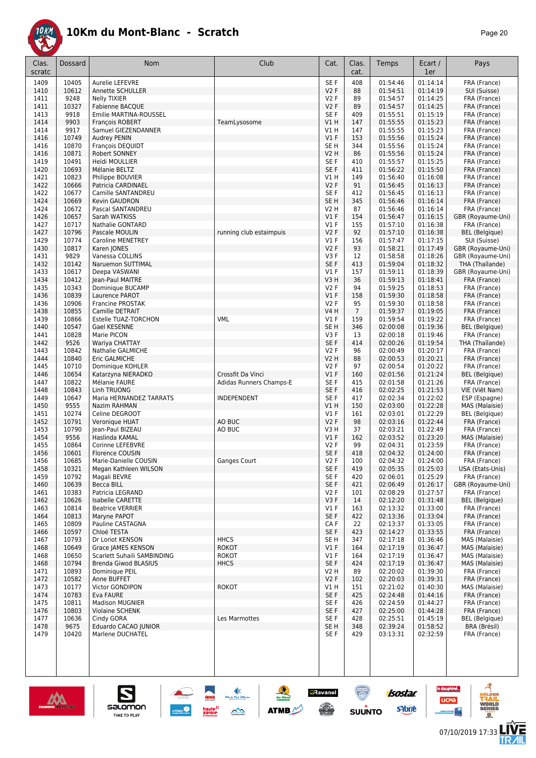# 10Km du Mont-Blanc - Scratch

| Clas. scratc | Dossard | Nom | Club | Cat. | Clas. cat. | Temps | Ecart / 1er | Pays |
|---|---|---|---|---|---|---|---|---|
| 1409 | 10405 | Aurelie LEFEVRE | | SE F | 408 | 01:54:46 | 01:14:14 | FRA (France) |
| 1410 | 10612 | Annette SCHULLER | | V2 F | 88 | 01:54:51 | 01:14:19 | SUI (Suisse) |
| 1411 | 9248 | Nelly TIXIER | | V2 F | 89 | 01:54:57 | 01:14:25 | FRA (France) |
| 1411 | 10327 | Fabienne BACQUE | | V2 F | 89 | 01:54:57 | 01:14:25 | FRA (France) |
| 1413 | 9918 | Emilie MARTINA-ROUSSEL | | SE F | 409 | 01:55:51 | 01:15:19 | FRA (France) |
| 1414 | 9903 | François ROBERT | TeamLysosome | V1 H | 147 | 01:55:55 | 01:15:23 | FRA (France) |
| 1414 | 9917 | Samuel GIEZENDANNER | | V1 H | 147 | 01:55:55 | 01:15:23 | FRA (France) |
| 1416 | 10749 | Audrey PENIN | | V1 F | 153 | 01:55:56 | 01:15:24 | FRA (France) |
| 1416 | 10870 | François DEQUIDT | | SE H | 344 | 01:55:56 | 01:15:24 | FRA (France) |
| 1416 | 10871 | Robert SONNEY | | V2 H | 86 | 01:55:56 | 01:15:24 | FRA (France) |
| 1419 | 10491 | Heïdi MOULLIER | | SE F | 410 | 01:55:57 | 01:15:25 | FRA (France) |
| 1420 | 10693 | Mélanie BELTZ | | SE F | 411 | 01:56:22 | 01:15:50 | FRA (France) |
| 1421 | 10823 | Philippe BOUVIER | | V1 H | 149 | 01:56:40 | 01:16:08 | FRA (France) |
| 1422 | 10666 | Patricia CARDINAEL | | V2 F | 91 | 01:56:45 | 01:16:13 | FRA (France) |
| 1422 | 10677 | Camille SANTANDREU | | SE F | 412 | 01:56:45 | 01:16:13 | FRA (France) |
| 1424 | 10669 | Kevin GAUDRON | | SE H | 345 | 01:56:46 | 01:16:14 | FRA (France) |
| 1424 | 10672 | Pascal SANTANDREU | | V2 H | 87 | 01:56:46 | 01:16:14 | FRA (France) |
| 1426 | 10657 | Sarah WATKISS | | V1 F | 154 | 01:56:47 | 01:16:15 | GBR (Royaume-Uni) |
| 1427 | 10717 | Nathalie GONTARD | | V1 F | 155 | 01:57:10 | 01:16:38 | FRA (France) |
| 1427 | 10796 | Pascale MOULIN | running club estaimpuis | V2 F | 92 | 01:57:10 | 01:16:38 | BEL (Belgique) |
| 1429 | 10774 | Caroline MENETREY | | V1 F | 156 | 01:57:47 | 01:17:15 | SUI (Suisse) |
| 1430 | 10817 | Karen JONES | | V2 F | 93 | 01:58:21 | 01:17:49 | GBR (Royaume-Uni) |
| 1431 | 9829 | Vanessa COLLINS | | V3 F | 12 | 01:58:58 | 01:18:26 | GBR (Royaume-Uni) |
| 1432 | 10142 | Naruemon SUTTIMAL | | SE F | 413 | 01:59:04 | 01:18:32 | THA (Thaïlande) |
| 1433 | 10617 | Deepa VASWANI | | V1 F | 157 | 01:59:11 | 01:18:39 | GBR (Royaume-Uni) |
| 1434 | 10412 | Jean-Paul MAITRE | | V3 H | 36 | 01:59:13 | 01:18:41 | FRA (France) |
| 1435 | 10343 | Dominique BUCAMP | | V2 F | 94 | 01:59:25 | 01:18:53 | FRA (France) |
| 1436 | 10839 | Laurence PAROT | | V1 F | 158 | 01:59:30 | 01:18:58 | FRA (France) |
| 1436 | 10906 | Francine PROSTAK | | V2 F | 95 | 01:59:30 | 01:18:58 | FRA (France) |
| 1438 | 10855 | Camille DETRAIT | | V4 H | 7 | 01:59:37 | 01:19:05 | FRA (France) |
| 1439 | 10866 | Estelle TUAZ-TORCHON | VML | V1 F | 159 | 01:59:54 | 01:19:22 | FRA (France) |
| 1440 | 10547 | Gael KESENNE | | SE H | 346 | 02:00:08 | 01:19:36 | BEL (Belgique) |
| 1441 | 10828 | Marie PICON | | V3 F | 13 | 02:00:18 | 01:19:46 | FRA (France) |
| 1442 | 9526 | Wariya CHATTAY | | SE F | 414 | 02:00:26 | 01:19:54 | THA (Thaïlande) |
| 1443 | 10842 | Nathalie GALMICHE | | V2 F | 96 | 02:00:49 | 01:20:17 | FRA (France) |
| 1444 | 10840 | Eric GALMICHE | | V2 H | 88 | 02:00:53 | 01:20:21 | FRA (France) |
| 1445 | 10710 | Dominique KOHLER | | V2 F | 97 | 02:00:54 | 01:20:22 | FRA (France) |
| 1446 | 10654 | Katarzyna NIERADKO | Crossfit Da Vinci | V1 F | 160 | 02:01:56 | 01:21:24 | BEL (Belgique) |
| 1447 | 10822 | Mélanie FAURE | Adidas Runners Champs-E | SE F | 415 | 02:01:58 | 01:21:26 | FRA (France) |
| 1448 | 10843 | Linh TRUONG | | SE F | 416 | 02:02:25 | 01:21:53 | VIE (Viêt Nam) |
| 1449 | 10647 | Maria HERNANDEZ TARRATS | INDEPENDENT | SE F | 417 | 02:02:34 | 01:22:02 | ESP (Espagne) |
| 1450 | 9555 | Nazim RAHMAN | | V1 H | 150 | 02:03:00 | 01:22:28 | MAS (Malaisie) |
| 1451 | 10274 | Celine DEGROOT | | V1 F | 161 | 02:03:01 | 01:22:29 | BEL (Belgique) |
| 1452 | 10791 | Veronique HUAT | AO BUC | V2 F | 98 | 02:03:16 | 01:22:44 | FRA (France) |
| 1453 | 10790 | Jean-Paul BIZEAU | AO BUC | V3 H | 37 | 02:03:21 | 01:22:49 | FRA (France) |
| 1454 | 9556 | Haslinda KAMAL | | V1 F | 162 | 02:03:52 | 01:23:20 | MAS (Malaisie) |
| 1455 | 10864 | Corinne LEFEBVRE | | V2 F | 99 | 02:04:31 | 01:23:59 | FRA (France) |
| 1456 | 10601 | Florence COUSIN | | SE F | 418 | 02:04:32 | 01:24:00 | FRA (France) |
| 1456 | 10685 | Marie-Danielle COUSIN | Ganges Court | V2 F | 100 | 02:04:32 | 01:24:00 | FRA (France) |
| 1458 | 10321 | Megan Kathleen WILSON | | SE F | 419 | 02:05:35 | 01:25:03 | USA (Etats-Unis) |
| 1459 | 10792 | Magali BEVRE | | SE F | 420 | 02:06:01 | 01:25:29 | FRA (France) |
| 1460 | 10639 | Becca BILL | | SE F | 421 | 02:06:49 | 01:26:17 | GBR (Royaume-Uni) |
| 1461 | 10383 | Patricia LEGRAND | | V2 F | 101 | 02:08:29 | 01:27:57 | FRA (France) |
| 1462 | 10626 | Isabelle CARETTE | | V3 F | 14 | 02:12:20 | 01:31:48 | BEL (Belgique) |
| 1463 | 10814 | Beatrice VERRIER | | V1 F | 163 | 02:13:32 | 01:33:00 | FRA (France) |
| 1464 | 10813 | Maryne PAPOT | | SE F | 422 | 02:13:36 | 01:33:04 | FRA (France) |
| 1465 | 10809 | Pauline CASTAGNA | | CA F | 22 | 02:13:37 | 01:33:05 | FRA (France) |
| 1466 | 10597 | Chloé TESTA | | SE F | 423 | 02:14:27 | 01:33:55 | FRA (France) |
| 1467 | 10793 | Dr Loriot KENSON | HHCS | SE H | 347 | 02:17:18 | 01:36:46 | MAS (Malaisie) |
| 1468 | 10649 | Grace JAMES KENSON | ROKOT | V1 F | 164 | 02:17:19 | 01:36:47 | MAS (Malaisie) |
| 1468 | 10650 | Scarlett Suhaili SAMBINDING | ROKOT | V1 F | 164 | 02:17:19 | 01:36:47 | MAS (Malaisie) |
| 1468 | 10794 | Brenda Giwod BLASIUS | HHCS | SE F | 424 | 02:17:19 | 01:36:47 | MAS (Malaisie) |
| 1471 | 10893 | Dominique PEIL | | V2 H | 89 | 02:20:02 | 01:39:30 | FRA (France) |
| 1472 | 10582 | Anne BUFFET | | V2 F | 102 | 02:20:03 | 01:39:31 | FRA (France) |
| 1473 | 10177 | Victor GONDIPON | ROKOT | V1 H | 151 | 02:21:02 | 01:40:30 | MAS (Malaisie) |
| 1474 | 10783 | Eva FAURE | | SE F | 425 | 02:24:48 | 01:44:16 | FRA (France) |
| 1475 | 10811 | Madison MUGNIER | | SE F | 426 | 02:24:59 | 01:44:27 | FRA (France) |
| 1476 | 10803 | Violaine SCHENK | | SE F | 427 | 02:25:00 | 01:44:28 | FRA (France) |
| 1477 | 10636 | Cindy GORA | Les Marmottes | SE F | 428 | 02:25:51 | 01:45:19 | BEL (Belgique) |
| 1478 | 9675 | Eduardo CACAO JUNIOR | | SE H | 348 | 02:39:24 | 01:58:52 | BRA (Brésil) |
| 1479 | 10420 | Marlene DUCHATEL | | SE F | 429 | 03:13:31 | 02:32:59 | FRA (France) |

07/10/2019 17:33